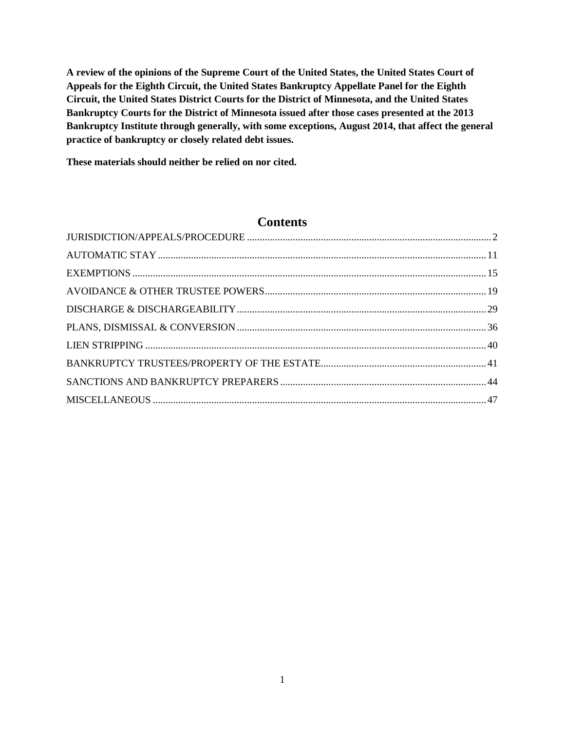**A review of the opinions of the Supreme Court of the United States, the United States Court of Appeals for the Eighth Circuit, the United States Bankruptcy Appellate Panel for the Eighth Circuit, the United States District Courts for the District of Minnesota, and the United States Bankruptcy Courts for the District of Minnesota issued after those cases presented at the 2013 Bankruptcy Institute through generally, with some exceptions, August 2014, that affect the general practice of bankruptcy or closely related debt issues.**

**These materials should neither be relied on nor cited.**

## Contents

JURISDICTION/APPEALS/PROCEDURE ..... 2

AUTOMATIC STAY ..... 11

EXEMPTIONS ..... 15

AVOIDANCE & OTHER TRUSTEE POWERS ..... 19

DISCHARGE & DISCHARGEABILITY ..... 29

PLANS, DISMISSAL & CONVERSION ..... 36

LIEN STRIPPING ..... 40

BANKRUPTCY TRUSTEES/PROPERTY OF THE ESTATE ..... 41

SANCTIONS AND BANKRUPTCY PREPARERS ..... 44

MISCELLANEOUS ..... 47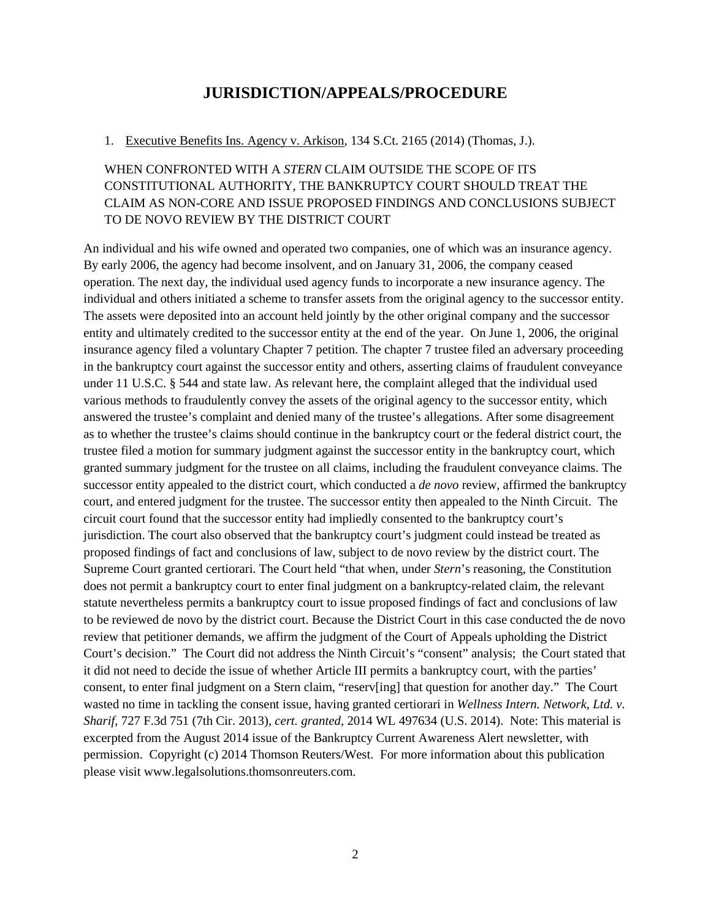# JURISDICTION/APPEALS/PROCEDURE

1. Executive Benefits Ins. Agency v. Arkison, 134 S.Ct. 2165 (2014) (Thomas, J.).

WHEN CONFRONTED WITH A *STERN* CLAIM OUTSIDE THE SCOPE OF ITS CONSTITUTIONAL AUTHORITY, THE BANKRUPTCY COURT SHOULD TREAT THE CLAIM AS NON-CORE AND ISSUE PROPOSED FINDINGS AND CONCLUSIONS SUBJECT TO DE NOVO REVIEW BY THE DISTRICT COURT

An individual and his wife owned and operated two companies, one of which was an insurance agency. By early 2006, the agency had become insolvent, and on January 31, 2006, the company ceased operation. The next day, the individual used agency funds to incorporate a new insurance agency. The individual and others initiated a scheme to transfer assets from the original agency to the successor entity. The assets were deposited into an account held jointly by the other original company and the successor entity and ultimately credited to the successor entity at the end of the year. On June 1, 2006, the original insurance agency filed a voluntary Chapter 7 petition. The chapter 7 trustee filed an adversary proceeding in the bankruptcy court against the successor entity and others, asserting claims of fraudulent conveyance under 11 U.S.C. § 544 and state law. As relevant here, the complaint alleged that the individual used various methods to fraudulently convey the assets of the original agency to the successor entity, which answered the trustee's complaint and denied many of the trustee's allegations. After some disagreement as to whether the trustee's claims should continue in the bankruptcy court or the federal district court, the trustee filed a motion for summary judgment against the successor entity in the bankruptcy court, which granted summary judgment for the trustee on all claims, including the fraudulent conveyance claims. The successor entity appealed to the district court, which conducted a *de novo* review, affirmed the bankruptcy court, and entered judgment for the trustee. The successor entity then appealed to the Ninth Circuit. The circuit court found that the successor entity had impliedly consented to the bankruptcy court's jurisdiction. The court also observed that the bankruptcy court's judgment could instead be treated as proposed findings of fact and conclusions of law, subject to de novo review by the district court. The Supreme Court granted certiorari. The Court held "that when, under *Stern*'s reasoning, the Constitution does not permit a bankruptcy court to enter final judgment on a bankruptcy-related claim, the relevant statute nevertheless permits a bankruptcy court to issue proposed findings of fact and conclusions of law to be reviewed de novo by the district court. Because the District Court in this case conducted the de novo review that petitioner demands, we affirm the judgment of the Court of Appeals upholding the District Court's decision." The Court did not address the Ninth Circuit's "consent" analysis; the Court stated that it did not need to decide the issue of whether Article III permits a bankruptcy court, with the parties' consent, to enter final judgment on a Stern claim, "reserv[ing] that question for another day." The Court wasted no time in tackling the consent issue, having granted certiorari in *Wellness Intern. Network, Ltd. v. Sharif*, 727 F.3d 751 (7th Cir. 2013), *cert. granted*, 2014 WL 497634 (U.S. 2014). Note: This material is excerpted from the August 2014 issue of the Bankruptcy Current Awareness Alert newsletter, with permission. Copyright (c) 2014 Thomson Reuters/West. For more information about this publication please visit www.legalsolutions.thomsonreuters.com.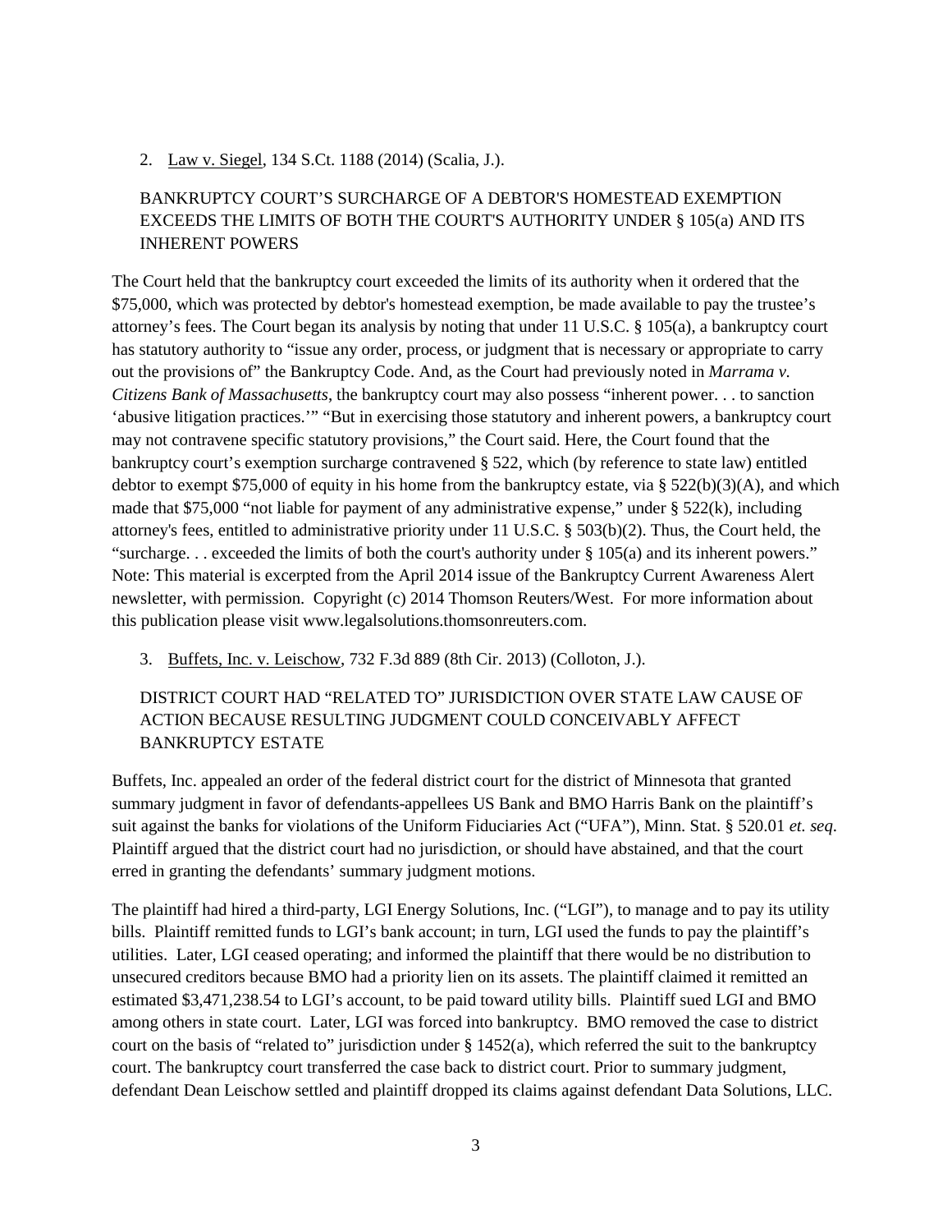2. Law v. Siegel, 134 S.Ct. 1188 (2014) (Scalia, J.).

BANKRUPTCY COURT'S SURCHARGE OF A DEBTOR'S HOMESTEAD EXEMPTION EXCEEDS THE LIMITS OF BOTH THE COURT'S AUTHORITY UNDER § 105(a) AND ITS INHERENT POWERS

The Court held that the bankruptcy court exceeded the limits of its authority when it ordered that the $75,000, which was protected by debtor's homestead exemption, be made available to pay the trustee's attorney's fees. The Court began its analysis by noting that under 11 U.S.C. § 105(a), a bankruptcy court has statutory authority to "issue any order, process, or judgment that is necessary or appropriate to carry out the provisions of" the Bankruptcy Code. And, as the Court had previously noted in *Marrama v. Citizens Bank of Massachusetts*, the bankruptcy court may also possess "inherent power. . . to sanction 'abusive litigation practices.'" "But in exercising those statutory and inherent powers, a bankruptcy court may not contravene specific statutory provisions," the Court said. Here, the Court found that the bankruptcy court's exemption surcharge contravened § 522, which (by reference to state law) entitled debtor to exempt $75,000 of equity in his home from the bankruptcy estate, via § 522(b)(3)(A), and which made that $75,000 "not liable for payment of any administrative expense," under § 522(k), including attorney's fees, entitled to administrative priority under 11 U.S.C. § 503(b)(2). Thus, the Court held, the "surcharge. . . exceeded the limits of both the court's authority under § 105(a) and its inherent powers." Note: This material is excerpted from the April 2014 issue of the Bankruptcy Current Awareness Alert newsletter, with permission. Copyright (c) 2014 Thomson Reuters/West. For more information about this publication please visit www.legalsolutions.thomsonreuters.com.

3. Buffets, Inc. v. Leischow, 732 F.3d 889 (8th Cir. 2013) (Colloton, J.).

DISTRICT COURT HAD "RELATED TO" JURISDICTION OVER STATE LAW CAUSE OF ACTION BECAUSE RESULTING JUDGMENT COULD CONCEIVABLY AFFECT BANKRUPTCY ESTATE

Buffets, Inc. appealed an order of the federal district court for the district of Minnesota that granted summary judgment in favor of defendants-appellees US Bank and BMO Harris Bank on the plaintiff's suit against the banks for violations of the Uniform Fiduciaries Act ("UFA"), Minn. Stat. § 520.01 *et. seq*. Plaintiff argued that the district court had no jurisdiction, or should have abstained, and that the court erred in granting the defendants' summary judgment motions.

The plaintiff had hired a third-party, LGI Energy Solutions, Inc. ("LGI"), to manage and to pay its utility bills. Plaintiff remitted funds to LGI's bank account; in turn, LGI used the funds to pay the plaintiff's utilities. Later, LGI ceased operating; and informed the plaintiff that there would be no distribution to unsecured creditors because BMO had a priority lien on its assets. The plaintiff claimed it remitted an estimated $3,471,238.54 to LGI's account, to be paid toward utility bills. Plaintiff sued LGI and BMO among others in state court. Later, LGI was forced into bankruptcy. BMO removed the case to district court on the basis of "related to" jurisdiction under § 1452(a), which referred the suit to the bankruptcy court. The bankruptcy court transferred the case back to district court. Prior to summary judgment, defendant Dean Leischow settled and plaintiff dropped its claims against defendant Data Solutions, LLC.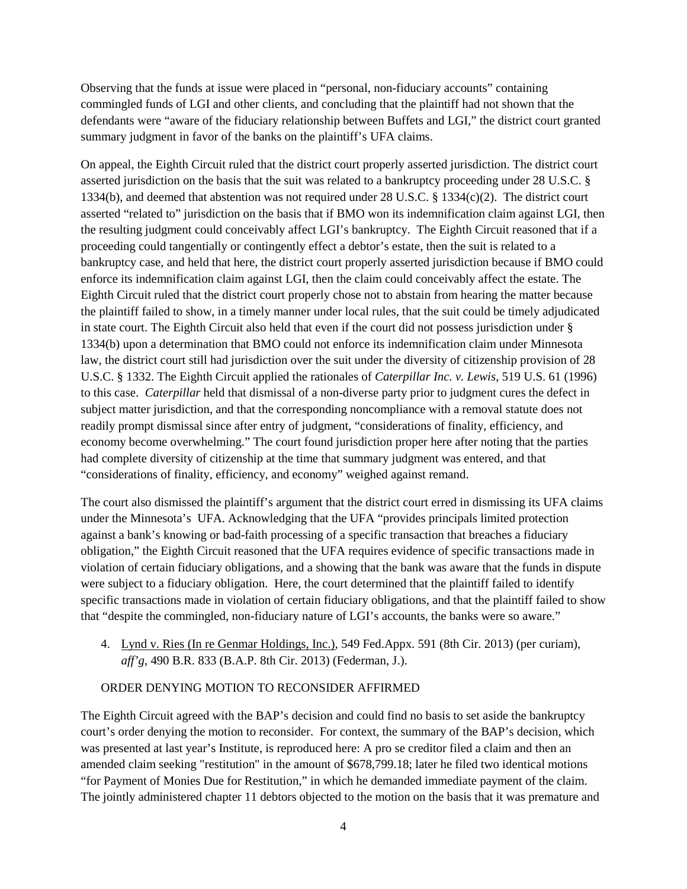Observing that the funds at issue were placed in "personal, non-fiduciary accounts" containing commingled funds of LGI and other clients, and concluding that the plaintiff had not shown that the defendants were "aware of the fiduciary relationship between Buffets and LGI," the district court granted summary judgment in favor of the banks on the plaintiff's UFA claims.

On appeal, the Eighth Circuit ruled that the district court properly asserted jurisdiction. The district court asserted jurisdiction on the basis that the suit was related to a bankruptcy proceeding under 28 U.S.C. § 1334(b), and deemed that abstention was not required under 28 U.S.C. § 1334(c)(2). The district court asserted "related to" jurisdiction on the basis that if BMO won its indemnification claim against LGI, then the resulting judgment could conceivably affect LGI's bankruptcy. The Eighth Circuit reasoned that if a proceeding could tangentially or contingently effect a debtor's estate, then the suit is related to a bankruptcy case, and held that here, the district court properly asserted jurisdiction because if BMO could enforce its indemnification claim against LGI, then the claim could conceivably affect the estate. The Eighth Circuit ruled that the district court properly chose not to abstain from hearing the matter because the plaintiff failed to show, in a timely manner under local rules, that the suit could be timely adjudicated in state court. The Eighth Circuit also held that even if the court did not possess jurisdiction under § 1334(b) upon a determination that BMO could not enforce its indemnification claim under Minnesota law, the district court still had jurisdiction over the suit under the diversity of citizenship provision of 28 U.S.C. § 1332. The Eighth Circuit applied the rationales of *Caterpillar Inc. v. Lewis*, 519 U.S. 61 (1996) to this case. *Caterpillar* held that dismissal of a non-diverse party prior to judgment cures the defect in subject matter jurisdiction, and that the corresponding noncompliance with a removal statute does not readily prompt dismissal since after entry of judgment, "considerations of finality, efficiency, and economy become overwhelming." The court found jurisdiction proper here after noting that the parties had complete diversity of citizenship at the time that summary judgment was entered, and that "considerations of finality, efficiency, and economy" weighed against remand.

The court also dismissed the plaintiff's argument that the district court erred in dismissing its UFA claims under the Minnesota's UFA. Acknowledging that the UFA "provides principals limited protection against a bank's knowing or bad-faith processing of a specific transaction that breaches a fiduciary obligation," the Eighth Circuit reasoned that the UFA requires evidence of specific transactions made in violation of certain fiduciary obligations, and a showing that the bank was aware that the funds in dispute were subject to a fiduciary obligation. Here, the court determined that the plaintiff failed to identify specific transactions made in violation of certain fiduciary obligations, and that the plaintiff failed to show that "despite the commingled, non-fiduciary nature of LGI's accounts, the banks were so aware."

4. Lynd v. Ries (In re Genmar Holdings, Inc.), 549 Fed.Appx. 591 (8th Cir. 2013) (per curiam), *aff'g*, 490 B.R. 833 (B.A.P. 8th Cir. 2013) (Federman, J.).

ORDER DENYING MOTION TO RECONSIDER AFFIRMED

The Eighth Circuit agreed with the BAP's decision and could find no basis to set aside the bankruptcy court's order denying the motion to reconsider. For context, the summary of the BAP's decision, which was presented at last year's Institute, is reproduced here: A pro se creditor filed a claim and then an amended claim seeking "restitution" in the amount of $678,799.18; later he filed two identical motions "for Payment of Monies Due for Restitution," in which he demanded immediate payment of the claim. The jointly administered chapter 11 debtors objected to the motion on the basis that it was premature and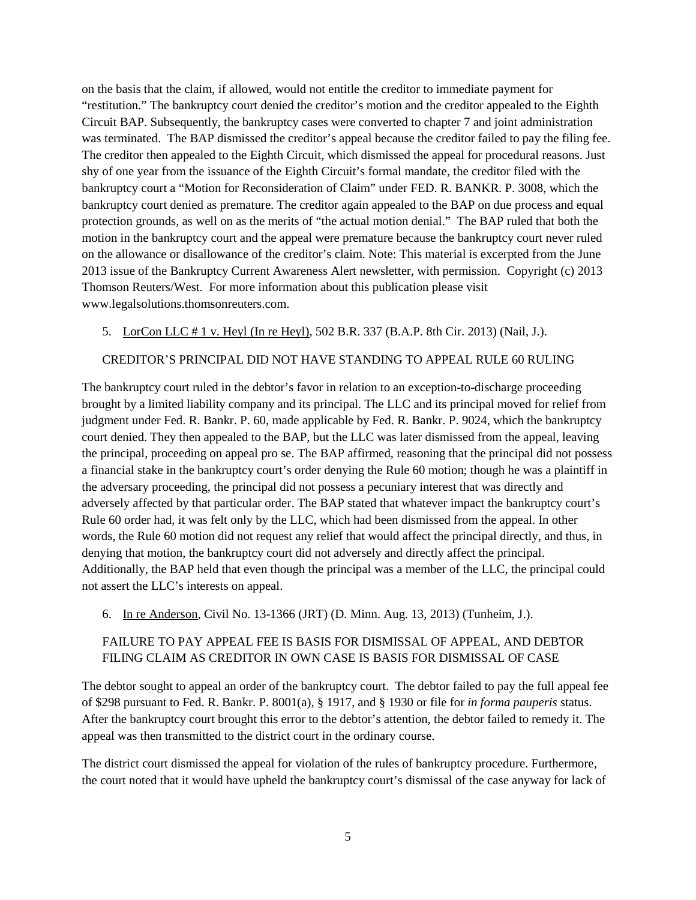on the basis that the claim, if allowed, would not entitle the creditor to immediate payment for "restitution." The bankruptcy court denied the creditor's motion and the creditor appealed to the Eighth Circuit BAP. Subsequently, the bankruptcy cases were converted to chapter 7 and joint administration was terminated. The BAP dismissed the creditor's appeal because the creditor failed to pay the filing fee. The creditor then appealed to the Eighth Circuit, which dismissed the appeal for procedural reasons. Just shy of one year from the issuance of the Eighth Circuit's formal mandate, the creditor filed with the bankruptcy court a "Motion for Reconsideration of Claim" under FED. R. BANKR. P. 3008, which the bankruptcy court denied as premature. The creditor again appealed to the BAP on due process and equal protection grounds, as well on as the merits of "the actual motion denial." The BAP ruled that both the motion in the bankruptcy court and the appeal were premature because the bankruptcy court never ruled on the allowance or disallowance of the creditor's claim. Note: This material is excerpted from the June 2013 issue of the Bankruptcy Current Awareness Alert newsletter, with permission. Copyright (c) 2013 Thomson Reuters/West. For more information about this publication please visit www.legalsolutions.thomsonreuters.com.

5. LorCon LLC # 1 v. Heyl (In re Heyl), 502 B.R. 337 (B.A.P. 8th Cir. 2013) (Nail, J.).

CREDITOR'S PRINCIPAL DID NOT HAVE STANDING TO APPEAL RULE 60 RULING

The bankruptcy court ruled in the debtor's favor in relation to an exception-to-discharge proceeding brought by a limited liability company and its principal. The LLC and its principal moved for relief from judgment under Fed. R. Bankr. P. 60, made applicable by Fed. R. Bankr. P. 9024, which the bankruptcy court denied. They then appealed to the BAP, but the LLC was later dismissed from the appeal, leaving the principal, proceeding on appeal pro se. The BAP affirmed, reasoning that the principal did not possess a financial stake in the bankruptcy court's order denying the Rule 60 motion; though he was a plaintiff in the adversary proceeding, the principal did not possess a pecuniary interest that was directly and adversely affected by that particular order. The BAP stated that whatever impact the bankruptcy court's Rule 60 order had, it was felt only by the LLC, which had been dismissed from the appeal. In other words, the Rule 60 motion did not request any relief that would affect the principal directly, and thus, in denying that motion, the bankruptcy court did not adversely and directly affect the principal. Additionally, the BAP held that even though the principal was a member of the LLC, the principal could not assert the LLC's interests on appeal.

6. In re Anderson, Civil No. 13-1366 (JRT) (D. Minn. Aug. 13, 2013) (Tunheim, J.).

FAILURE TO PAY APPEAL FEE IS BASIS FOR DISMISSAL OF APPEAL, AND DEBTOR FILING CLAIM AS CREDITOR IN OWN CASE IS BASIS FOR DISMISSAL OF CASE

The debtor sought to appeal an order of the bankruptcy court. The debtor failed to pay the full appeal fee of $298 pursuant to Fed. R. Bankr. P. 8001(a), § 1917, and § 1930 or file for *in forma pauperis* status. After the bankruptcy court brought this error to the debtor's attention, the debtor failed to remedy it. The appeal was then transmitted to the district court in the ordinary course.

The district court dismissed the appeal for violation of the rules of bankruptcy procedure. Furthermore, the court noted that it would have upheld the bankruptcy court's dismissal of the case anyway for lack of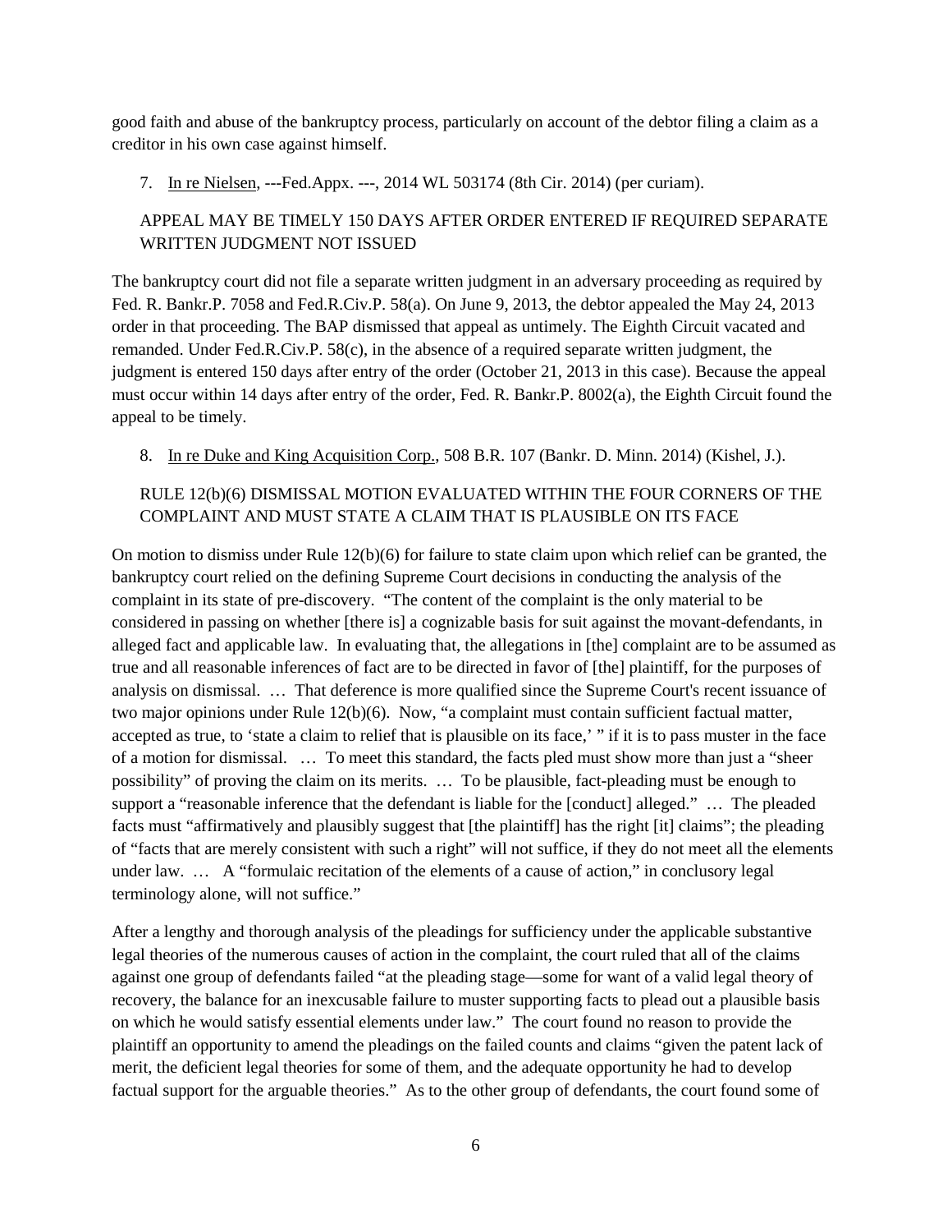good faith and abuse of the bankruptcy process, particularly on account of the debtor filing a claim as a creditor in his own case against himself.

7. In re Nielsen, ---Fed.Appx. ---, 2014 WL 503174 (8th Cir. 2014) (per curiam).

APPEAL MAY BE TIMELY 150 DAYS AFTER ORDER ENTERED IF REQUIRED SEPARATE WRITTEN JUDGMENT NOT ISSUED

The bankruptcy court did not file a separate written judgment in an adversary proceeding as required by Fed. R. Bankr.P. 7058 and Fed.R.Civ.P. 58(a). On June 9, 2013, the debtor appealed the May 24, 2013 order in that proceeding. The BAP dismissed that appeal as untimely. The Eighth Circuit vacated and remanded. Under Fed.R.Civ.P. 58(c), in the absence of a required separate written judgment, the judgment is entered 150 days after entry of the order (October 21, 2013 in this case). Because the appeal must occur within 14 days after entry of the order, Fed. R. Bankr.P. 8002(a), the Eighth Circuit found the appeal to be timely.

8. In re Duke and King Acquisition Corp., 508 B.R. 107 (Bankr. D. Minn. 2014) (Kishel, J.).

RULE 12(b)(6) DISMISSAL MOTION EVALUATED WITHIN THE FOUR CORNERS OF THE COMPLAINT AND MUST STATE A CLAIM THAT IS PLAUSIBLE ON ITS FACE

On motion to dismiss under Rule 12(b)(6) for failure to state claim upon which relief can be granted, the bankruptcy court relied on the defining Supreme Court decisions in conducting the analysis of the complaint in its state of pre-discovery. "The content of the complaint is the only material to be considered in passing on whether [there is] a cognizable basis for suit against the movant-defendants, in alleged fact and applicable law. In evaluating that, the allegations in [the] complaint are to be assumed as true and all reasonable inferences of fact are to be directed in favor of [the] plaintiff, for the purposes of analysis on dismissal. … That deference is more qualified since the Supreme Court's recent issuance of two major opinions under Rule 12(b)(6). Now, "a complaint must contain sufficient factual matter, accepted as true, to 'state a claim to relief that is plausible on its face,' " if it is to pass muster in the face of a motion for dismissal. … To meet this standard, the facts pled must show more than just a "sheer possibility" of proving the claim on its merits. … To be plausible, fact-pleading must be enough to support a "reasonable inference that the defendant is liable for the [conduct] alleged." … The pleaded facts must "affirmatively and plausibly suggest that [the plaintiff] has the right [it] claims"; the pleading of "facts that are merely consistent with such a right" will not suffice, if they do not meet all the elements under law. … A "formulaic recitation of the elements of a cause of action," in conclusory legal terminology alone, will not suffice."

After a lengthy and thorough analysis of the pleadings for sufficiency under the applicable substantive legal theories of the numerous causes of action in the complaint, the court ruled that all of the claims against one group of defendants failed "at the pleading stage—some for want of a valid legal theory of recovery, the balance for an inexcusable failure to muster supporting facts to plead out a plausible basis on which he would satisfy essential elements under law." The court found no reason to provide the plaintiff an opportunity to amend the pleadings on the failed counts and claims "given the patent lack of merit, the deficient legal theories for some of them, and the adequate opportunity he had to develop factual support for the arguable theories." As to the other group of defendants, the court found some of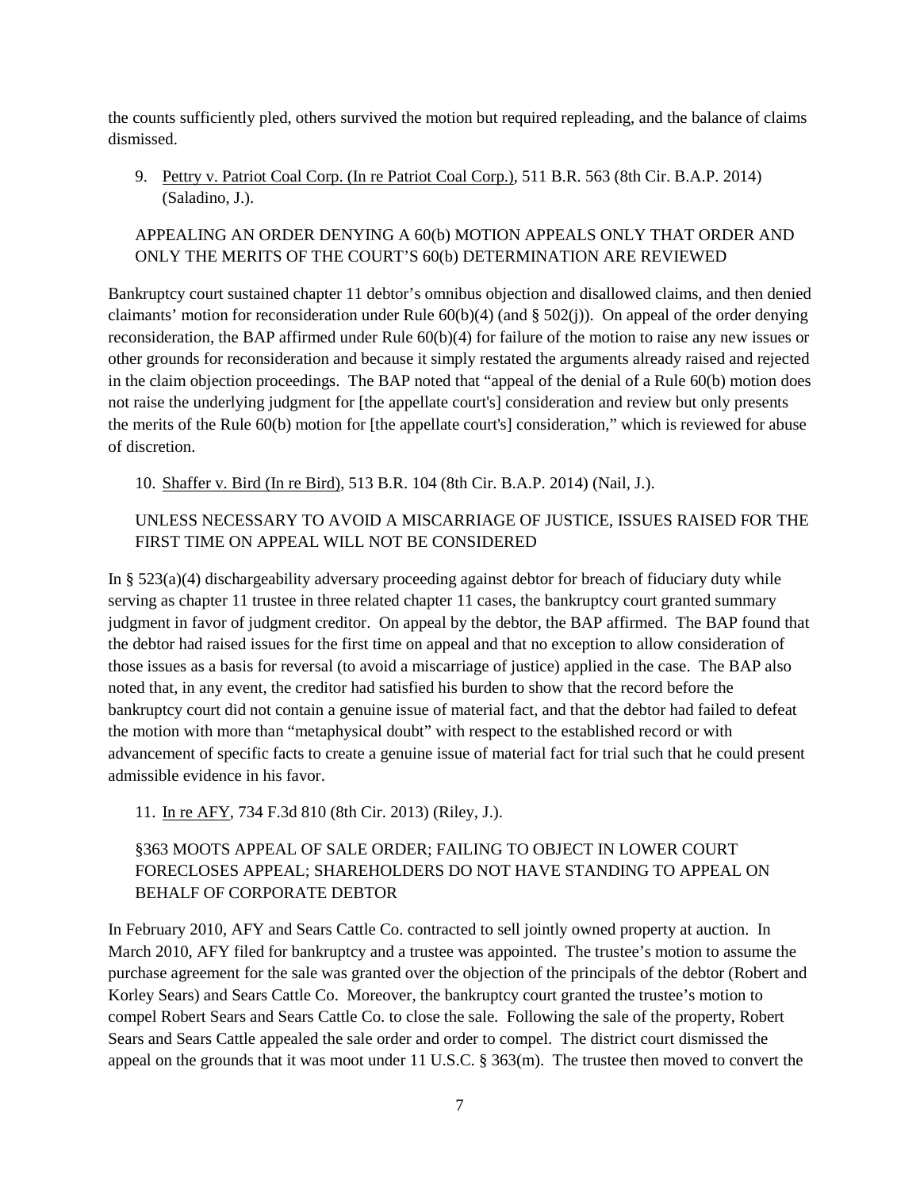the counts sufficiently pled, others survived the motion but required repleading, and the balance of claims dismissed.

9. Pettry v. Patriot Coal Corp. (In re Patriot Coal Corp.), 511 B.R. 563 (8th Cir. B.A.P. 2014) (Saladino, J.).

APPEALING AN ORDER DENYING A 60(b) MOTION APPEALS ONLY THAT ORDER AND ONLY THE MERITS OF THE COURT'S 60(b) DETERMINATION ARE REVIEWED

Bankruptcy court sustained chapter 11 debtor's omnibus objection and disallowed claims, and then denied claimants' motion for reconsideration under Rule 60(b)(4) (and § 502(j)). On appeal of the order denying reconsideration, the BAP affirmed under Rule 60(b)(4) for failure of the motion to raise any new issues or other grounds for reconsideration and because it simply restated the arguments already raised and rejected in the claim objection proceedings. The BAP noted that "appeal of the denial of a Rule 60(b) motion does not raise the underlying judgment for [the appellate court's] consideration and review but only presents the merits of the Rule 60(b) motion for [the appellate court's] consideration," which is reviewed for abuse of discretion.

10. Shaffer v. Bird (In re Bird), 513 B.R. 104 (8th Cir. B.A.P. 2014) (Nail, J.).

UNLESS NECESSARY TO AVOID A MISCARRIAGE OF JUSTICE, ISSUES RAISED FOR THE FIRST TIME ON APPEAL WILL NOT BE CONSIDERED

In § 523(a)(4) dischargeability adversary proceeding against debtor for breach of fiduciary duty while serving as chapter 11 trustee in three related chapter 11 cases, the bankruptcy court granted summary judgment in favor of judgment creditor. On appeal by the debtor, the BAP affirmed. The BAP found that the debtor had raised issues for the first time on appeal and that no exception to allow consideration of those issues as a basis for reversal (to avoid a miscarriage of justice) applied in the case. The BAP also noted that, in any event, the creditor had satisfied his burden to show that the record before the bankruptcy court did not contain a genuine issue of material fact, and that the debtor had failed to defeat the motion with more than "metaphysical doubt" with respect to the established record or with advancement of specific facts to create a genuine issue of material fact for trial such that he could present admissible evidence in his favor.

11. In re AFY, 734 F.3d 810 (8th Cir. 2013) (Riley, J.).

§363 MOOTS APPEAL OF SALE ORDER; FAILING TO OBJECT IN LOWER COURT FORECLOSES APPEAL; SHAREHOLDERS DO NOT HAVE STANDING TO APPEAL ON BEHALF OF CORPORATE DEBTOR

In February 2010, AFY and Sears Cattle Co. contracted to sell jointly owned property at auction. In March 2010, AFY filed for bankruptcy and a trustee was appointed. The trustee's motion to assume the purchase agreement for the sale was granted over the objection of the principals of the debtor (Robert and Korley Sears) and Sears Cattle Co. Moreover, the bankruptcy court granted the trustee's motion to compel Robert Sears and Sears Cattle Co. to close the sale. Following the sale of the property, Robert Sears and Sears Cattle appealed the sale order and order to compel. The district court dismissed the appeal on the grounds that it was moot under 11 U.S.C. § 363(m). The trustee then moved to convert the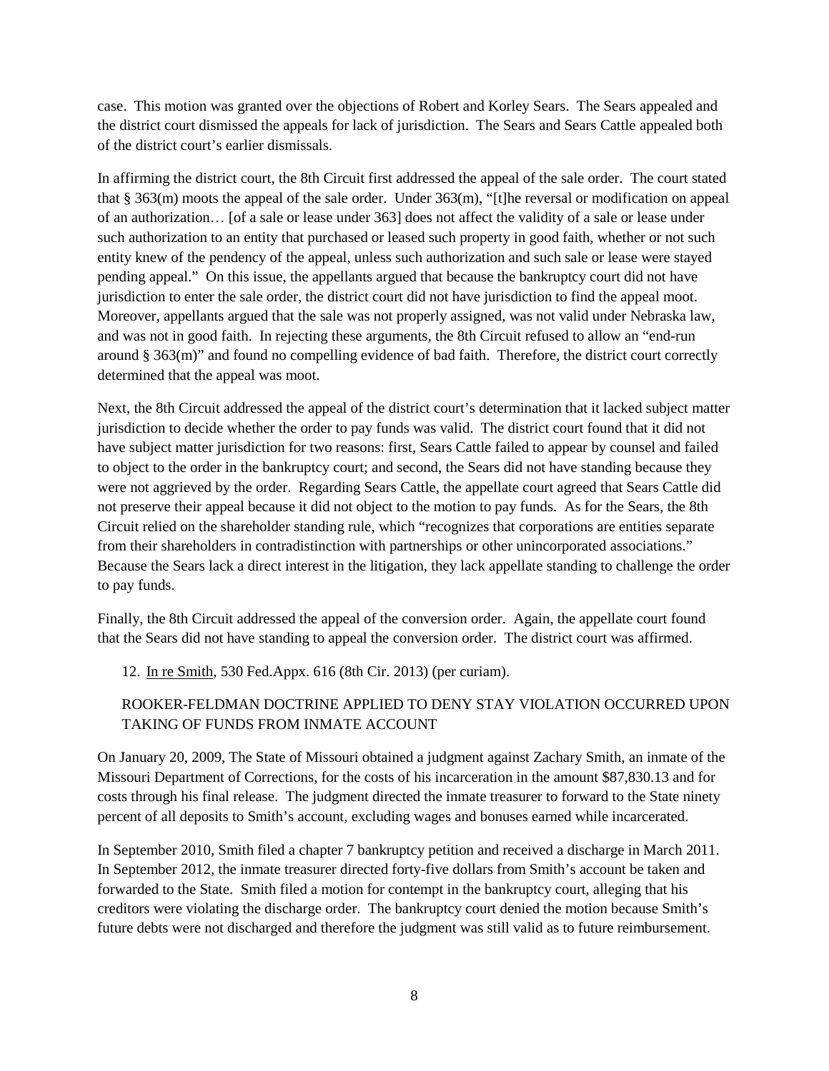case. This motion was granted over the objections of Robert and Korley Sears. The Sears appealed and the district court dismissed the appeals for lack of jurisdiction. The Sears and Sears Cattle appealed both of the district court's earlier dismissals.

In affirming the district court, the 8th Circuit first addressed the appeal of the sale order. The court stated that § 363(m) moots the appeal of the sale order. Under 363(m), "[t]he reversal or modification on appeal of an authorization… [of a sale or lease under 363] does not affect the validity of a sale or lease under such authorization to an entity that purchased or leased such property in good faith, whether or not such entity knew of the pendency of the appeal, unless such authorization and such sale or lease were stayed pending appeal." On this issue, the appellants argued that because the bankruptcy court did not have jurisdiction to enter the sale order, the district court did not have jurisdiction to find the appeal moot. Moreover, appellants argued that the sale was not properly assigned, was not valid under Nebraska law, and was not in good faith. In rejecting these arguments, the 8th Circuit refused to allow an "end-run around § 363(m)" and found no compelling evidence of bad faith. Therefore, the district court correctly determined that the appeal was moot.

Next, the 8th Circuit addressed the appeal of the district court's determination that it lacked subject matter jurisdiction to decide whether the order to pay funds was valid. The district court found that it did not have subject matter jurisdiction for two reasons: first, Sears Cattle failed to appear by counsel and failed to object to the order in the bankruptcy court; and second, the Sears did not have standing because they were not aggrieved by the order. Regarding Sears Cattle, the appellate court agreed that Sears Cattle did not preserve their appeal because it did not object to the motion to pay funds. As for the Sears, the 8th Circuit relied on the shareholder standing rule, which "recognizes that corporations are entities separate from their shareholders in contradistinction with partnerships or other unincorporated associations." Because the Sears lack a direct interest in the litigation, they lack appellate standing to challenge the order to pay funds.

Finally, the 8th Circuit addressed the appeal of the conversion order. Again, the appellate court found that the Sears did not have standing to appeal the conversion order. The district court was affirmed.

12. In re Smith, 530 Fed.Appx. 616 (8th Cir. 2013) (per curiam).

ROOKER-FELDMAN DOCTRINE APPLIED TO DENY STAY VIOLATION OCCURRED UPON TAKING OF FUNDS FROM INMATE ACCOUNT

On January 20, 2009, The State of Missouri obtained a judgment against Zachary Smith, an inmate of the Missouri Department of Corrections, for the costs of his incarceration in the amount $87,830.13 and for costs through his final release. The judgment directed the inmate treasurer to forward to the State ninety percent of all deposits to Smith's account, excluding wages and bonuses earned while incarcerated.

In September 2010, Smith filed a chapter 7 bankruptcy petition and received a discharge in March 2011. In September 2012, the inmate treasurer directed forty-five dollars from Smith's account be taken and forwarded to the State. Smith filed a motion for contempt in the bankruptcy court, alleging that his creditors were violating the discharge order. The bankruptcy court denied the motion because Smith's future debts were not discharged and therefore the judgment was still valid as to future reimbursement.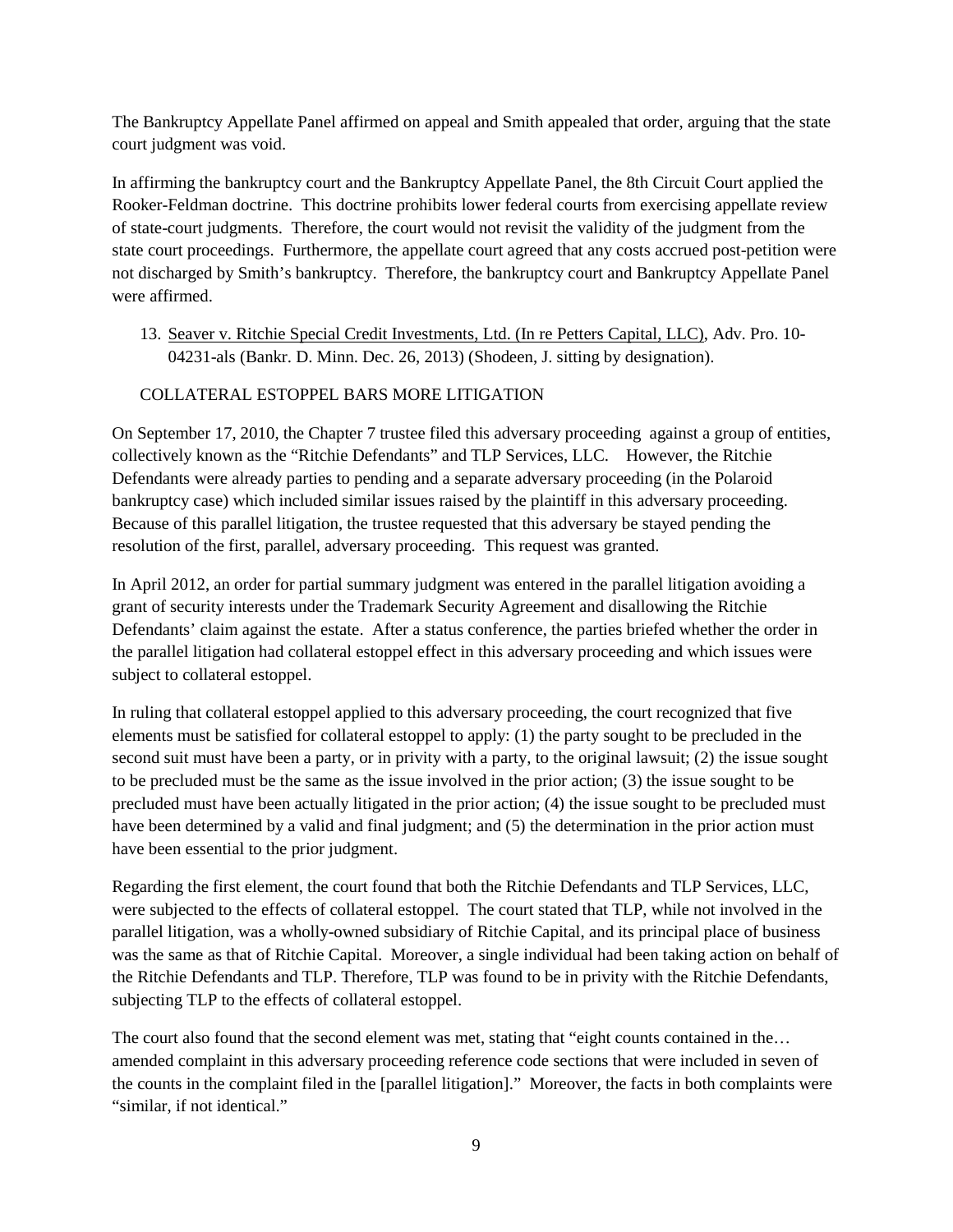The Bankruptcy Appellate Panel affirmed on appeal and Smith appealed that order, arguing that the state court judgment was void.

In affirming the bankruptcy court and the Bankruptcy Appellate Panel, the 8th Circuit Court applied the Rooker-Feldman doctrine. This doctrine prohibits lower federal courts from exercising appellate review of state-court judgments. Therefore, the court would not revisit the validity of the judgment from the state court proceedings. Furthermore, the appellate court agreed that any costs accrued post-petition were not discharged by Smith's bankruptcy. Therefore, the bankruptcy court and Bankruptcy Appellate Panel were affirmed.

13. Seaver v. Ritchie Special Credit Investments, Ltd. (In re Petters Capital, LLC), Adv. Pro. 10-04231-als (Bankr. D. Minn. Dec. 26, 2013) (Shodeen, J. sitting by designation).

COLLATERAL ESTOPPEL BARS MORE LITIGATION

On September 17, 2010, the Chapter 7 trustee filed this adversary proceeding against a group of entities, collectively known as the "Ritchie Defendants" and TLP Services, LLC. However, the Ritchie Defendants were already parties to pending and a separate adversary proceeding (in the Polaroid bankruptcy case) which included similar issues raised by the plaintiff in this adversary proceeding. Because of this parallel litigation, the trustee requested that this adversary be stayed pending the resolution of the first, parallel, adversary proceeding. This request was granted.

In April 2012, an order for partial summary judgment was entered in the parallel litigation avoiding a grant of security interests under the Trademark Security Agreement and disallowing the Ritchie Defendants' claim against the estate. After a status conference, the parties briefed whether the order in the parallel litigation had collateral estoppel effect in this adversary proceeding and which issues were subject to collateral estoppel.

In ruling that collateral estoppel applied to this adversary proceeding, the court recognized that five elements must be satisfied for collateral estoppel to apply: (1) the party sought to be precluded in the second suit must have been a party, or in privity with a party, to the original lawsuit; (2) the issue sought to be precluded must be the same as the issue involved in the prior action; (3) the issue sought to be precluded must have been actually litigated in the prior action; (4) the issue sought to be precluded must have been determined by a valid and final judgment; and (5) the determination in the prior action must have been essential to the prior judgment.

Regarding the first element, the court found that both the Ritchie Defendants and TLP Services, LLC, were subjected to the effects of collateral estoppel. The court stated that TLP, while not involved in the parallel litigation, was a wholly-owned subsidiary of Ritchie Capital, and its principal place of business was the same as that of Ritchie Capital. Moreover, a single individual had been taking action on behalf of the Ritchie Defendants and TLP. Therefore, TLP was found to be in privity with the Ritchie Defendants, subjecting TLP to the effects of collateral estoppel.

The court also found that the second element was met, stating that "eight counts contained in the… amended complaint in this adversary proceeding reference code sections that were included in seven of the counts in the complaint filed in the [parallel litigation]." Moreover, the facts in both complaints were "similar, if not identical."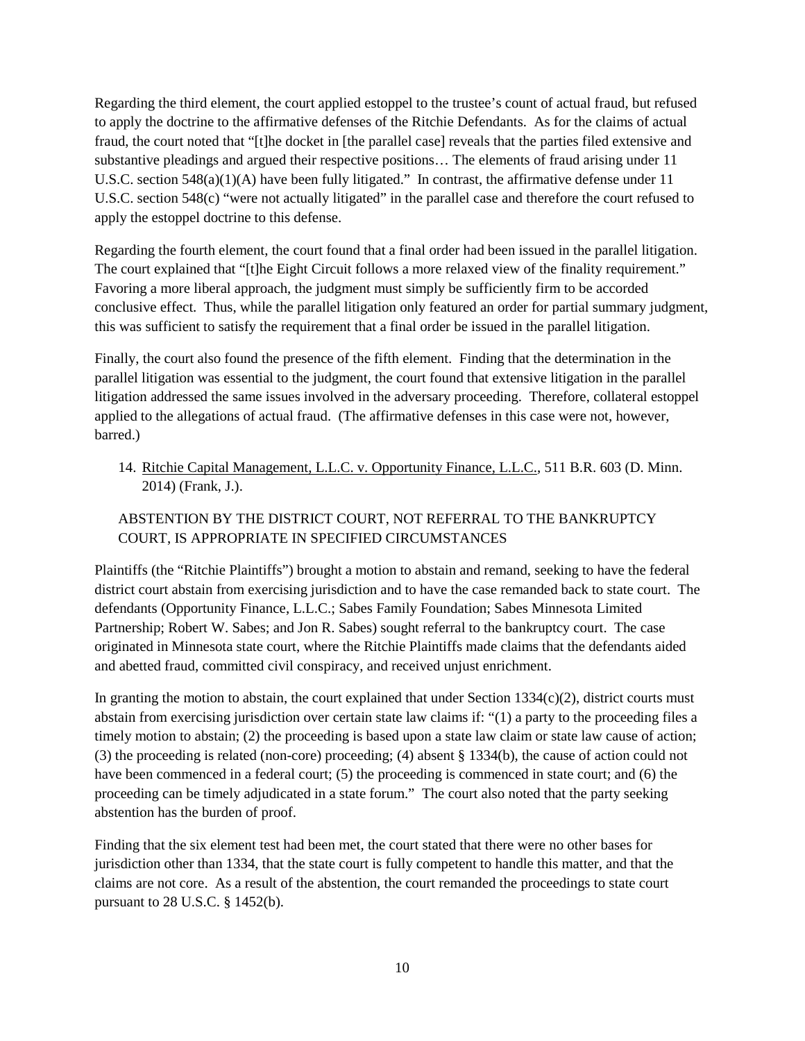Regarding the third element, the court applied estoppel to the trustee's count of actual fraud, but refused to apply the doctrine to the affirmative defenses of the Ritchie Defendants. As for the claims of actual fraud, the court noted that "[t]he docket in [the parallel case] reveals that the parties filed extensive and substantive pleadings and argued their respective positions… The elements of fraud arising under 11 U.S.C. section 548(a)(1)(A) have been fully litigated." In contrast, the affirmative defense under 11 U.S.C. section 548(c) "were not actually litigated" in the parallel case and therefore the court refused to apply the estoppel doctrine to this defense.

Regarding the fourth element, the court found that a final order had been issued in the parallel litigation. The court explained that "[t]he Eight Circuit follows a more relaxed view of the finality requirement." Favoring a more liberal approach, the judgment must simply be sufficiently firm to be accorded conclusive effect. Thus, while the parallel litigation only featured an order for partial summary judgment, this was sufficient to satisfy the requirement that a final order be issued in the parallel litigation.

Finally, the court also found the presence of the fifth element. Finding that the determination in the parallel litigation was essential to the judgment, the court found that extensive litigation in the parallel litigation addressed the same issues involved in the adversary proceeding. Therefore, collateral estoppel applied to the allegations of actual fraud. (The affirmative defenses in this case were not, however, barred.)

14. Ritchie Capital Management, L.L.C. v. Opportunity Finance, L.L.C., 511 B.R. 603 (D. Minn. 2014) (Frank, J.).

ABSTENTION BY THE DISTRICT COURT, NOT REFERRAL TO THE BANKRUPTCY COURT, IS APPROPRIATE IN SPECIFIED CIRCUMSTANCES

Plaintiffs (the "Ritchie Plaintiffs") brought a motion to abstain and remand, seeking to have the federal district court abstain from exercising jurisdiction and to have the case remanded back to state court. The defendants (Opportunity Finance, L.L.C.; Sabes Family Foundation; Sabes Minnesota Limited Partnership; Robert W. Sabes; and Jon R. Sabes) sought referral to the bankruptcy court. The case originated in Minnesota state court, where the Ritchie Plaintiffs made claims that the defendants aided and abetted fraud, committed civil conspiracy, and received unjust enrichment.

In granting the motion to abstain, the court explained that under Section 1334(c)(2), district courts must abstain from exercising jurisdiction over certain state law claims if: "(1) a party to the proceeding files a timely motion to abstain; (2) the proceeding is based upon a state law claim or state law cause of action; (3) the proceeding is related (non-core) proceeding; (4) absent § 1334(b), the cause of action could not have been commenced in a federal court; (5) the proceeding is commenced in state court; and (6) the proceeding can be timely adjudicated in a state forum." The court also noted that the party seeking abstention has the burden of proof.

Finding that the six element test had been met, the court stated that there were no other bases for jurisdiction other than 1334, that the state court is fully competent to handle this matter, and that the claims are not core. As a result of the abstention, the court remanded the proceedings to state court pursuant to 28 U.S.C. § 1452(b).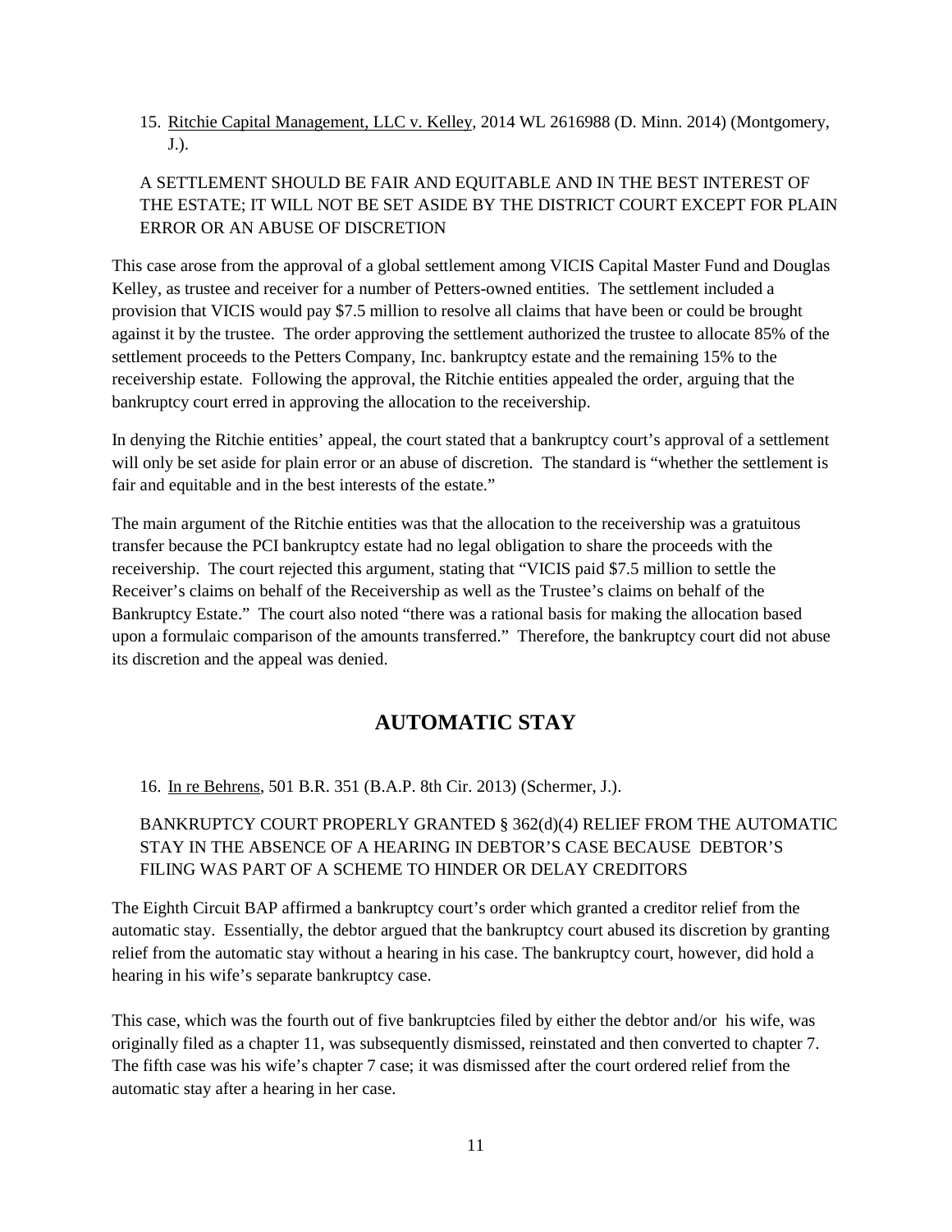15. Ritchie Capital Management, LLC v. Kelley, 2014 WL 2616988 (D. Minn. 2014) (Montgomery, J.).

A SETTLEMENT SHOULD BE FAIR AND EQUITABLE AND IN THE BEST INTEREST OF THE ESTATE; IT WILL NOT BE SET ASIDE BY THE DISTRICT COURT EXCEPT FOR PLAIN ERROR OR AN ABUSE OF DISCRETION

This case arose from the approval of a global settlement among VICIS Capital Master Fund and Douglas Kelley, as trustee and receiver for a number of Petters-owned entities. The settlement included a provision that VICIS would pay $7.5 million to resolve all claims that have been or could be brought against it by the trustee. The order approving the settlement authorized the trustee to allocate 85% of the settlement proceeds to the Petters Company, Inc. bankruptcy estate and the remaining 15% to the receivership estate. Following the approval, the Ritchie entities appealed the order, arguing that the bankruptcy court erred in approving the allocation to the receivership.

In denying the Ritchie entities' appeal, the court stated that a bankruptcy court's approval of a settlement will only be set aside for plain error or an abuse of discretion. The standard is "whether the settlement is fair and equitable and in the best interests of the estate."

The main argument of the Ritchie entities was that the allocation to the receivership was a gratuitous transfer because the PCI bankruptcy estate had no legal obligation to share the proceeds with the receivership. The court rejected this argument, stating that "VICIS paid $7.5 million to settle the Receiver's claims on behalf of the Receivership as well as the Trustee's claims on behalf of the Bankruptcy Estate." The court also noted "there was a rational basis for making the allocation based upon a formulaic comparison of the amounts transferred." Therefore, the bankruptcy court did not abuse its discretion and the appeal was denied.

## AUTOMATIC STAY

16. In re Behrens, 501 B.R. 351 (B.A.P. 8th Cir. 2013) (Schermer, J.).

BANKRUPTCY COURT PROPERLY GRANTED § 362(d)(4) RELIEF FROM THE AUTOMATIC STAY IN THE ABSENCE OF A HEARING IN DEBTOR'S CASE BECAUSE DEBTOR'S FILING WAS PART OF A SCHEME TO HINDER OR DELAY CREDITORS

The Eighth Circuit BAP affirmed a bankruptcy court's order which granted a creditor relief from the automatic stay. Essentially, the debtor argued that the bankruptcy court abused its discretion by granting relief from the automatic stay without a hearing in his case. The bankruptcy court, however, did hold a hearing in his wife's separate bankruptcy case.

This case, which was the fourth out of five bankruptcies filed by either the debtor and/or his wife, was originally filed as a chapter 11, was subsequently dismissed, reinstated and then converted to chapter 7. The fifth case was his wife's chapter 7 case; it was dismissed after the court ordered relief from the automatic stay after a hearing in her case.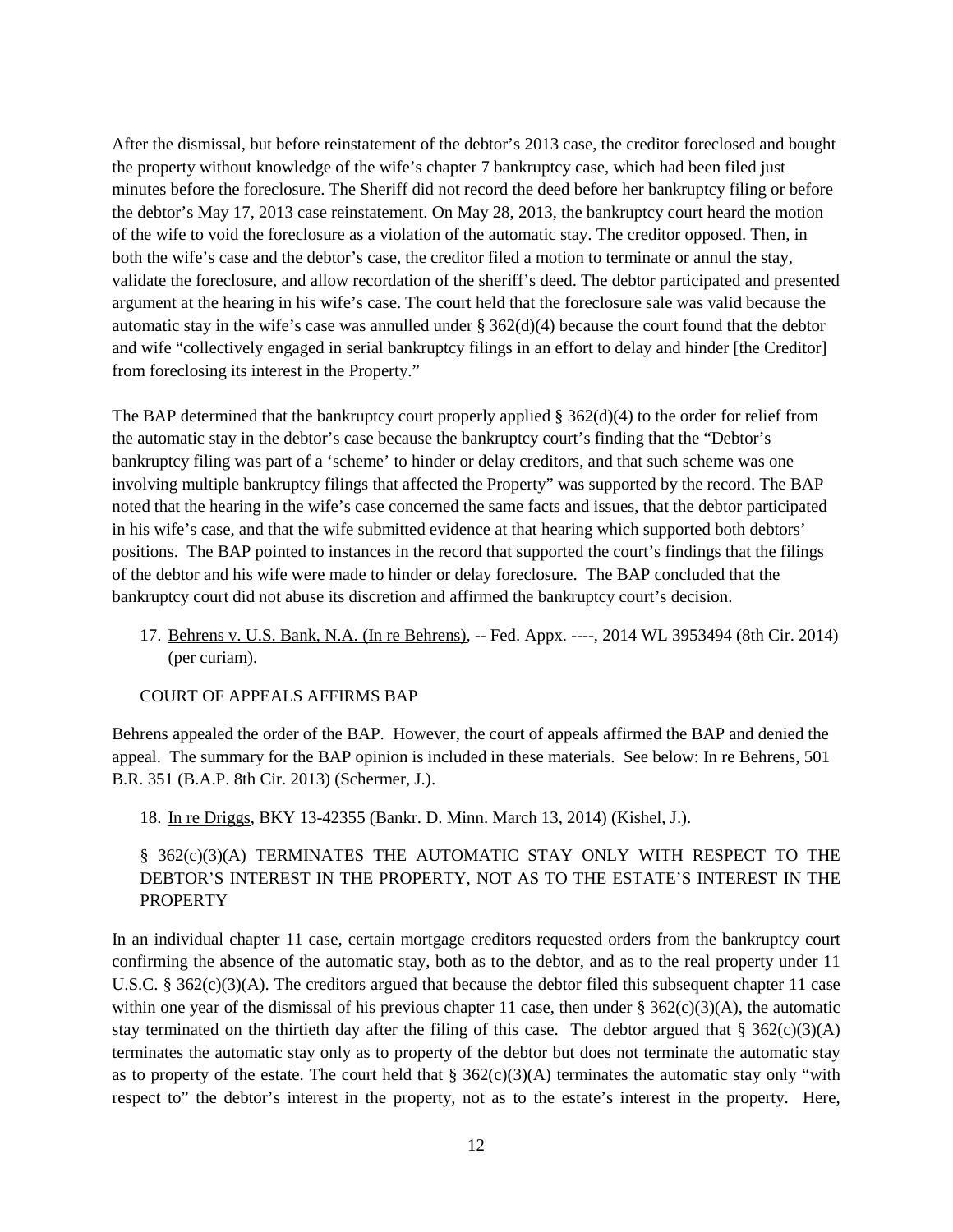After the dismissal, but before reinstatement of the debtor's 2013 case, the creditor foreclosed and bought the property without knowledge of the wife's chapter 7 bankruptcy case, which had been filed just minutes before the foreclosure. The Sheriff did not record the deed before her bankruptcy filing or before the debtor's May 17, 2013 case reinstatement. On May 28, 2013, the bankruptcy court heard the motion of the wife to void the foreclosure as a violation of the automatic stay. The creditor opposed. Then, in both the wife's case and the debtor's case, the creditor filed a motion to terminate or annul the stay, validate the foreclosure, and allow recordation of the sheriff's deed. The debtor participated and presented argument at the hearing in his wife's case. The court held that the foreclosure sale was valid because the automatic stay in the wife's case was annulled under § 362(d)(4) because the court found that the debtor and wife "collectively engaged in serial bankruptcy filings in an effort to delay and hinder [the Creditor] from foreclosing its interest in the Property."

The BAP determined that the bankruptcy court properly applied § 362(d)(4) to the order for relief from the automatic stay in the debtor's case because the bankruptcy court's finding that the "Debtor's bankruptcy filing was part of a 'scheme' to hinder or delay creditors, and that such scheme was one involving multiple bankruptcy filings that affected the Property" was supported by the record. The BAP noted that the hearing in the wife's case concerned the same facts and issues, that the debtor participated in his wife's case, and that the wife submitted evidence at that hearing which supported both debtors' positions. The BAP pointed to instances in the record that supported the court's findings that the filings of the debtor and his wife were made to hinder or delay foreclosure. The BAP concluded that the bankruptcy court did not abuse its discretion and affirmed the bankruptcy court's decision.

17. Behrens v. U.S. Bank, N.A. (In re Behrens), -- Fed. Appx. ----, 2014 WL 3953494 (8th Cir. 2014) (per curiam).

COURT OF APPEALS AFFIRMS BAP

Behrens appealed the order of the BAP. However, the court of appeals affirmed the BAP and denied the appeal. The summary for the BAP opinion is included in these materials. See below: In re Behrens, 501 B.R. 351 (B.A.P. 8th Cir. 2013) (Schermer, J.).

18. In re Driggs, BKY 13-42355 (Bankr. D. Minn. March 13, 2014) (Kishel, J.).

§ 362(c)(3)(A) TERMINATES THE AUTOMATIC STAY ONLY WITH RESPECT TO THE DEBTOR'S INTEREST IN THE PROPERTY, NOT AS TO THE ESTATE'S INTEREST IN THE PROPERTY

In an individual chapter 11 case, certain mortgage creditors requested orders from the bankruptcy court confirming the absence of the automatic stay, both as to the debtor, and as to the real property under 11 U.S.C. § 362(c)(3)(A). The creditors argued that because the debtor filed this subsequent chapter 11 case within one year of the dismissal of his previous chapter 11 case, then under § 362(c)(3)(A), the automatic stay terminated on the thirtieth day after the filing of this case. The debtor argued that § 362(c)(3)(A) terminates the automatic stay only as to property of the debtor but does not terminate the automatic stay as to property of the estate. The court held that § 362(c)(3)(A) terminates the automatic stay only "with respect to" the debtor's interest in the property, not as to the estate's interest in the property. Here,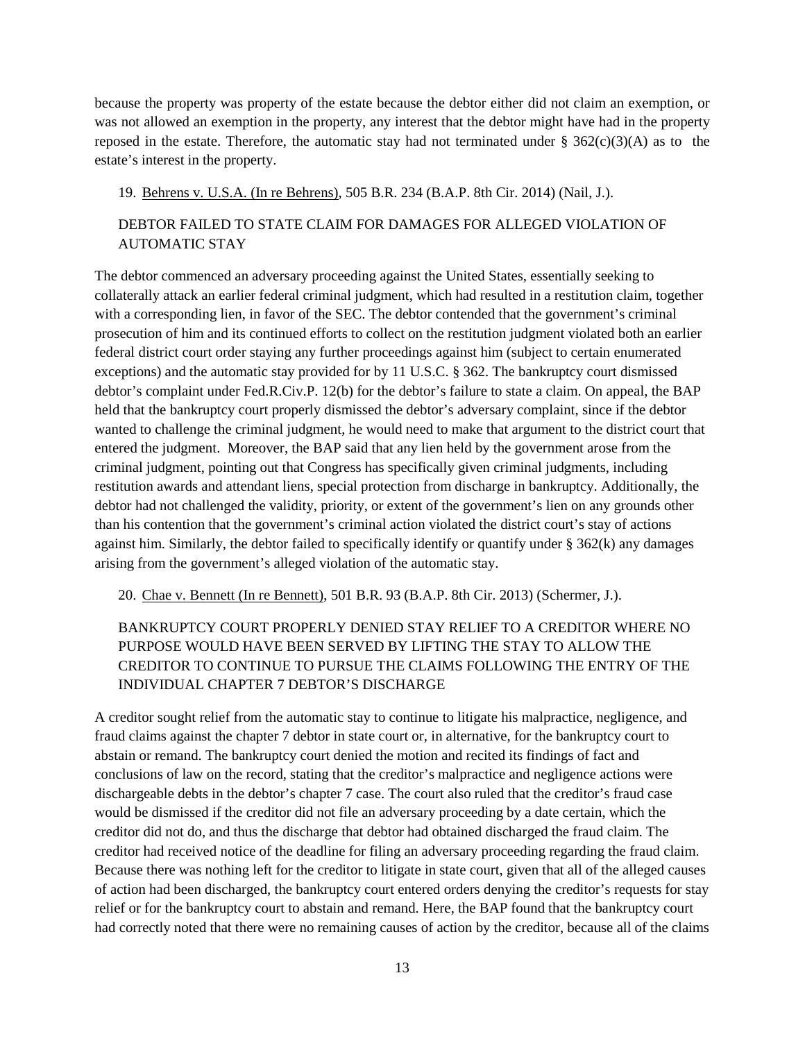because the property was property of the estate because the debtor either did not claim an exemption, or was not allowed an exemption in the property, any interest that the debtor might have had in the property reposed in the estate. Therefore, the automatic stay had not terminated under § 362(c)(3)(A) as to the estate's interest in the property.

19. Behrens v. U.S.A. (In re Behrens), 505 B.R. 234 (B.A.P. 8th Cir. 2014) (Nail, J.).

DEBTOR FAILED TO STATE CLAIM FOR DAMAGES FOR ALLEGED VIOLATION OF AUTOMATIC STAY

The debtor commenced an adversary proceeding against the United States, essentially seeking to collaterally attack an earlier federal criminal judgment, which had resulted in a restitution claim, together with a corresponding lien, in favor of the SEC. The debtor contended that the government's criminal prosecution of him and its continued efforts to collect on the restitution judgment violated both an earlier federal district court order staying any further proceedings against him (subject to certain enumerated exceptions) and the automatic stay provided for by 11 U.S.C. § 362. The bankruptcy court dismissed debtor's complaint under Fed.R.Civ.P. 12(b) for the debtor's failure to state a claim. On appeal, the BAP held that the bankruptcy court properly dismissed the debtor's adversary complaint, since if the debtor wanted to challenge the criminal judgment, he would need to make that argument to the district court that entered the judgment. Moreover, the BAP said that any lien held by the government arose from the criminal judgment, pointing out that Congress has specifically given criminal judgments, including restitution awards and attendant liens, special protection from discharge in bankruptcy. Additionally, the debtor had not challenged the validity, priority, or extent of the government's lien on any grounds other than his contention that the government's criminal action violated the district court's stay of actions against him. Similarly, the debtor failed to specifically identify or quantify under § 362(k) any damages arising from the government's alleged violation of the automatic stay.

20. Chae v. Bennett (In re Bennett), 501 B.R. 93 (B.A.P. 8th Cir. 2013) (Schermer, J.).

BANKRUPTCY COURT PROPERLY DENIED STAY RELIEF TO A CREDITOR WHERE NO PURPOSE WOULD HAVE BEEN SERVED BY LIFTING THE STAY TO ALLOW THE CREDITOR TO CONTINUE TO PURSUE THE CLAIMS FOLLOWING THE ENTRY OF THE INDIVIDUAL CHAPTER 7 DEBTOR'S DISCHARGE

A creditor sought relief from the automatic stay to continue to litigate his malpractice, negligence, and fraud claims against the chapter 7 debtor in state court or, in alternative, for the bankruptcy court to abstain or remand. The bankruptcy court denied the motion and recited its findings of fact and conclusions of law on the record, stating that the creditor's malpractice and negligence actions were dischargeable debts in the debtor's chapter 7 case. The court also ruled that the creditor's fraud case would be dismissed if the creditor did not file an adversary proceeding by a date certain, which the creditor did not do, and thus the discharge that debtor had obtained discharged the fraud claim. The creditor had received notice of the deadline for filing an adversary proceeding regarding the fraud claim. Because there was nothing left for the creditor to litigate in state court, given that all of the alleged causes of action had been discharged, the bankruptcy court entered orders denying the creditor's requests for stay relief or for the bankruptcy court to abstain and remand. Here, the BAP found that the bankruptcy court had correctly noted that there were no remaining causes of action by the creditor, because all of the claims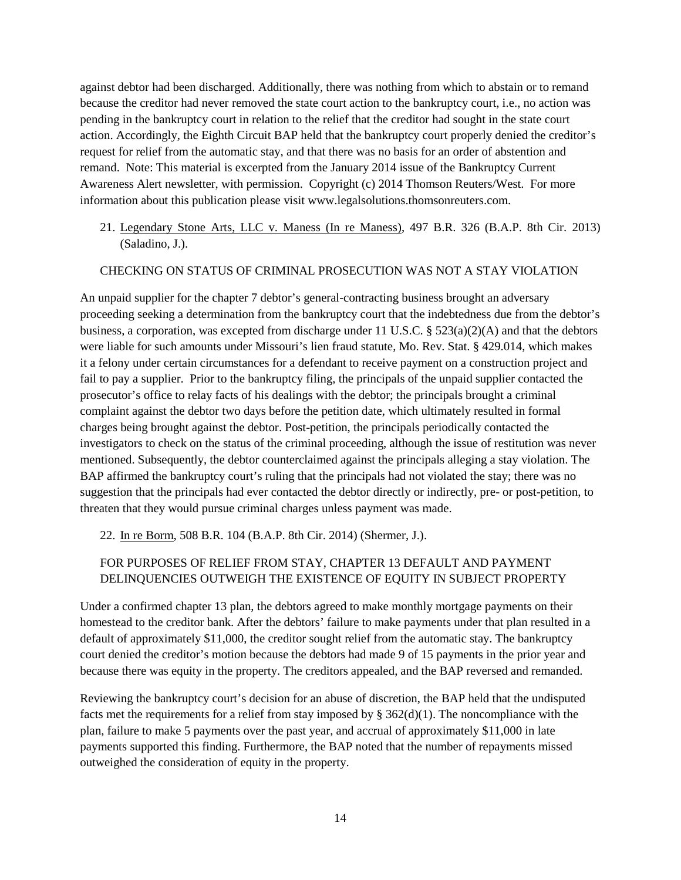against debtor had been discharged. Additionally, there was nothing from which to abstain or to remand because the creditor had never removed the state court action to the bankruptcy court, i.e., no action was pending in the bankruptcy court in relation to the relief that the creditor had sought in the state court action. Accordingly, the Eighth Circuit BAP held that the bankruptcy court properly denied the creditor's request for relief from the automatic stay, and that there was no basis for an order of abstention and remand. Note: This material is excerpted from the January 2014 issue of the Bankruptcy Current Awareness Alert newsletter, with permission. Copyright (c) 2014 Thomson Reuters/West. For more information about this publication please visit www.legalsolutions.thomsonreuters.com.

21. Legendary Stone Arts, LLC v. Maness (In re Maness), 497 B.R. 326 (B.A.P. 8th Cir. 2013) (Saladino, J.).

CHECKING ON STATUS OF CRIMINAL PROSECUTION WAS NOT A STAY VIOLATION

An unpaid supplier for the chapter 7 debtor's general-contracting business brought an adversary proceeding seeking a determination from the bankruptcy court that the indebtedness due from the debtor's business, a corporation, was excepted from discharge under 11 U.S.C. § 523(a)(2)(A) and that the debtors were liable for such amounts under Missouri's lien fraud statute, Mo. Rev. Stat. § 429.014, which makes it a felony under certain circumstances for a defendant to receive payment on a construction project and fail to pay a supplier. Prior to the bankruptcy filing, the principals of the unpaid supplier contacted the prosecutor's office to relay facts of his dealings with the debtor; the principals brought a criminal complaint against the debtor two days before the petition date, which ultimately resulted in formal charges being brought against the debtor. Post-petition, the principals periodically contacted the investigators to check on the status of the criminal proceeding, although the issue of restitution was never mentioned. Subsequently, the debtor counterclaimed against the principals alleging a stay violation. The BAP affirmed the bankruptcy court's ruling that the principals had not violated the stay; there was no suggestion that the principals had ever contacted the debtor directly or indirectly, pre- or post-petition, to threaten that they would pursue criminal charges unless payment was made.

22. In re Borm, 508 B.R. 104 (B.A.P. 8th Cir. 2014) (Shermer, J.).

FOR PURPOSES OF RELIEF FROM STAY, CHAPTER 13 DEFAULT AND PAYMENT DELINQUENCIES OUTWEIGH THE EXISTENCE OF EQUITY IN SUBJECT PROPERTY

Under a confirmed chapter 13 plan, the debtors agreed to make monthly mortgage payments on their homestead to the creditor bank. After the debtors' failure to make payments under that plan resulted in a default of approximately $11,000, the creditor sought relief from the automatic stay. The bankruptcy court denied the creditor's motion because the debtors had made 9 of 15 payments in the prior year and because there was equity in the property. The creditors appealed, and the BAP reversed and remanded.

Reviewing the bankruptcy court's decision for an abuse of discretion, the BAP held that the undisputed facts met the requirements for a relief from stay imposed by § 362(d)(1). The noncompliance with the plan, failure to make 5 payments over the past year, and accrual of approximately $11,000 in late payments supported this finding. Furthermore, the BAP noted that the number of repayments missed outweighed the consideration of equity in the property.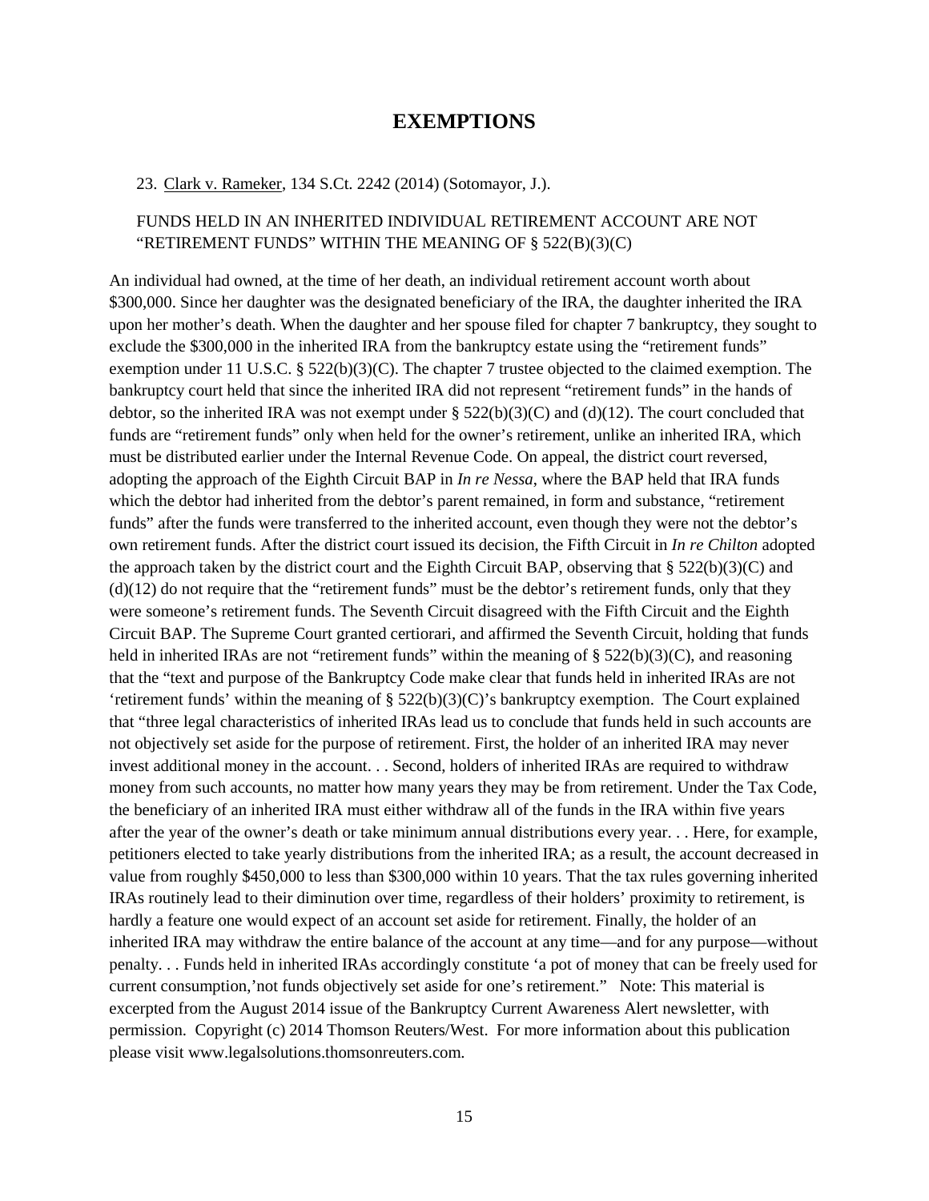# EXEMPTIONS

23. Clark v. Rameker, 134 S.Ct. 2242 (2014) (Sotomayor, J.).

FUNDS HELD IN AN INHERITED INDIVIDUAL RETIREMENT ACCOUNT ARE NOT "RETIREMENT FUNDS" WITHIN THE MEANING OF § 522(B)(3)(C)

An individual had owned, at the time of her death, an individual retirement account worth about $300,000. Since her daughter was the designated beneficiary of the IRA, the daughter inherited the IRA upon her mother's death. When the daughter and her spouse filed for chapter 7 bankruptcy, they sought to exclude the $300,000 in the inherited IRA from the bankruptcy estate using the "retirement funds" exemption under 11 U.S.C. § 522(b)(3)(C). The chapter 7 trustee objected to the claimed exemption. The bankruptcy court held that since the inherited IRA did not represent "retirement funds" in the hands of debtor, so the inherited IRA was not exempt under § 522(b)(3)(C) and (d)(12). The court concluded that funds are "retirement funds" only when held for the owner's retirement, unlike an inherited IRA, which must be distributed earlier under the Internal Revenue Code. On appeal, the district court reversed, adopting the approach of the Eighth Circuit BAP in *In re Nessa*, where the BAP held that IRA funds which the debtor had inherited from the debtor's parent remained, in form and substance, "retirement funds" after the funds were transferred to the inherited account, even though they were not the debtor's own retirement funds. After the district court issued its decision, the Fifth Circuit in *In re Chilton* adopted the approach taken by the district court and the Eighth Circuit BAP, observing that § 522(b)(3)(C) and (d)(12) do not require that the "retirement funds" must be the debtor's retirement funds, only that they were someone's retirement funds. The Seventh Circuit disagreed with the Fifth Circuit and the Eighth Circuit BAP. The Supreme Court granted certiorari, and affirmed the Seventh Circuit, holding that funds held in inherited IRAs are not "retirement funds" within the meaning of § 522(b)(3)(C), and reasoning that the "text and purpose of the Bankruptcy Code make clear that funds held in inherited IRAs are not 'retirement funds' within the meaning of § 522(b)(3)(C)'s bankruptcy exemption. The Court explained that "three legal characteristics of inherited IRAs lead us to conclude that funds held in such accounts are not objectively set aside for the purpose of retirement. First, the holder of an inherited IRA may never invest additional money in the account. . . Second, holders of inherited IRAs are required to withdraw money from such accounts, no matter how many years they may be from retirement. Under the Tax Code, the beneficiary of an inherited IRA must either withdraw all of the funds in the IRA within five years after the year of the owner's death or take minimum annual distributions every year. . . Here, for example, petitioners elected to take yearly distributions from the inherited IRA; as a result, the account decreased in value from roughly $450,000 to less than $300,000 within 10 years. That the tax rules governing inherited IRAs routinely lead to their diminution over time, regardless of their holders' proximity to retirement, is hardly a feature one would expect of an account set aside for retirement. Finally, the holder of an inherited IRA may withdraw the entire balance of the account at any time—and for any purpose—without penalty. . . Funds held in inherited IRAs accordingly constitute 'a pot of money that can be freely used for current consumption,'not funds objectively set aside for one's retirement." Note: This material is excerpted from the August 2014 issue of the Bankruptcy Current Awareness Alert newsletter, with permission. Copyright (c) 2014 Thomson Reuters/West. For more information about this publication please visit www.legalsolutions.thomsonreuters.com.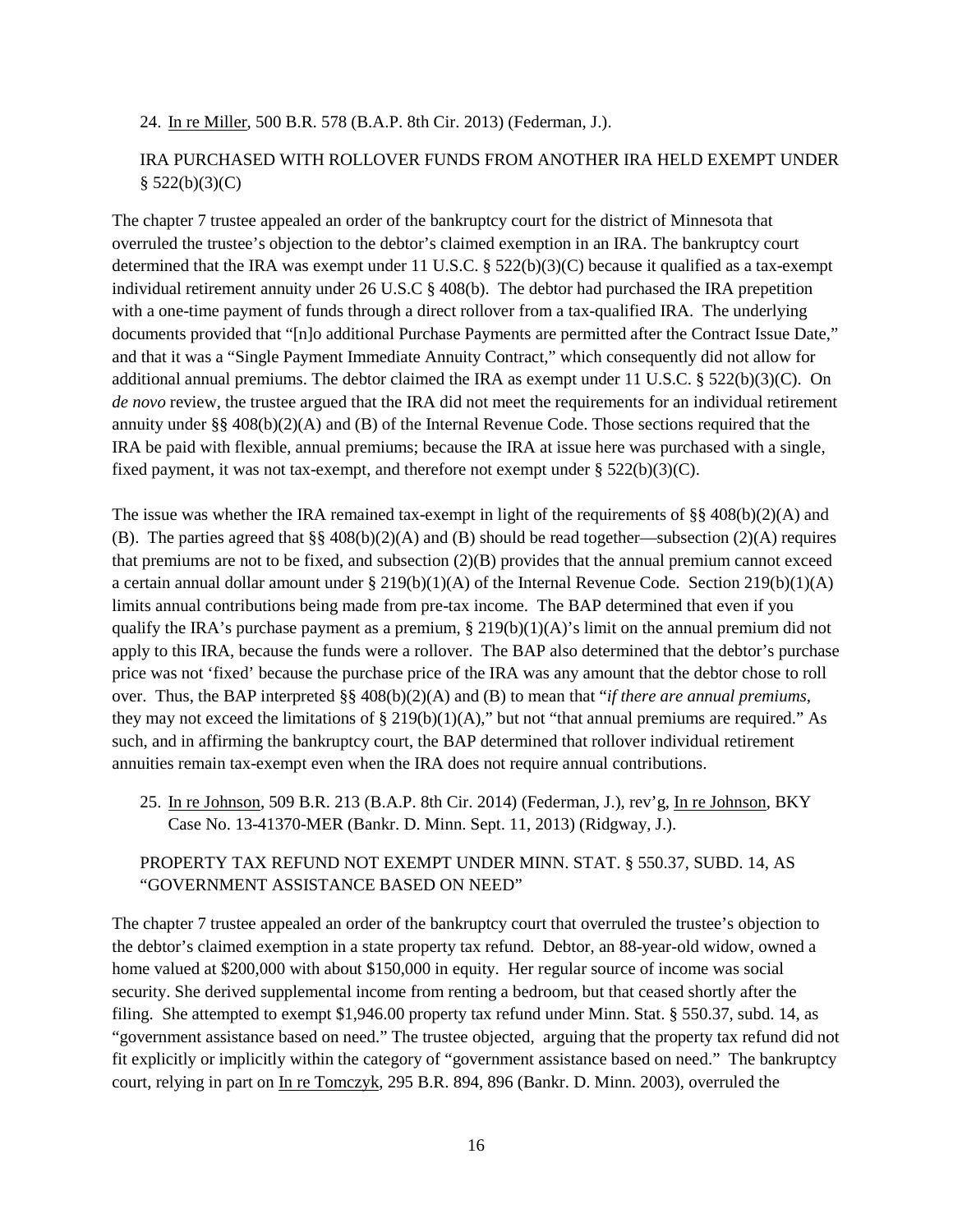24. In re Miller, 500 B.R. 578 (B.A.P. 8th Cir. 2013) (Federman, J.).

IRA PURCHASED WITH ROLLOVER FUNDS FROM ANOTHER IRA HELD EXEMPT UNDER § 522(b)(3)(C)

The chapter 7 trustee appealed an order of the bankruptcy court for the district of Minnesota that overruled the trustee's objection to the debtor's claimed exemption in an IRA. The bankruptcy court determined that the IRA was exempt under 11 U.S.C. § 522(b)(3)(C) because it qualified as a tax-exempt individual retirement annuity under 26 U.S.C § 408(b). The debtor had purchased the IRA prepetition with a one-time payment of funds through a direct rollover from a tax-qualified IRA. The underlying documents provided that "[n]o additional Purchase Payments are permitted after the Contract Issue Date," and that it was a "Single Payment Immediate Annuity Contract," which consequently did not allow for additional annual premiums. The debtor claimed the IRA as exempt under 11 U.S.C. § 522(b)(3)(C). On *de novo* review, the trustee argued that the IRA did not meet the requirements for an individual retirement annuity under §§ 408(b)(2)(A) and (B) of the Internal Revenue Code. Those sections required that the IRA be paid with flexible, annual premiums; because the IRA at issue here was purchased with a single, fixed payment, it was not tax-exempt, and therefore not exempt under § 522(b)(3)(C).

The issue was whether the IRA remained tax-exempt in light of the requirements of §§ 408(b)(2)(A) and (B). The parties agreed that §§ 408(b)(2)(A) and (B) should be read together—subsection (2)(A) requires that premiums are not to be fixed, and subsection (2)(B) provides that the annual premium cannot exceed a certain annual dollar amount under § 219(b)(1)(A) of the Internal Revenue Code. Section 219(b)(1)(A) limits annual contributions being made from pre-tax income. The BAP determined that even if you qualify the IRA's purchase payment as a premium, § 219(b)(1)(A)'s limit on the annual premium did not apply to this IRA, because the funds were a rollover. The BAP also determined that the debtor's purchase price was not 'fixed' because the purchase price of the IRA was any amount that the debtor chose to roll over. Thus, the BAP interpreted §§ 408(b)(2)(A) and (B) to mean that "*if there are annual premiums*, they may not exceed the limitations of § 219(b)(1)(A)," but not "that annual premiums are required." As such, and in affirming the bankruptcy court, the BAP determined that rollover individual retirement annuities remain tax-exempt even when the IRA does not require annual contributions.

25. In re Johnson, 509 B.R. 213 (B.A.P. 8th Cir. 2014) (Federman, J.), rev'g, In re Johnson, BKY Case No. 13-41370-MER (Bankr. D. Minn. Sept. 11, 2013) (Ridgway, J.).

PROPERTY TAX REFUND NOT EXEMPT UNDER MINN. STAT. § 550.37, SUBD. 14, AS "GOVERNMENT ASSISTANCE BASED ON NEED"

The chapter 7 trustee appealed an order of the bankruptcy court that overruled the trustee's objection to the debtor's claimed exemption in a state property tax refund. Debtor, an 88-year-old widow, owned a home valued at $200,000 with about $150,000 in equity. Her regular source of income was social security. She derived supplemental income from renting a bedroom, but that ceased shortly after the filing. She attempted to exempt $1,946.00 property tax refund under Minn. Stat. § 550.37, subd. 14, as "government assistance based on need." The trustee objected, arguing that the property tax refund did not fit explicitly or implicitly within the category of "government assistance based on need." The bankruptcy court, relying in part on In re Tomczyk, 295 B.R. 894, 896 (Bankr. D. Minn. 2003), overruled the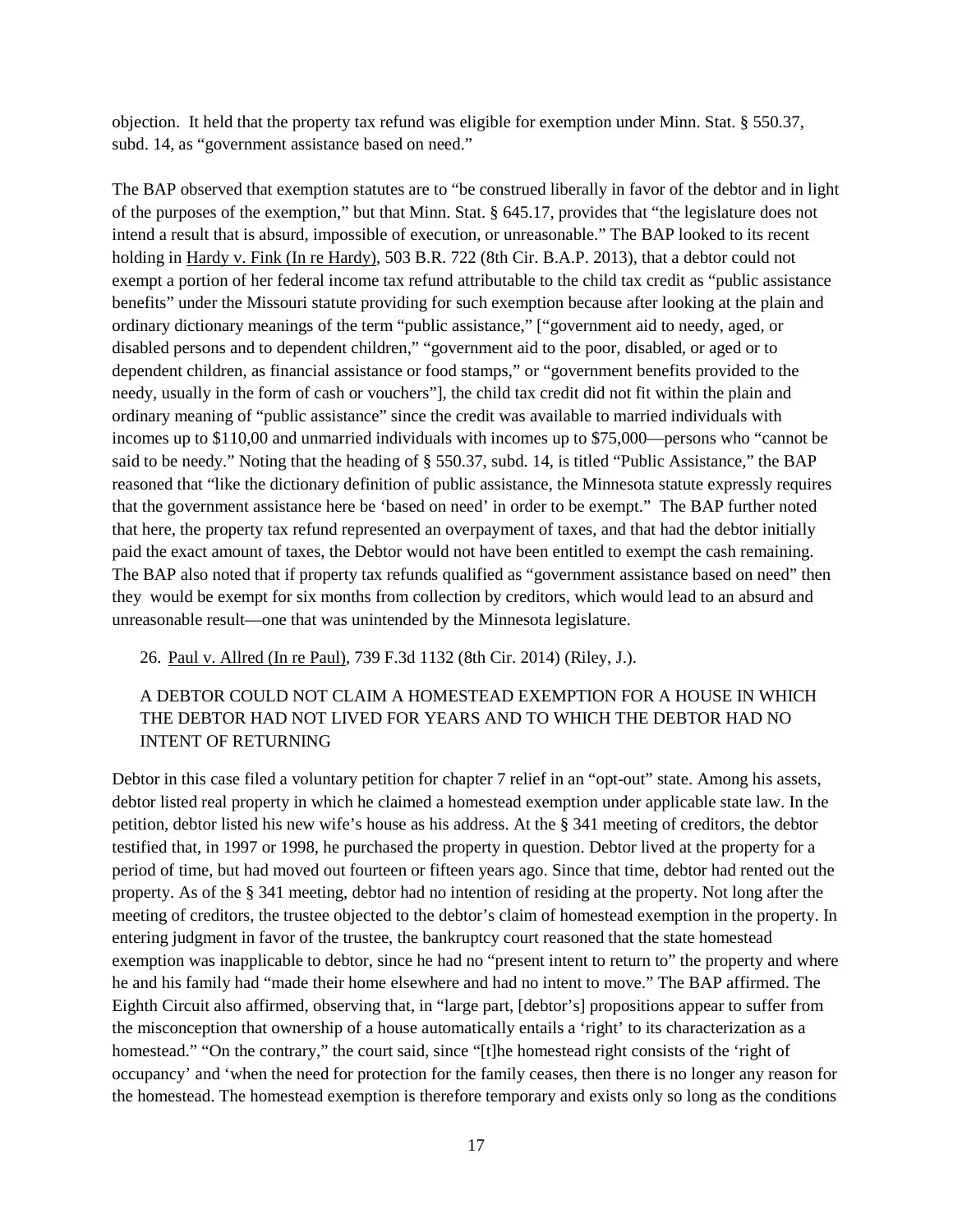objection. It held that the property tax refund was eligible for exemption under Minn. Stat. § 550.37, subd. 14, as "government assistance based on need."

The BAP observed that exemption statutes are to "be construed liberally in favor of the debtor and in light of the purposes of the exemption," but that Minn. Stat. § 645.17, provides that "the legislature does not intend a result that is absurd, impossible of execution, or unreasonable." The BAP looked to its recent holding in Hardy v. Fink (In re Hardy), 503 B.R. 722 (8th Cir. B.A.P. 2013), that a debtor could not exempt a portion of her federal income tax refund attributable to the child tax credit as "public assistance benefits" under the Missouri statute providing for such exemption because after looking at the plain and ordinary dictionary meanings of the term "public assistance," ["government aid to needy, aged, or disabled persons and to dependent children," "government aid to the poor, disabled, or aged or to dependent children, as financial assistance or food stamps," or "government benefits provided to the needy, usually in the form of cash or vouchers"], the child tax credit did not fit within the plain and ordinary meaning of "public assistance" since the credit was available to married individuals with incomes up to $110,00 and unmarried individuals with incomes up to $75,000—persons who "cannot be said to be needy." Noting that the heading of § 550.37, subd. 14, is titled "Public Assistance," the BAP reasoned that "like the dictionary definition of public assistance, the Minnesota statute expressly requires that the government assistance here be 'based on need' in order to be exempt." The BAP further noted that here, the property tax refund represented an overpayment of taxes, and that had the debtor initially paid the exact amount of taxes, the Debtor would not have been entitled to exempt the cash remaining. The BAP also noted that if property tax refunds qualified as "government assistance based on need" then they would be exempt for six months from collection by creditors, which would lead to an absurd and unreasonable result—one that was unintended by the Minnesota legislature.

26. Paul v. Allred (In re Paul), 739 F.3d 1132 (8th Cir. 2014) (Riley, J.).

A DEBTOR COULD NOT CLAIM A HOMESTEAD EXEMPTION FOR A HOUSE IN WHICH THE DEBTOR HAD NOT LIVED FOR YEARS AND TO WHICH THE DEBTOR HAD NO INTENT OF RETURNING

Debtor in this case filed a voluntary petition for chapter 7 relief in an "opt-out" state. Among his assets, debtor listed real property in which he claimed a homestead exemption under applicable state law. In the petition, debtor listed his new wife's house as his address. At the § 341 meeting of creditors, the debtor testified that, in 1997 or 1998, he purchased the property in question. Debtor lived at the property for a period of time, but had moved out fourteen or fifteen years ago. Since that time, debtor had rented out the property. As of the § 341 meeting, debtor had no intention of residing at the property. Not long after the meeting of creditors, the trustee objected to the debtor's claim of homestead exemption in the property. In entering judgment in favor of the trustee, the bankruptcy court reasoned that the state homestead exemption was inapplicable to debtor, since he had no "present intent to return to" the property and where he and his family had "made their home elsewhere and had no intent to move." The BAP affirmed. The Eighth Circuit also affirmed, observing that, in "large part, [debtor's] propositions appear to suffer from the misconception that ownership of a house automatically entails a 'right' to its characterization as a homestead." "On the contrary," the court said, since "[t]he homestead right consists of the 'right of occupancy' and 'when the need for protection for the family ceases, then there is no longer any reason for the homestead. The homestead exemption is therefore temporary and exists only so long as the conditions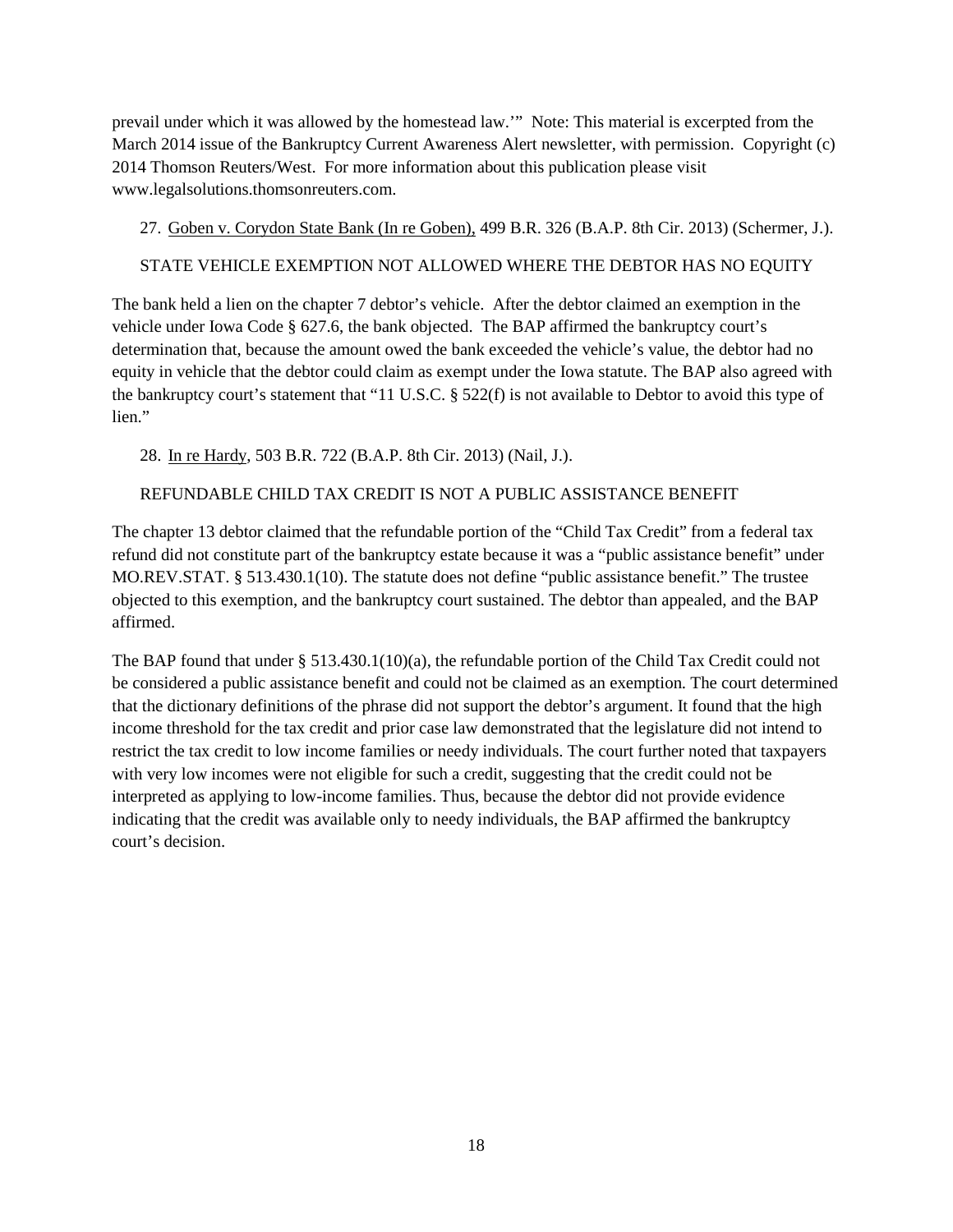prevail under which it was allowed by the homestead law.'" Note: This material is excerpted from the March 2014 issue of the Bankruptcy Current Awareness Alert newsletter, with permission. Copyright (c) 2014 Thomson Reuters/West. For more information about this publication please visit www.legalsolutions.thomsonreuters.com.

27. Goben v. Corydon State Bank (In re Goben), 499 B.R. 326 (B.A.P. 8th Cir. 2013) (Schermer, J.).

STATE VEHICLE EXEMPTION NOT ALLOWED WHERE THE DEBTOR HAS NO EQUITY

The bank held a lien on the chapter 7 debtor's vehicle. After the debtor claimed an exemption in the vehicle under Iowa Code § 627.6, the bank objected. The BAP affirmed the bankruptcy court's determination that, because the amount owed the bank exceeded the vehicle's value, the debtor had no equity in vehicle that the debtor could claim as exempt under the Iowa statute. The BAP also agreed with the bankruptcy court's statement that "11 U.S.C. § 522(f) is not available to Debtor to avoid this type of lien."

28. In re Hardy, 503 B.R. 722 (B.A.P. 8th Cir. 2013) (Nail, J.).

REFUNDABLE CHILD TAX CREDIT IS NOT A PUBLIC ASSISTANCE BENEFIT

The chapter 13 debtor claimed that the refundable portion of the "Child Tax Credit" from a federal tax refund did not constitute part of the bankruptcy estate because it was a "public assistance benefit" under MO.REV.STAT. § 513.430.1(10). The statute does not define "public assistance benefit." The trustee objected to this exemption, and the bankruptcy court sustained. The debtor than appealed, and the BAP affirmed.

The BAP found that under § 513.430.1(10)(a), the refundable portion of the Child Tax Credit could not be considered a public assistance benefit and could not be claimed as an exemption. The court determined that the dictionary definitions of the phrase did not support the debtor's argument. It found that the high income threshold for the tax credit and prior case law demonstrated that the legislature did not intend to restrict the tax credit to low income families or needy individuals. The court further noted that taxpayers with very low incomes were not eligible for such a credit, suggesting that the credit could not be interpreted as applying to low-income families. Thus, because the debtor did not provide evidence indicating that the credit was available only to needy individuals, the BAP affirmed the bankruptcy court's decision.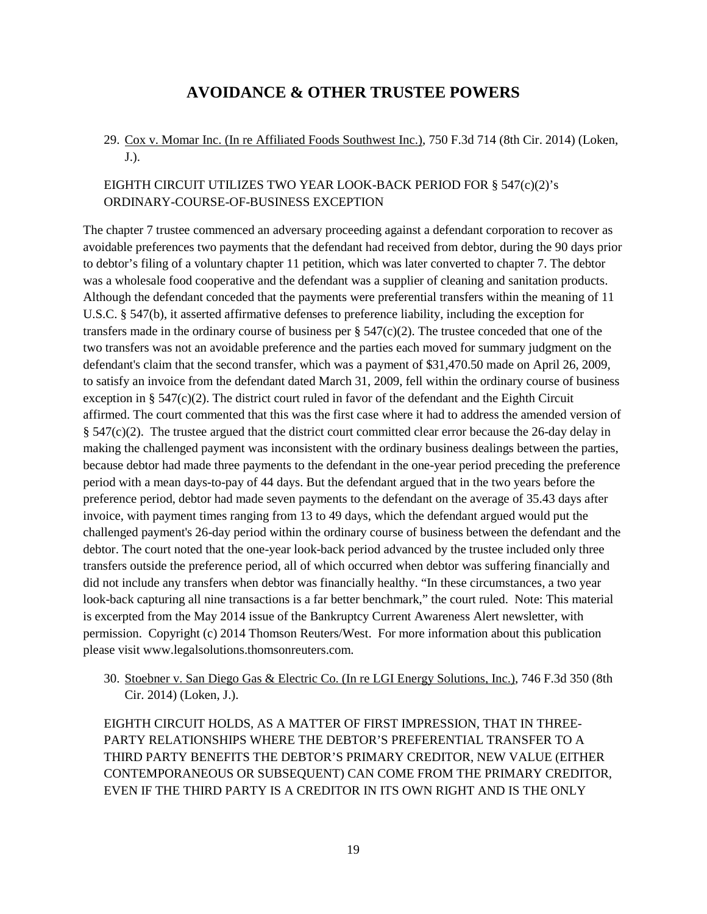## AVOIDANCE & OTHER TRUSTEE POWERS

29. Cox v. Momar Inc. (In re Affiliated Foods Southwest Inc.), 750 F.3d 714 (8th Cir. 2014) (Loken, J.).

EIGHTH CIRCUIT UTILIZES TWO YEAR LOOK-BACK PERIOD FOR § 547(c)(2)'s ORDINARY-COURSE-OF-BUSINESS EXCEPTION

The chapter 7 trustee commenced an adversary proceeding against a defendant corporation to recover as avoidable preferences two payments that the defendant had received from debtor, during the 90 days prior to debtor's filing of a voluntary chapter 11 petition, which was later converted to chapter 7. The debtor was a wholesale food cooperative and the defendant was a supplier of cleaning and sanitation products. Although the defendant conceded that the payments were preferential transfers within the meaning of 11 U.S.C. § 547(b), it asserted affirmative defenses to preference liability, including the exception for transfers made in the ordinary course of business per § 547(c)(2). The trustee conceded that one of the two transfers was not an avoidable preference and the parties each moved for summary judgment on the defendant's claim that the second transfer, which was a payment of $31,470.50 made on April 26, 2009, to satisfy an invoice from the defendant dated March 31, 2009, fell within the ordinary course of business exception in § 547(c)(2). The district court ruled in favor of the defendant and the Eighth Circuit affirmed. The court commented that this was the first case where it had to address the amended version of § 547(c)(2). The trustee argued that the district court committed clear error because the 26-day delay in making the challenged payment was inconsistent with the ordinary business dealings between the parties, because debtor had made three payments to the defendant in the one-year period preceding the preference period with a mean days-to-pay of 44 days. But the defendant argued that in the two years before the preference period, debtor had made seven payments to the defendant on the average of 35.43 days after invoice, with payment times ranging from 13 to 49 days, which the defendant argued would put the challenged payment's 26-day period within the ordinary course of business between the defendant and the debtor. The court noted that the one-year look-back period advanced by the trustee included only three transfers outside the preference period, all of which occurred when debtor was suffering financially and did not include any transfers when debtor was financially healthy. "In these circumstances, a two year look-back capturing all nine transactions is a far better benchmark," the court ruled. Note: This material is excerpted from the May 2014 issue of the Bankruptcy Current Awareness Alert newsletter, with permission. Copyright (c) 2014 Thomson Reuters/West. For more information about this publication please visit www.legalsolutions.thomsonreuters.com.

30. Stoebner v. San Diego Gas & Electric Co. (In re LGI Energy Solutions, Inc.), 746 F.3d 350 (8th Cir. 2014) (Loken, J.).

EIGHTH CIRCUIT HOLDS, AS A MATTER OF FIRST IMPRESSION, THAT IN THREE-PARTY RELATIONSHIPS WHERE THE DEBTOR'S PREFERENTIAL TRANSFER TO A THIRD PARTY BENEFITS THE DEBTOR'S PRIMARY CREDITOR, NEW VALUE (EITHER CONTEMPORANEOUS OR SUBSEQUENT) CAN COME FROM THE PRIMARY CREDITOR, EVEN IF THE THIRD PARTY IS A CREDITOR IN ITS OWN RIGHT AND IS THE ONLY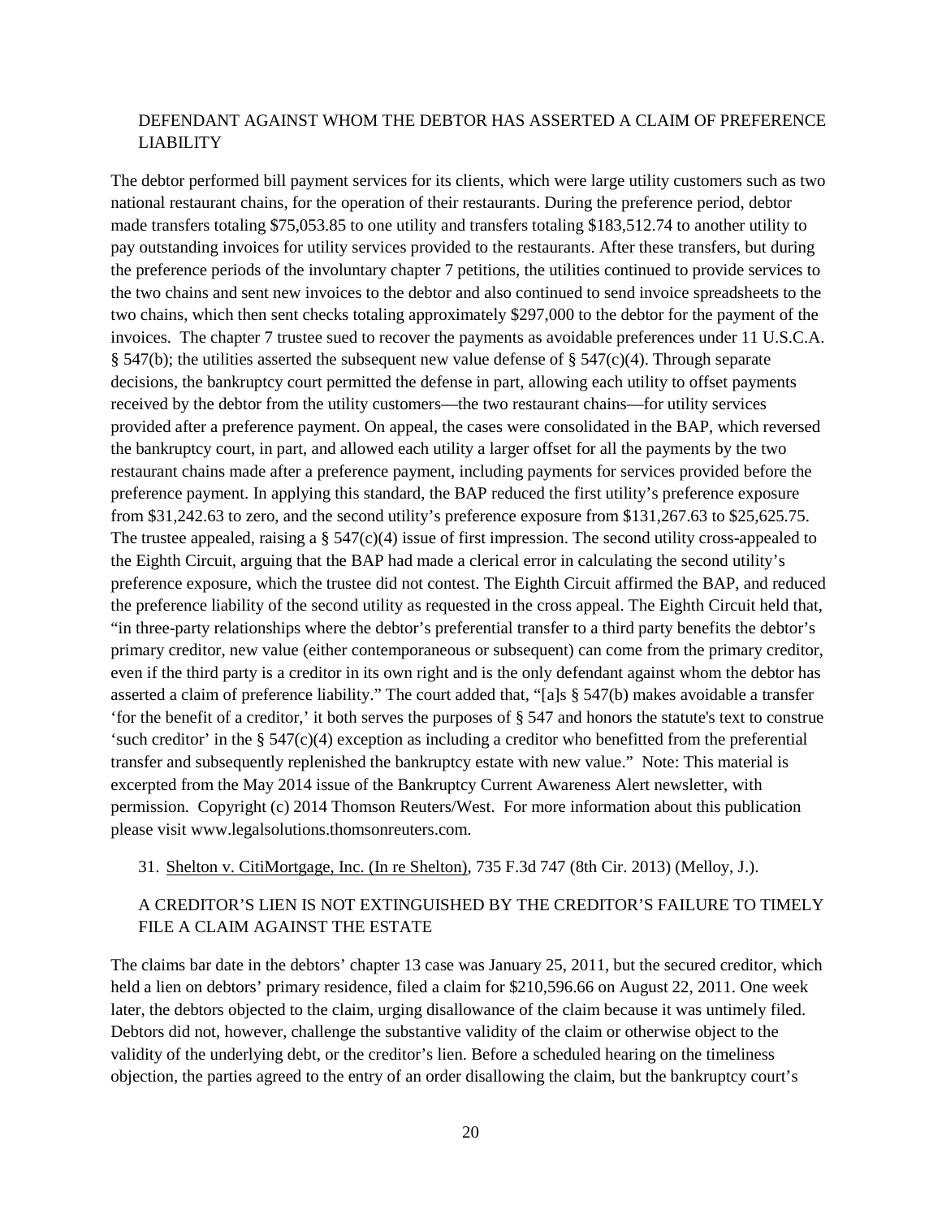DEFENDANT AGAINST WHOM THE DEBTOR HAS ASSERTED A CLAIM OF PREFERENCE LIABILITY

The debtor performed bill payment services for its clients, which were large utility customers such as two national restaurant chains, for the operation of their restaurants. During the preference period, debtor made transfers totaling $75,053.85 to one utility and transfers totaling $183,512.74 to another utility to pay outstanding invoices for utility services provided to the restaurants. After these transfers, but during the preference periods of the involuntary chapter 7 petitions, the utilities continued to provide services to the two chains and sent new invoices to the debtor and also continued to send invoice spreadsheets to the two chains, which then sent checks totaling approximately $297,000 to the debtor for the payment of the invoices. The chapter 7 trustee sued to recover the payments as avoidable preferences under 11 U.S.C.A. § 547(b); the utilities asserted the subsequent new value defense of § 547(c)(4). Through separate decisions, the bankruptcy court permitted the defense in part, allowing each utility to offset payments received by the debtor from the utility customers—the two restaurant chains—for utility services provided after a preference payment. On appeal, the cases were consolidated in the BAP, which reversed the bankruptcy court, in part, and allowed each utility a larger offset for all the payments by the two restaurant chains made after a preference payment, including payments for services provided before the preference payment. In applying this standard, the BAP reduced the first utility's preference exposure from $31,242.63 to zero, and the second utility's preference exposure from $131,267.63 to $25,625.75. The trustee appealed, raising a § 547(c)(4) issue of first impression. The second utility cross-appealed to the Eighth Circuit, arguing that the BAP had made a clerical error in calculating the second utility's preference exposure, which the trustee did not contest. The Eighth Circuit affirmed the BAP, and reduced the preference liability of the second utility as requested in the cross appeal. The Eighth Circuit held that, "in three-party relationships where the debtor's preferential transfer to a third party benefits the debtor's primary creditor, new value (either contemporaneous or subsequent) can come from the primary creditor, even if the third party is a creditor in its own right and is the only defendant against whom the debtor has asserted a claim of preference liability." The court added that, "[a]s § 547(b) makes avoidable a transfer 'for the benefit of a creditor,' it both serves the purposes of § 547 and honors the statute's text to construe 'such creditor' in the § 547(c)(4) exception as including a creditor who benefitted from the preferential transfer and subsequently replenished the bankruptcy estate with new value." Note: This material is excerpted from the May 2014 issue of the Bankruptcy Current Awareness Alert newsletter, with permission. Copyright (c) 2014 Thomson Reuters/West. For more information about this publication please visit www.legalsolutions.thomsonreuters.com.

31. Shelton v. CitiMortgage, Inc. (In re Shelton), 735 F.3d 747 (8th Cir. 2013) (Melloy, J.).

A CREDITOR'S LIEN IS NOT EXTINGUISHED BY THE CREDITOR'S FAILURE TO TIMELY FILE A CLAIM AGAINST THE ESTATE

The claims bar date in the debtors' chapter 13 case was January 25, 2011, but the secured creditor, which held a lien on debtors' primary residence, filed a claim for $210,596.66 on August 22, 2011. One week later, the debtors objected to the claim, urging disallowance of the claim because it was untimely filed. Debtors did not, however, challenge the substantive validity of the claim or otherwise object to the validity of the underlying debt, or the creditor's lien. Before a scheduled hearing on the timeliness objection, the parties agreed to the entry of an order disallowing the claim, but the bankruptcy court's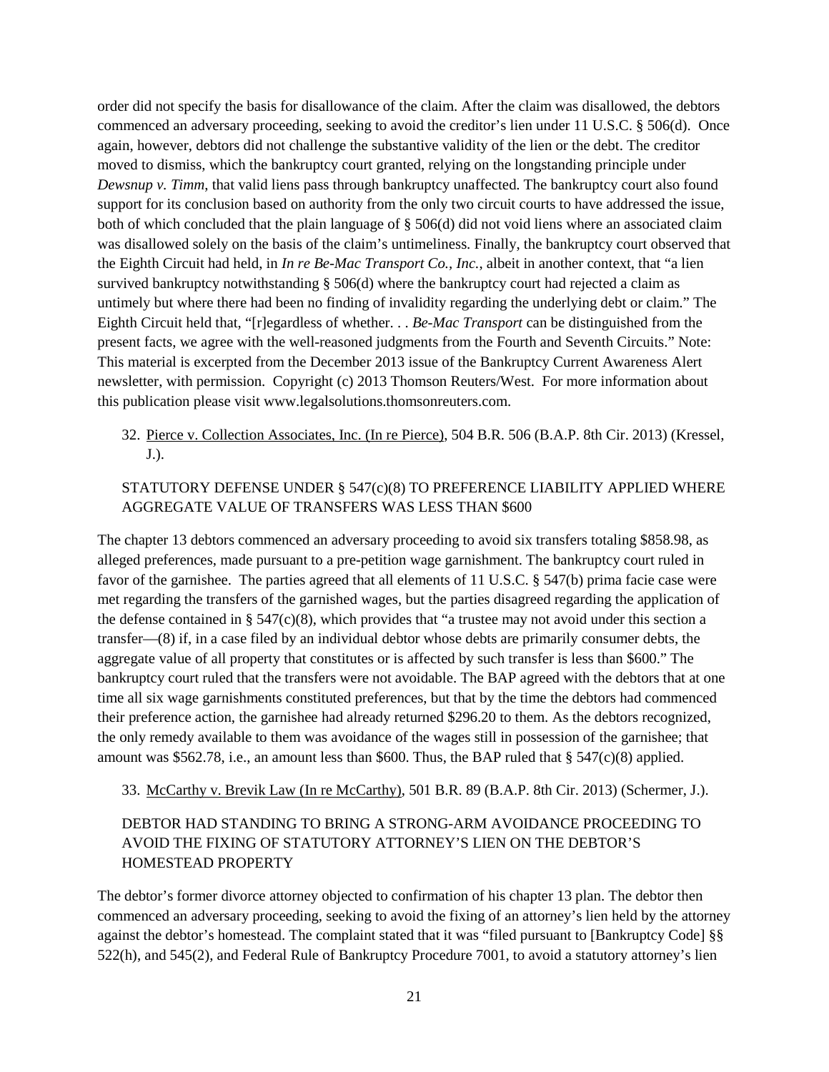order did not specify the basis for disallowance of the claim. After the claim was disallowed, the debtors commenced an adversary proceeding, seeking to avoid the creditor's lien under 11 U.S.C. § 506(d). Once again, however, debtors did not challenge the substantive validity of the lien or the debt. The creditor moved to dismiss, which the bankruptcy court granted, relying on the longstanding principle under *Dewsnup v. Timm*, that valid liens pass through bankruptcy unaffected. The bankruptcy court also found support for its conclusion based on authority from the only two circuit courts to have addressed the issue, both of which concluded that the plain language of § 506(d) did not void liens where an associated claim was disallowed solely on the basis of the claim's untimeliness. Finally, the bankruptcy court observed that the Eighth Circuit had held, in *In re Be-Mac Transport Co., Inc.*, albeit in another context, that "a lien survived bankruptcy notwithstanding § 506(d) where the bankruptcy court had rejected a claim as untimely but where there had been no finding of invalidity regarding the underlying debt or claim." The Eighth Circuit held that, "[r]egardless of whether. . . *Be-Mac Transport* can be distinguished from the present facts, we agree with the well-reasoned judgments from the Fourth and Seventh Circuits." Note: This material is excerpted from the December 2013 issue of the Bankruptcy Current Awareness Alert newsletter, with permission. Copyright (c) 2013 Thomson Reuters/West. For more information about this publication please visit www.legalsolutions.thomsonreuters.com.

32. Pierce v. Collection Associates, Inc. (In re Pierce), 504 B.R. 506 (B.A.P. 8th Cir. 2013) (Kressel, J.).

STATUTORY DEFENSE UNDER § 547(c)(8) TO PREFERENCE LIABILITY APPLIED WHERE AGGREGATE VALUE OF TRANSFERS WAS LESS THAN $600

The chapter 13 debtors commenced an adversary proceeding to avoid six transfers totaling $858.98, as alleged preferences, made pursuant to a pre-petition wage garnishment. The bankruptcy court ruled in favor of the garnishee. The parties agreed that all elements of 11 U.S.C. § 547(b) prima facie case were met regarding the transfers of the garnished wages, but the parties disagreed regarding the application of the defense contained in § 547(c)(8), which provides that "a trustee may not avoid under this section a transfer—(8) if, in a case filed by an individual debtor whose debts are primarily consumer debts, the aggregate value of all property that constitutes or is affected by such transfer is less than $600." The bankruptcy court ruled that the transfers were not avoidable. The BAP agreed with the debtors that at one time all six wage garnishments constituted preferences, but that by the time the debtors had commenced their preference action, the garnishee had already returned $296.20 to them. As the debtors recognized, the only remedy available to them was avoidance of the wages still in possession of the garnishee; that amount was $562.78, i.e., an amount less than $600. Thus, the BAP ruled that § 547(c)(8) applied.

33. McCarthy v. Brevik Law (In re McCarthy), 501 B.R. 89 (B.A.P. 8th Cir. 2013) (Schermer, J.).

DEBTOR HAD STANDING TO BRING A STRONG-ARM AVOIDANCE PROCEEDING TO AVOID THE FIXING OF STATUTORY ATTORNEY'S LIEN ON THE DEBTOR'S HOMESTEAD PROPERTY

The debtor's former divorce attorney objected to confirmation of his chapter 13 plan. The debtor then commenced an adversary proceeding, seeking to avoid the fixing of an attorney's lien held by the attorney against the debtor's homestead. The complaint stated that it was "filed pursuant to [Bankruptcy Code] §§ 522(h), and 545(2), and Federal Rule of Bankruptcy Procedure 7001, to avoid a statutory attorney's lien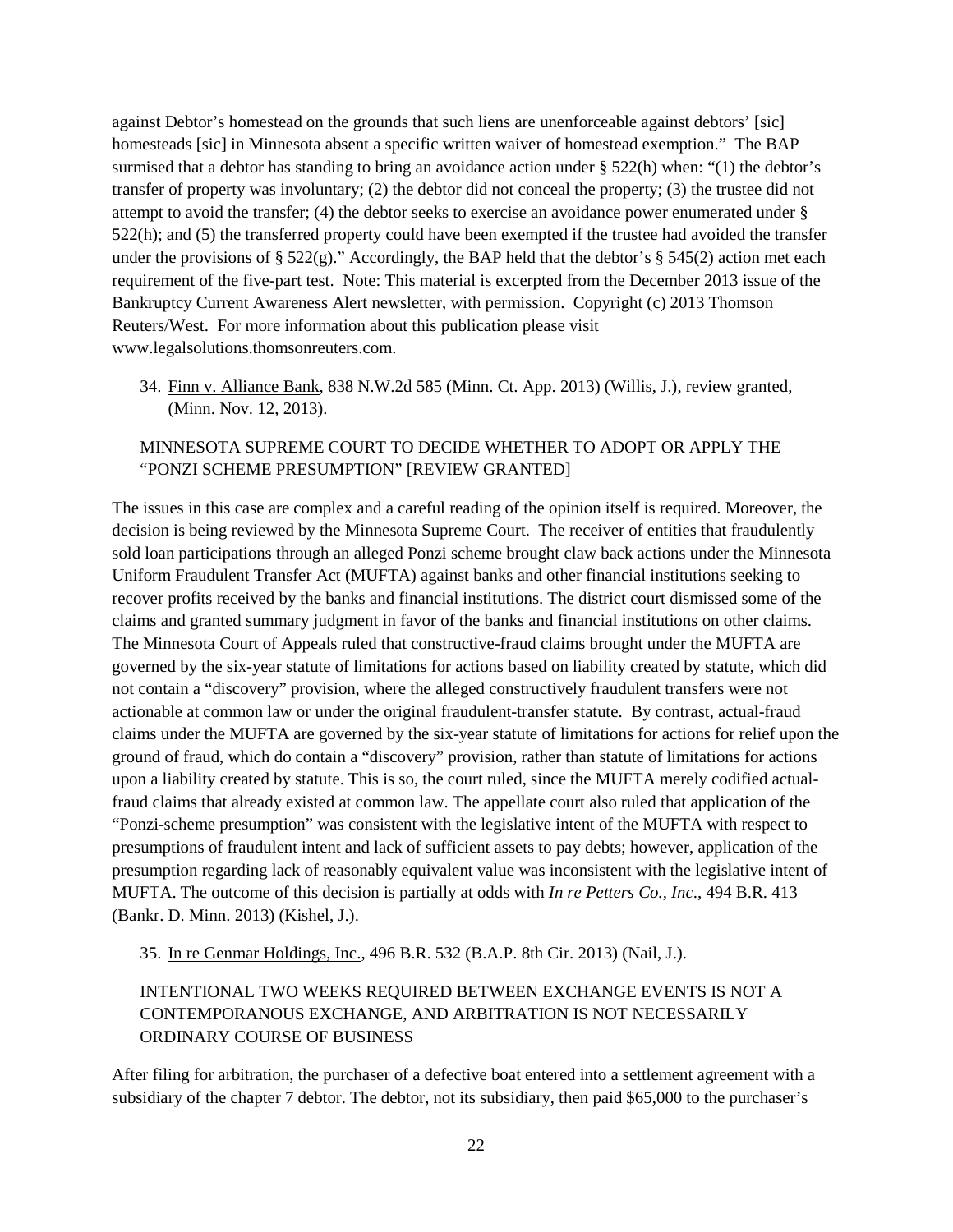against Debtor's homestead on the grounds that such liens are unenforceable against debtors' [sic] homesteads [sic] in Minnesota absent a specific written waiver of homestead exemption." The BAP surmised that a debtor has standing to bring an avoidance action under § 522(h) when: "(1) the debtor's transfer of property was involuntary; (2) the debtor did not conceal the property; (3) the trustee did not attempt to avoid the transfer; (4) the debtor seeks to exercise an avoidance power enumerated under § 522(h); and (5) the transferred property could have been exempted if the trustee had avoided the transfer under the provisions of § 522(g)." Accordingly, the BAP held that the debtor's § 545(2) action met each requirement of the five-part test. Note: This material is excerpted from the December 2013 issue of the Bankruptcy Current Awareness Alert newsletter, with permission. Copyright (c) 2013 Thomson Reuters/West. For more information about this publication please visit www.legalsolutions.thomsonreuters.com.

34. Finn v. Alliance Bank, 838 N.W.2d 585 (Minn. Ct. App. 2013) (Willis, J.), review granted, (Minn. Nov. 12, 2013).

MINNESOTA SUPREME COURT TO DECIDE WHETHER TO ADOPT OR APPLY THE "PONZI SCHEME PRESUMPTION" [REVIEW GRANTED]

The issues in this case are complex and a careful reading of the opinion itself is required. Moreover, the decision is being reviewed by the Minnesota Supreme Court. The receiver of entities that fraudulently sold loan participations through an alleged Ponzi scheme brought claw back actions under the Minnesota Uniform Fraudulent Transfer Act (MUFTA) against banks and other financial institutions seeking to recover profits received by the banks and financial institutions. The district court dismissed some of the claims and granted summary judgment in favor of the banks and financial institutions on other claims. The Minnesota Court of Appeals ruled that constructive-fraud claims brought under the MUFTA are governed by the six-year statute of limitations for actions based on liability created by statute, which did not contain a "discovery" provision, where the alleged constructively fraudulent transfers were not actionable at common law or under the original fraudulent-transfer statute. By contrast, actual-fraud claims under the MUFTA are governed by the six-year statute of limitations for actions for relief upon the ground of fraud, which do contain a "discovery" provision, rather than statute of limitations for actions upon a liability created by statute. This is so, the court ruled, since the MUFTA merely codified actual-fraud claims that already existed at common law. The appellate court also ruled that application of the "Ponzi-scheme presumption" was consistent with the legislative intent of the MUFTA with respect to presumptions of fraudulent intent and lack of sufficient assets to pay debts; however, application of the presumption regarding lack of reasonably equivalent value was inconsistent with the legislative intent of MUFTA. The outcome of this decision is partially at odds with *In re Petters Co., Inc*., 494 B.R. 413 (Bankr. D. Minn. 2013) (Kishel, J.).

35. In re Genmar Holdings, Inc., 496 B.R. 532 (B.A.P. 8th Cir. 2013) (Nail, J.).

INTENTIONAL TWO WEEKS REQUIRED BETWEEN EXCHANGE EVENTS IS NOT A CONTEMPORANOUS EXCHANGE, AND ARBITRATION IS NOT NECESSARILY ORDINARY COURSE OF BUSINESS

After filing for arbitration, the purchaser of a defective boat entered into a settlement agreement with a subsidiary of the chapter 7 debtor. The debtor, not its subsidiary, then paid $65,000 to the purchaser's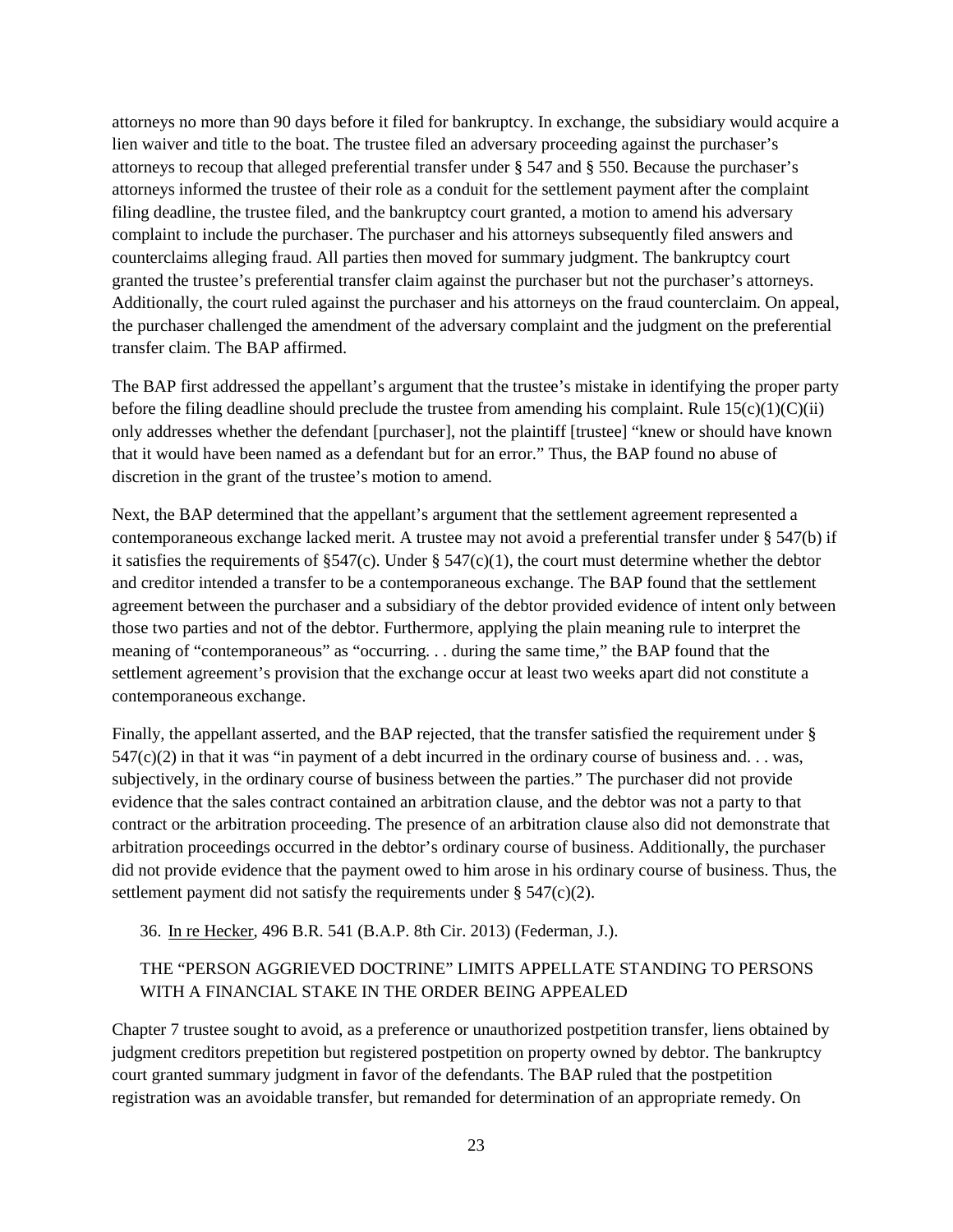attorneys no more than 90 days before it filed for bankruptcy. In exchange, the subsidiary would acquire a lien waiver and title to the boat. The trustee filed an adversary proceeding against the purchaser's attorneys to recoup that alleged preferential transfer under § 547 and § 550. Because the purchaser's attorneys informed the trustee of their role as a conduit for the settlement payment after the complaint filing deadline, the trustee filed, and the bankruptcy court granted, a motion to amend his adversary complaint to include the purchaser. The purchaser and his attorneys subsequently filed answers and counterclaims alleging fraud. All parties then moved for summary judgment. The bankruptcy court granted the trustee's preferential transfer claim against the purchaser but not the purchaser's attorneys. Additionally, the court ruled against the purchaser and his attorneys on the fraud counterclaim. On appeal, the purchaser challenged the amendment of the adversary complaint and the judgment on the preferential transfer claim. The BAP affirmed.

The BAP first addressed the appellant's argument that the trustee's mistake in identifying the proper party before the filing deadline should preclude the trustee from amending his complaint. Rule 15(c)(1)(C)(ii) only addresses whether the defendant [purchaser], not the plaintiff [trustee] "knew or should have known that it would have been named as a defendant but for an error." Thus, the BAP found no abuse of discretion in the grant of the trustee's motion to amend.

Next, the BAP determined that the appellant's argument that the settlement agreement represented a contemporaneous exchange lacked merit. A trustee may not avoid a preferential transfer under § 547(b) if it satisfies the requirements of §547(c). Under § 547(c)(1), the court must determine whether the debtor and creditor intended a transfer to be a contemporaneous exchange. The BAP found that the settlement agreement between the purchaser and a subsidiary of the debtor provided evidence of intent only between those two parties and not of the debtor. Furthermore, applying the plain meaning rule to interpret the meaning of "contemporaneous" as "occurring. . . during the same time," the BAP found that the settlement agreement's provision that the exchange occur at least two weeks apart did not constitute a contemporaneous exchange.

Finally, the appellant asserted, and the BAP rejected, that the transfer satisfied the requirement under § 547(c)(2) in that it was "in payment of a debt incurred in the ordinary course of business and. . . was, subjectively, in the ordinary course of business between the parties." The purchaser did not provide evidence that the sales contract contained an arbitration clause, and the debtor was not a party to that contract or the arbitration proceeding. The presence of an arbitration clause also did not demonstrate that arbitration proceedings occurred in the debtor's ordinary course of business. Additionally, the purchaser did not provide evidence that the payment owed to him arose in his ordinary course of business. Thus, the settlement payment did not satisfy the requirements under § 547(c)(2).

36. In re Hecker, 496 B.R. 541 (B.A.P. 8th Cir. 2013) (Federman, J.).

THE "PERSON AGGRIEVED DOCTRINE" LIMITS APPELLATE STANDING TO PERSONS WITH A FINANCIAL STAKE IN THE ORDER BEING APPEALED

Chapter 7 trustee sought to avoid, as a preference or unauthorized postpetition transfer, liens obtained by judgment creditors prepetition but registered postpetition on property owned by debtor. The bankruptcy court granted summary judgment in favor of the defendants. The BAP ruled that the postpetition registration was an avoidable transfer, but remanded for determination of an appropriate remedy. On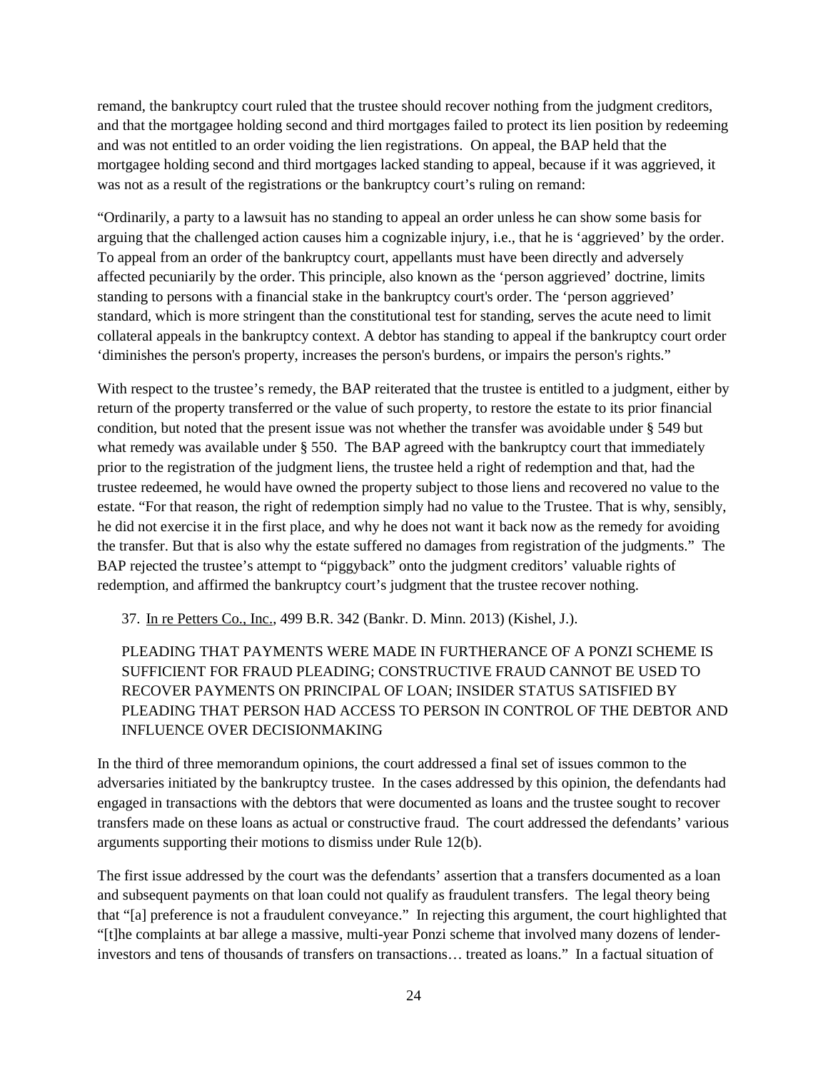remand, the bankruptcy court ruled that the trustee should recover nothing from the judgment creditors, and that the mortgagee holding second and third mortgages failed to protect its lien position by redeeming and was not entitled to an order voiding the lien registrations. On appeal, the BAP held that the mortgagee holding second and third mortgages lacked standing to appeal, because if it was aggrieved, it was not as a result of the registrations or the bankruptcy court's ruling on remand:

"Ordinarily, a party to a lawsuit has no standing to appeal an order unless he can show some basis for arguing that the challenged action causes him a cognizable injury, i.e., that he is 'aggrieved' by the order. To appeal from an order of the bankruptcy court, appellants must have been directly and adversely affected pecuniarily by the order. This principle, also known as the 'person aggrieved' doctrine, limits standing to persons with a financial stake in the bankruptcy court's order. The 'person aggrieved' standard, which is more stringent than the constitutional test for standing, serves the acute need to limit collateral appeals in the bankruptcy context. A debtor has standing to appeal if the bankruptcy court order 'diminishes the person's property, increases the person's burdens, or impairs the person's rights."

With respect to the trustee's remedy, the BAP reiterated that the trustee is entitled to a judgment, either by return of the property transferred or the value of such property, to restore the estate to its prior financial condition, but noted that the present issue was not whether the transfer was avoidable under § 549 but what remedy was available under § 550. The BAP agreed with the bankruptcy court that immediately prior to the registration of the judgment liens, the trustee held a right of redemption and that, had the trustee redeemed, he would have owned the property subject to those liens and recovered no value to the estate. "For that reason, the right of redemption simply had no value to the Trustee. That is why, sensibly, he did not exercise it in the first place, and why he does not want it back now as the remedy for avoiding the transfer. But that is also why the estate suffered no damages from registration of the judgments." The BAP rejected the trustee's attempt to "piggyback" onto the judgment creditors' valuable rights of redemption, and affirmed the bankruptcy court's judgment that the trustee recover nothing.

37. In re Petters Co., Inc., 499 B.R. 342 (Bankr. D. Minn. 2013) (Kishel, J.).

PLEADING THAT PAYMENTS WERE MADE IN FURTHERANCE OF A PONZI SCHEME IS SUFFICIENT FOR FRAUD PLEADING; CONSTRUCTIVE FRAUD CANNOT BE USED TO RECOVER PAYMENTS ON PRINCIPAL OF LOAN; INSIDER STATUS SATISFIED BY PLEADING THAT PERSON HAD ACCESS TO PERSON IN CONTROL OF THE DEBTOR AND INFLUENCE OVER DECISIONMAKING

In the third of three memorandum opinions, the court addressed a final set of issues common to the adversaries initiated by the bankruptcy trustee. In the cases addressed by this opinion, the defendants had engaged in transactions with the debtors that were documented as loans and the trustee sought to recover transfers made on these loans as actual or constructive fraud. The court addressed the defendants' various arguments supporting their motions to dismiss under Rule 12(b).

The first issue addressed by the court was the defendants' assertion that a transfers documented as a loan and subsequent payments on that loan could not qualify as fraudulent transfers. The legal theory being that "[a] preference is not a fraudulent conveyance." In rejecting this argument, the court highlighted that "[t]he complaints at bar allege a massive, multi-year Ponzi scheme that involved many dozens of lender-investors and tens of thousands of transfers on transactions… treated as loans." In a factual situation of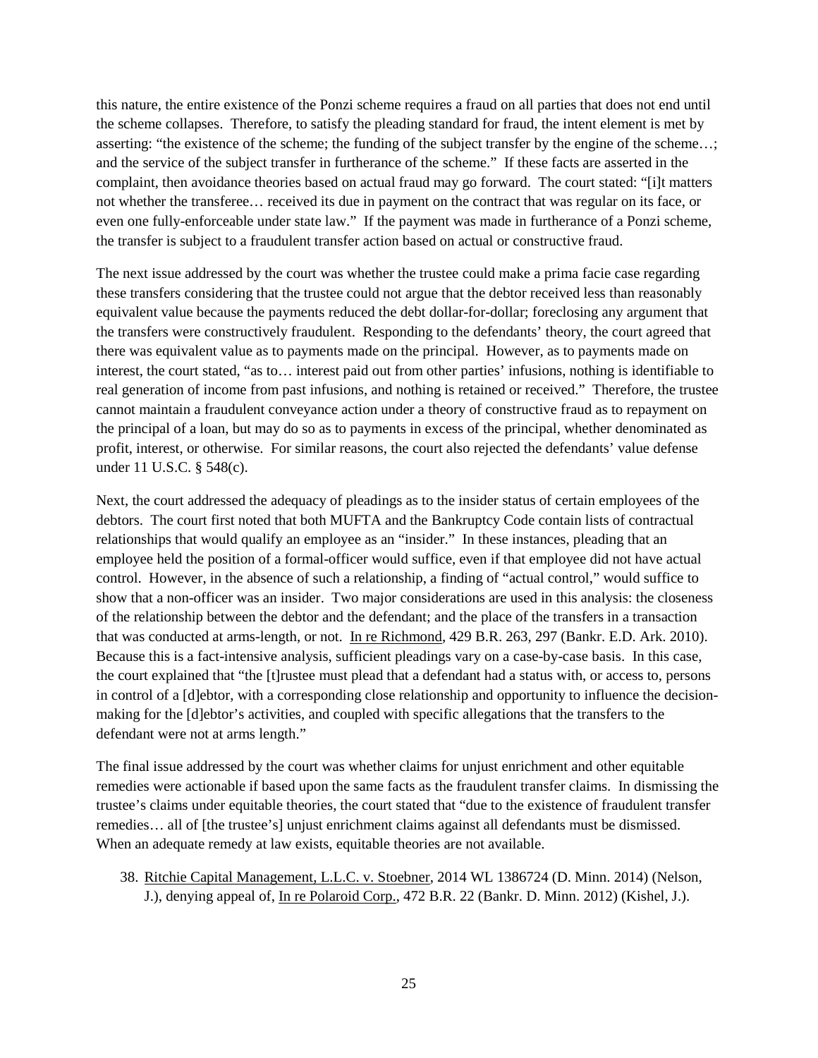this nature, the entire existence of the Ponzi scheme requires a fraud on all parties that does not end until the scheme collapses. Therefore, to satisfy the pleading standard for fraud, the intent element is met by asserting: "the existence of the scheme; the funding of the subject transfer by the engine of the scheme…; and the service of the subject transfer in furtherance of the scheme." If these facts are asserted in the complaint, then avoidance theories based on actual fraud may go forward. The court stated: "[i]t matters not whether the transferee… received its due in payment on the contract that was regular on its face, or even one fully-enforceable under state law." If the payment was made in furtherance of a Ponzi scheme, the transfer is subject to a fraudulent transfer action based on actual or constructive fraud.

The next issue addressed by the court was whether the trustee could make a prima facie case regarding these transfers considering that the trustee could not argue that the debtor received less than reasonably equivalent value because the payments reduced the debt dollar-for-dollar; foreclosing any argument that the transfers were constructively fraudulent. Responding to the defendants' theory, the court agreed that there was equivalent value as to payments made on the principal. However, as to payments made on interest, the court stated, "as to… interest paid out from other parties' infusions, nothing is identifiable to real generation of income from past infusions, and nothing is retained or received." Therefore, the trustee cannot maintain a fraudulent conveyance action under a theory of constructive fraud as to repayment on the principal of a loan, but may do so as to payments in excess of the principal, whether denominated as profit, interest, or otherwise. For similar reasons, the court also rejected the defendants' value defense under 11 U.S.C. § 548(c).

Next, the court addressed the adequacy of pleadings as to the insider status of certain employees of the debtors. The court first noted that both MUFTA and the Bankruptcy Code contain lists of contractual relationships that would qualify an employee as an "insider." In these instances, pleading that an employee held the position of a formal-officer would suffice, even if that employee did not have actual control. However, in the absence of such a relationship, a finding of "actual control," would suffice to show that a non-officer was an insider. Two major considerations are used in this analysis: the closeness of the relationship between the debtor and the defendant; and the place of the transfers in a transaction that was conducted at arms-length, or not. In re Richmond, 429 B.R. 263, 297 (Bankr. E.D. Ark. 2010). Because this is a fact-intensive analysis, sufficient pleadings vary on a case-by-case basis. In this case, the court explained that "the [t]rustee must plead that a defendant had a status with, or access to, persons in control of a [d]ebtor, with a corresponding close relationship and opportunity to influence the decision-making for the [d]ebtor's activities, and coupled with specific allegations that the transfers to the defendant were not at arms length."

The final issue addressed by the court was whether claims for unjust enrichment and other equitable remedies were actionable if based upon the same facts as the fraudulent transfer claims. In dismissing the trustee's claims under equitable theories, the court stated that "due to the existence of fraudulent transfer remedies… all of [the trustee's] unjust enrichment claims against all defendants must be dismissed. When an adequate remedy at law exists, equitable theories are not available.

38. Ritchie Capital Management, L.L.C. v. Stoebner, 2014 WL 1386724 (D. Minn. 2014) (Nelson, J.), denying appeal of, In re Polaroid Corp., 472 B.R. 22 (Bankr. D. Minn. 2012) (Kishel, J.).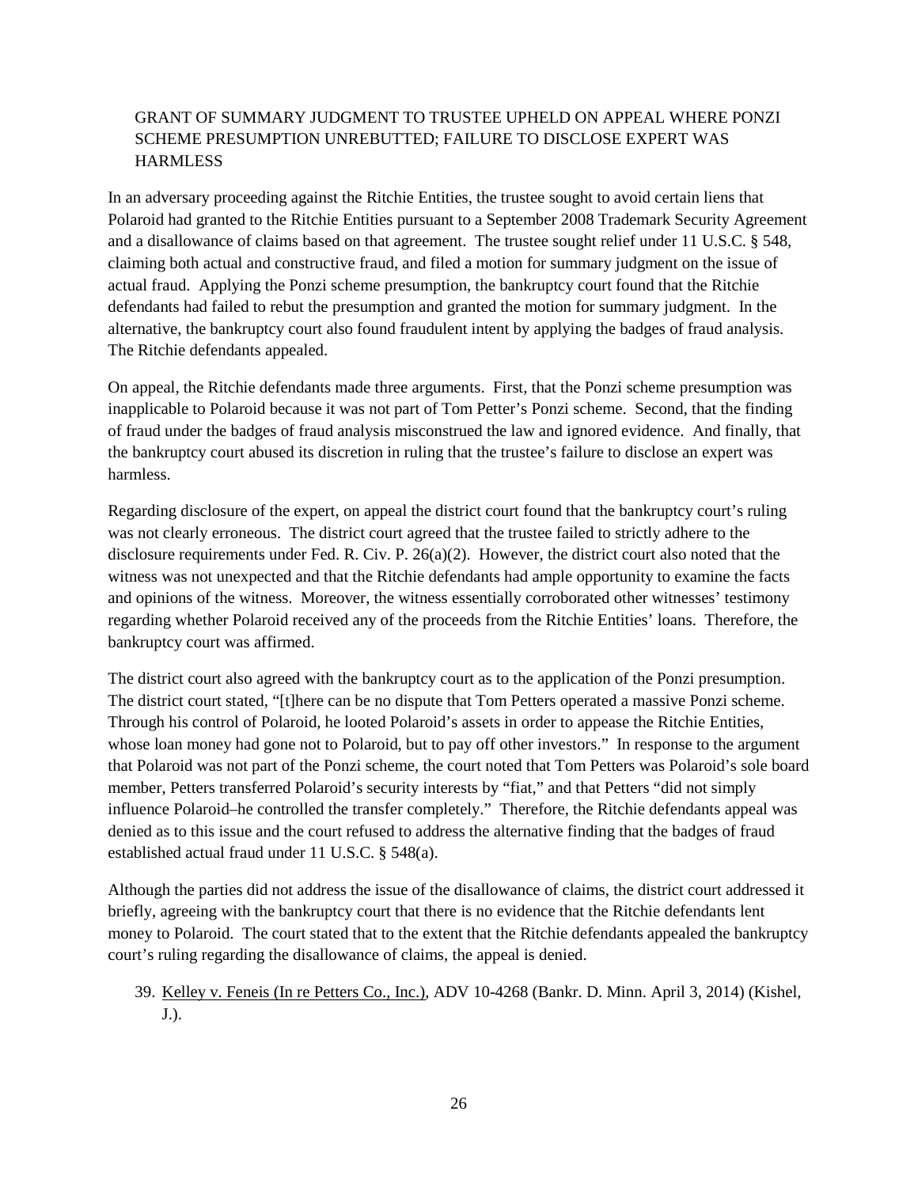GRANT OF SUMMARY JUDGMENT TO TRUSTEE UPHELD ON APPEAL WHERE PONZI SCHEME PRESUMPTION UNREBUTTED; FAILURE TO DISCLOSE EXPERT WAS HARMLESS

In an adversary proceeding against the Ritchie Entities, the trustee sought to avoid certain liens that Polaroid had granted to the Ritchie Entities pursuant to a September 2008 Trademark Security Agreement and a disallowance of claims based on that agreement. The trustee sought relief under 11 U.S.C. § 548, claiming both actual and constructive fraud, and filed a motion for summary judgment on the issue of actual fraud. Applying the Ponzi scheme presumption, the bankruptcy court found that the Ritchie defendants had failed to rebut the presumption and granted the motion for summary judgment. In the alternative, the bankruptcy court also found fraudulent intent by applying the badges of fraud analysis. The Ritchie defendants appealed.

On appeal, the Ritchie defendants made three arguments. First, that the Ponzi scheme presumption was inapplicable to Polaroid because it was not part of Tom Petter's Ponzi scheme. Second, that the finding of fraud under the badges of fraud analysis misconstrued the law and ignored evidence. And finally, that the bankruptcy court abused its discretion in ruling that the trustee's failure to disclose an expert was harmless.

Regarding disclosure of the expert, on appeal the district court found that the bankruptcy court's ruling was not clearly erroneous. The district court agreed that the trustee failed to strictly adhere to the disclosure requirements under Fed. R. Civ. P. 26(a)(2). However, the district court also noted that the witness was not unexpected and that the Ritchie defendants had ample opportunity to examine the facts and opinions of the witness. Moreover, the witness essentially corroborated other witnesses' testimony regarding whether Polaroid received any of the proceeds from the Ritchie Entities' loans. Therefore, the bankruptcy court was affirmed.

The district court also agreed with the bankruptcy court as to the application of the Ponzi presumption. The district court stated, "[t]here can be no dispute that Tom Petters operated a massive Ponzi scheme. Through his control of Polaroid, he looted Polaroid's assets in order to appease the Ritchie Entities, whose loan money had gone not to Polaroid, but to pay off other investors." In response to the argument that Polaroid was not part of the Ponzi scheme, the court noted that Tom Petters was Polaroid's sole board member, Petters transferred Polaroid's security interests by "fiat," and that Petters "did not simply influence Polaroid–he controlled the transfer completely." Therefore, the Ritchie defendants appeal was denied as to this issue and the court refused to address the alternative finding that the badges of fraud established actual fraud under 11 U.S.C. § 548(a).

Although the parties did not address the issue of the disallowance of claims, the district court addressed it briefly, agreeing with the bankruptcy court that there is no evidence that the Ritchie defendants lent money to Polaroid. The court stated that to the extent that the Ritchie defendants appealed the bankruptcy court's ruling regarding the disallowance of claims, the appeal is denied.

39. Kelley v. Feneis (In re Petters Co., Inc.), ADV 10-4268 (Bankr. D. Minn. April 3, 2014) (Kishel, J.).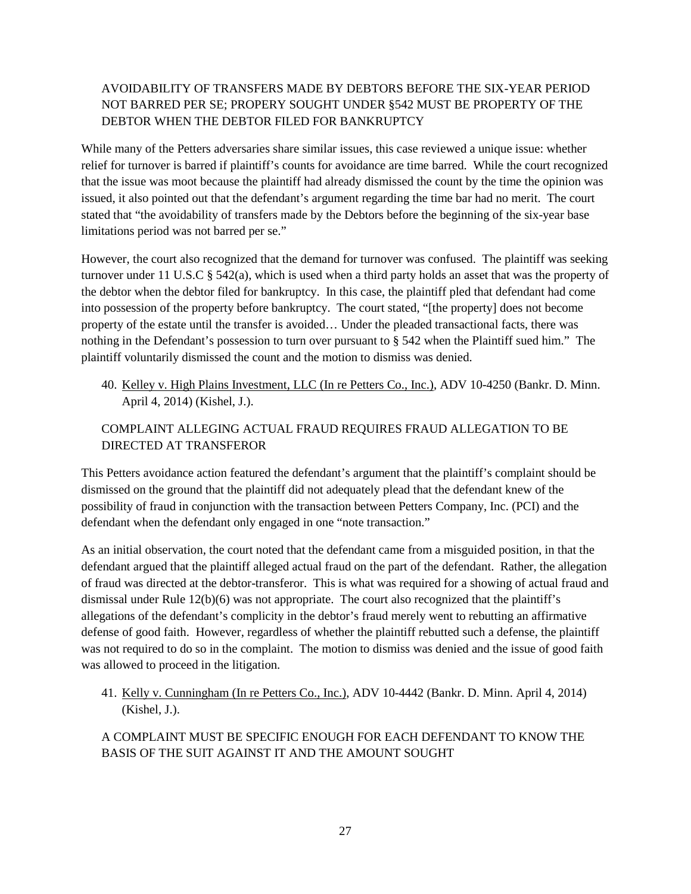AVOIDABILITY OF TRANSFERS MADE BY DEBTORS BEFORE THE SIX-YEAR PERIOD NOT BARRED PER SE; PROPERY SOUGHT UNDER §542 MUST BE PROPERTY OF THE DEBTOR WHEN THE DEBTOR FILED FOR BANKRUPTCY

While many of the Petters adversaries share similar issues, this case reviewed a unique issue: whether relief for turnover is barred if plaintiff's counts for avoidance are time barred. While the court recognized that the issue was moot because the plaintiff had already dismissed the count by the time the opinion was issued, it also pointed out that the defendant's argument regarding the time bar had no merit. The court stated that "the avoidability of transfers made by the Debtors before the beginning of the six-year base limitations period was not barred per se."

However, the court also recognized that the demand for turnover was confused. The plaintiff was seeking turnover under 11 U.S.C § 542(a), which is used when a third party holds an asset that was the property of the debtor when the debtor filed for bankruptcy. In this case, the plaintiff pled that defendant had come into possession of the property before bankruptcy. The court stated, "[the property] does not become property of the estate until the transfer is avoided… Under the pleaded transactional facts, there was nothing in the Defendant's possession to turn over pursuant to § 542 when the Plaintiff sued him." The plaintiff voluntarily dismissed the count and the motion to dismiss was denied.

40. Kelley v. High Plains Investment, LLC (In re Petters Co., Inc.), ADV 10-4250 (Bankr. D. Minn. April 4, 2014) (Kishel, J.).

COMPLAINT ALLEGING ACTUAL FRAUD REQUIRES FRAUD ALLEGATION TO BE DIRECTED AT TRANSFEROR

This Petters avoidance action featured the defendant's argument that the plaintiff's complaint should be dismissed on the ground that the plaintiff did not adequately plead that the defendant knew of the possibility of fraud in conjunction with the transaction between Petters Company, Inc. (PCI) and the defendant when the defendant only engaged in one "note transaction."

As an initial observation, the court noted that the defendant came from a misguided position, in that the defendant argued that the plaintiff alleged actual fraud on the part of the defendant. Rather, the allegation of fraud was directed at the debtor-transferor. This is what was required for a showing of actual fraud and dismissal under Rule 12(b)(6) was not appropriate. The court also recognized that the plaintiff's allegations of the defendant's complicity in the debtor's fraud merely went to rebutting an affirmative defense of good faith. However, regardless of whether the plaintiff rebutted such a defense, the plaintiff was not required to do so in the complaint. The motion to dismiss was denied and the issue of good faith was allowed to proceed in the litigation.

41. Kelly v. Cunningham (In re Petters Co., Inc.), ADV 10-4442 (Bankr. D. Minn. April 4, 2014) (Kishel, J.).

A COMPLAINT MUST BE SPECIFIC ENOUGH FOR EACH DEFENDANT TO KNOW THE BASIS OF THE SUIT AGAINST IT AND THE AMOUNT SOUGHT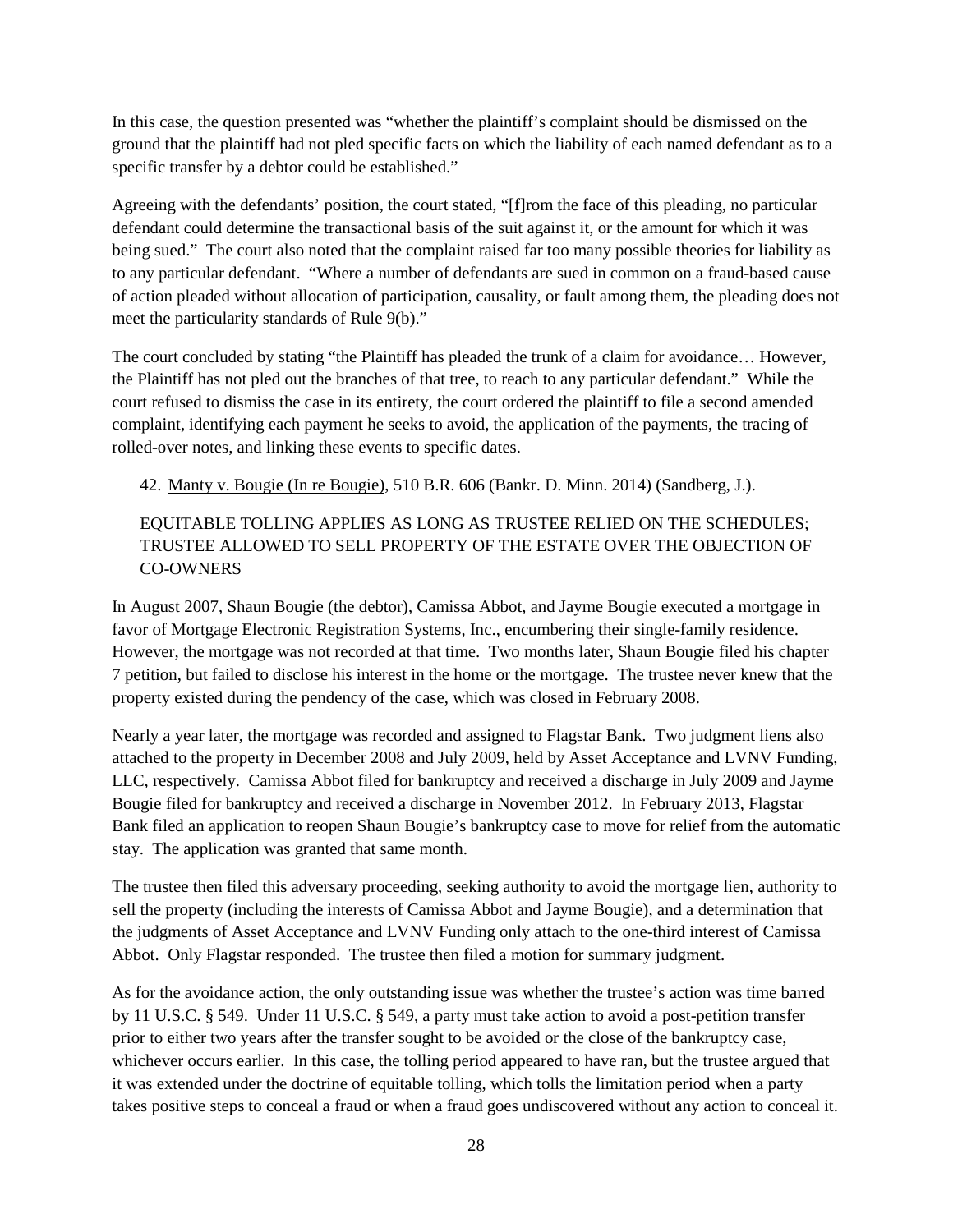In this case, the question presented was "whether the plaintiff's complaint should be dismissed on the ground that the plaintiff had not pled specific facts on which the liability of each named defendant as to a specific transfer by a debtor could be established."

Agreeing with the defendants' position, the court stated, "[f]rom the face of this pleading, no particular defendant could determine the transactional basis of the suit against it, or the amount for which it was being sued." The court also noted that the complaint raised far too many possible theories for liability as to any particular defendant. "Where a number of defendants are sued in common on a fraud-based cause of action pleaded without allocation of participation, causality, or fault among them, the pleading does not meet the particularity standards of Rule 9(b)."

The court concluded by stating "the Plaintiff has pleaded the trunk of a claim for avoidance… However, the Plaintiff has not pled out the branches of that tree, to reach to any particular defendant." While the court refused to dismiss the case in its entirety, the court ordered the plaintiff to file a second amended complaint, identifying each payment he seeks to avoid, the application of the payments, the tracing of rolled-over notes, and linking these events to specific dates.

42. Manty v. Bougie (In re Bougie), 510 B.R. 606 (Bankr. D. Minn. 2014) (Sandberg, J.).

EQUITABLE TOLLING APPLIES AS LONG AS TRUSTEE RELIED ON THE SCHEDULES; TRUSTEE ALLOWED TO SELL PROPERTY OF THE ESTATE OVER THE OBJECTION OF CO-OWNERS

In August 2007, Shaun Bougie (the debtor), Camissa Abbot, and Jayme Bougie executed a mortgage in favor of Mortgage Electronic Registration Systems, Inc., encumbering their single-family residence. However, the mortgage was not recorded at that time. Two months later, Shaun Bougie filed his chapter 7 petition, but failed to disclose his interest in the home or the mortgage. The trustee never knew that the property existed during the pendency of the case, which was closed in February 2008.

Nearly a year later, the mortgage was recorded and assigned to Flagstar Bank. Two judgment liens also attached to the property in December 2008 and July 2009, held by Asset Acceptance and LVNV Funding, LLC, respectively. Camissa Abbot filed for bankruptcy and received a discharge in July 2009 and Jayme Bougie filed for bankruptcy and received a discharge in November 2012. In February 2013, Flagstar Bank filed an application to reopen Shaun Bougie's bankruptcy case to move for relief from the automatic stay. The application was granted that same month.

The trustee then filed this adversary proceeding, seeking authority to avoid the mortgage lien, authority to sell the property (including the interests of Camissa Abbot and Jayme Bougie), and a determination that the judgments of Asset Acceptance and LVNV Funding only attach to the one-third interest of Camissa Abbot. Only Flagstar responded. The trustee then filed a motion for summary judgment.

As for the avoidance action, the only outstanding issue was whether the trustee's action was time barred by 11 U.S.C. § 549. Under 11 U.S.C. § 549, a party must take action to avoid a post-petition transfer prior to either two years after the transfer sought to be avoided or the close of the bankruptcy case, whichever occurs earlier. In this case, the tolling period appeared to have ran, but the trustee argued that it was extended under the doctrine of equitable tolling, which tolls the limitation period when a party takes positive steps to conceal a fraud or when a fraud goes undiscovered without any action to conceal it.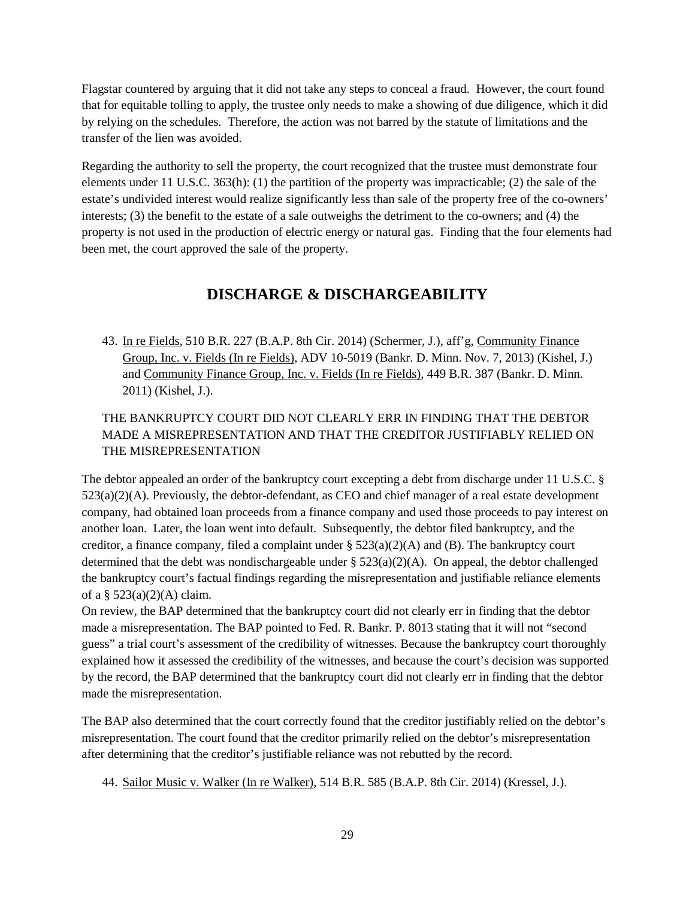Flagstar countered by arguing that it did not take any steps to conceal a fraud. However, the court found that for equitable tolling to apply, the trustee only needs to make a showing of due diligence, which it did by relying on the schedules. Therefore, the action was not barred by the statute of limitations and the transfer of the lien was avoided.

Regarding the authority to sell the property, the court recognized that the trustee must demonstrate four elements under 11 U.S.C. 363(h): (1) the partition of the property was impracticable; (2) the sale of the estate's undivided interest would realize significantly less than sale of the property free of the co-owners' interests; (3) the benefit to the estate of a sale outweighs the detriment to the co-owners; and (4) the property is not used in the production of electric energy or natural gas. Finding that the four elements had been met, the court approved the sale of the property.

## DISCHARGE & DISCHARGEABILITY

43. In re Fields, 510 B.R. 227 (B.A.P. 8th Cir. 2014) (Schermer, J.), aff'g, Community Finance Group, Inc. v. Fields (In re Fields), ADV 10-5019 (Bankr. D. Minn. Nov. 7, 2013) (Kishel, J.) and Community Finance Group, Inc. v. Fields (In re Fields), 449 B.R. 387 (Bankr. D. Minn. 2011) (Kishel, J.).

THE BANKRUPTCY COURT DID NOT CLEARLY ERR IN FINDING THAT THE DEBTOR MADE A MISREPRESENTATION AND THAT THE CREDITOR JUSTIFIABLY RELIED ON THE MISREPRESENTATION

The debtor appealed an order of the bankruptcy court excepting a debt from discharge under 11 U.S.C. § 523(a)(2)(A). Previously, the debtor-defendant, as CEO and chief manager of a real estate development company, had obtained loan proceeds from a finance company and used those proceeds to pay interest on another loan. Later, the loan went into default. Subsequently, the debtor filed bankruptcy, and the creditor, a finance company, filed a complaint under § 523(a)(2)(A) and (B). The bankruptcy court determined that the debt was nondischargeable under § 523(a)(2)(A). On appeal, the debtor challenged the bankruptcy court's factual findings regarding the misrepresentation and justifiable reliance elements of a § 523(a)(2)(A) claim.

On review, the BAP determined that the bankruptcy court did not clearly err in finding that the debtor made a misrepresentation. The BAP pointed to Fed. R. Bankr. P. 8013 stating that it will not "second guess" a trial court's assessment of the credibility of witnesses. Because the bankruptcy court thoroughly explained how it assessed the credibility of the witnesses, and because the court's decision was supported by the record, the BAP determined that the bankruptcy court did not clearly err in finding that the debtor made the misrepresentation.

The BAP also determined that the court correctly found that the creditor justifiably relied on the debtor's misrepresentation. The court found that the creditor primarily relied on the debtor's misrepresentation after determining that the creditor's justifiable reliance was not rebutted by the record.

44. Sailor Music v. Walker (In re Walker), 514 B.R. 585 (B.A.P. 8th Cir. 2014) (Kressel, J.).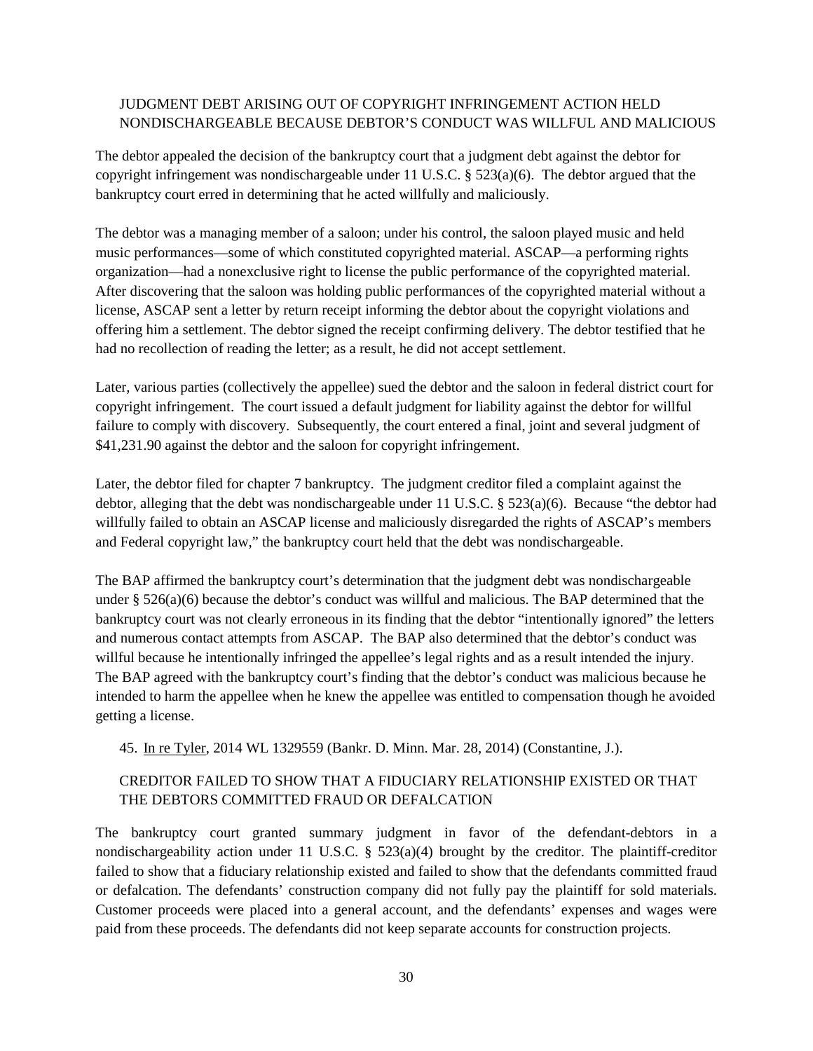JUDGMENT DEBT ARISING OUT OF COPYRIGHT INFRINGEMENT ACTION HELD NONDISCHARGEABLE BECAUSE DEBTOR'S CONDUCT WAS WILLFUL AND MALICIOUS

The debtor appealed the decision of the bankruptcy court that a judgment debt against the debtor for copyright infringement was nondischargeable under 11 U.S.C. § 523(a)(6). The debtor argued that the bankruptcy court erred in determining that he acted willfully and maliciously.

The debtor was a managing member of a saloon; under his control, the saloon played music and held music performances—some of which constituted copyrighted material. ASCAP—a performing rights organization—had a nonexclusive right to license the public performance of the copyrighted material. After discovering that the saloon was holding public performances of the copyrighted material without a license, ASCAP sent a letter by return receipt informing the debtor about the copyright violations and offering him a settlement. The debtor signed the receipt confirming delivery. The debtor testified that he had no recollection of reading the letter; as a result, he did not accept settlement.

Later, various parties (collectively the appellee) sued the debtor and the saloon in federal district court for copyright infringement. The court issued a default judgment for liability against the debtor for willful failure to comply with discovery. Subsequently, the court entered a final, joint and several judgment of $41,231.90 against the debtor and the saloon for copyright infringement.

Later, the debtor filed for chapter 7 bankruptcy. The judgment creditor filed a complaint against the debtor, alleging that the debt was nondischargeable under 11 U.S.C. § 523(a)(6). Because "the debtor had willfully failed to obtain an ASCAP license and maliciously disregarded the rights of ASCAP's members and Federal copyright law," the bankruptcy court held that the debt was nondischargeable.

The BAP affirmed the bankruptcy court's determination that the judgment debt was nondischargeable under § 526(a)(6) because the debtor's conduct was willful and malicious. The BAP determined that the bankruptcy court was not clearly erroneous in its finding that the debtor "intentionally ignored" the letters and numerous contact attempts from ASCAP. The BAP also determined that the debtor's conduct was willful because he intentionally infringed the appellee's legal rights and as a result intended the injury. The BAP agreed with the bankruptcy court's finding that the debtor's conduct was malicious because he intended to harm the appellee when he knew the appellee was entitled to compensation though he avoided getting a license.

45. In re Tyler, 2014 WL 1329559 (Bankr. D. Minn. Mar. 28, 2014) (Constantine, J.).

CREDITOR FAILED TO SHOW THAT A FIDUCIARY RELATIONSHIP EXISTED OR THAT THE DEBTORS COMMITTED FRAUD OR DEFALCATION

The bankruptcy court granted summary judgment in favor of the defendant-debtors in a nondischargeability action under 11 U.S.C. § 523(a)(4) brought by the creditor. The plaintiff-creditor failed to show that a fiduciary relationship existed and failed to show that the defendants committed fraud or defalcation. The defendants' construction company did not fully pay the plaintiff for sold materials. Customer proceeds were placed into a general account, and the defendants' expenses and wages were paid from these proceeds. The defendants did not keep separate accounts for construction projects.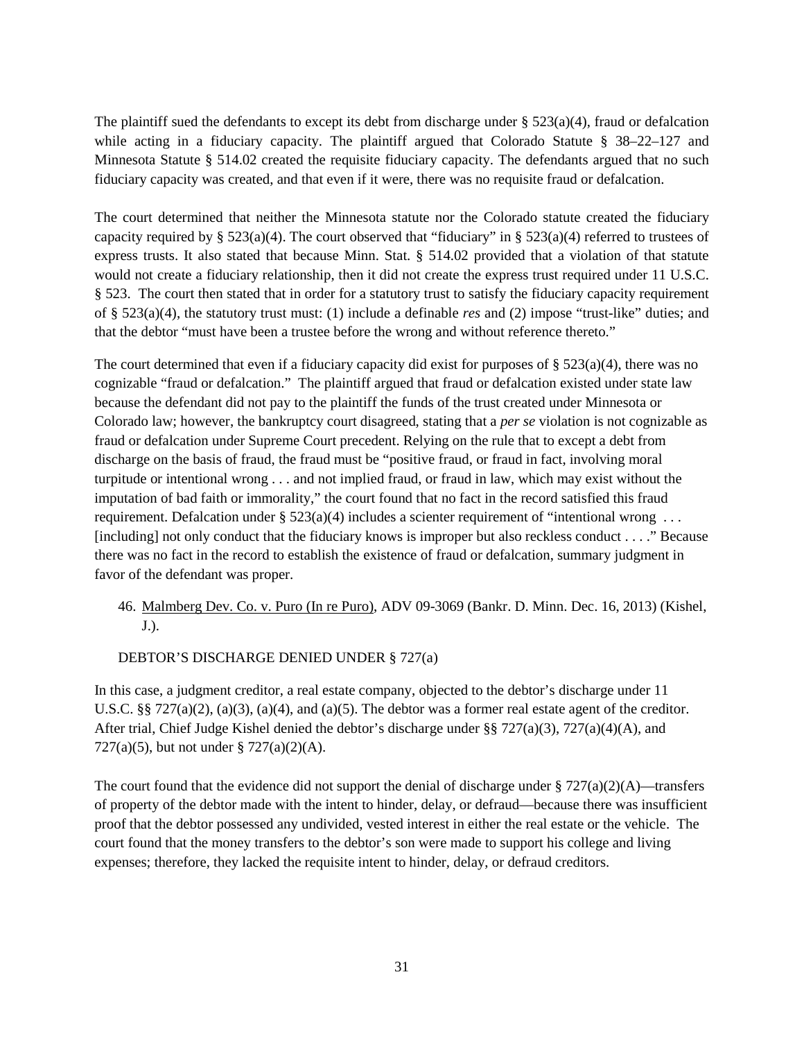The plaintiff sued the defendants to except its debt from discharge under § 523(a)(4), fraud or defalcation while acting in a fiduciary capacity. The plaintiff argued that Colorado Statute § 38–22–127 and Minnesota Statute § 514.02 created the requisite fiduciary capacity. The defendants argued that no such fiduciary capacity was created, and that even if it were, there was no requisite fraud or defalcation.

The court determined that neither the Minnesota statute nor the Colorado statute created the fiduciary capacity required by § 523(a)(4). The court observed that "fiduciary" in § 523(a)(4) referred to trustees of express trusts. It also stated that because Minn. Stat. § 514.02 provided that a violation of that statute would not create a fiduciary relationship, then it did not create the express trust required under 11 U.S.C. § 523. The court then stated that in order for a statutory trust to satisfy the fiduciary capacity requirement of § 523(a)(4), the statutory trust must: (1) include a definable *res* and (2) impose "trust-like" duties; and that the debtor "must have been a trustee before the wrong and without reference thereto."

The court determined that even if a fiduciary capacity did exist for purposes of § 523(a)(4), there was no cognizable "fraud or defalcation." The plaintiff argued that fraud or defalcation existed under state law because the defendant did not pay to the plaintiff the funds of the trust created under Minnesota or Colorado law; however, the bankruptcy court disagreed, stating that a *per se* violation is not cognizable as fraud or defalcation under Supreme Court precedent. Relying on the rule that to except a debt from discharge on the basis of fraud, the fraud must be "positive fraud, or fraud in fact, involving moral turpitude or intentional wrong . . . and not implied fraud, or fraud in law, which may exist without the imputation of bad faith or immorality," the court found that no fact in the record satisfied this fraud requirement. Defalcation under § 523(a)(4) includes a scienter requirement of "intentional wrong . . . [including] not only conduct that the fiduciary knows is improper but also reckless conduct . . . ." Because there was no fact in the record to establish the existence of fraud or defalcation, summary judgment in favor of the defendant was proper.

46. Malmberg Dev. Co. v. Puro (In re Puro), ADV 09-3069 (Bankr. D. Minn. Dec. 16, 2013) (Kishel, J.).

DEBTOR'S DISCHARGE DENIED UNDER § 727(a)

In this case, a judgment creditor, a real estate company, objected to the debtor's discharge under 11 U.S.C. §§ 727(a)(2), (a)(3), (a)(4), and (a)(5). The debtor was a former real estate agent of the creditor. After trial, Chief Judge Kishel denied the debtor's discharge under §§ 727(a)(3), 727(a)(4)(A), and 727(a)(5), but not under § 727(a)(2)(A).

The court found that the evidence did not support the denial of discharge under § 727(a)(2)(A)—transfers of property of the debtor made with the intent to hinder, delay, or defraud—because there was insufficient proof that the debtor possessed any undivided, vested interest in either the real estate or the vehicle. The court found that the money transfers to the debtor's son were made to support his college and living expenses; therefore, they lacked the requisite intent to hinder, delay, or defraud creditors.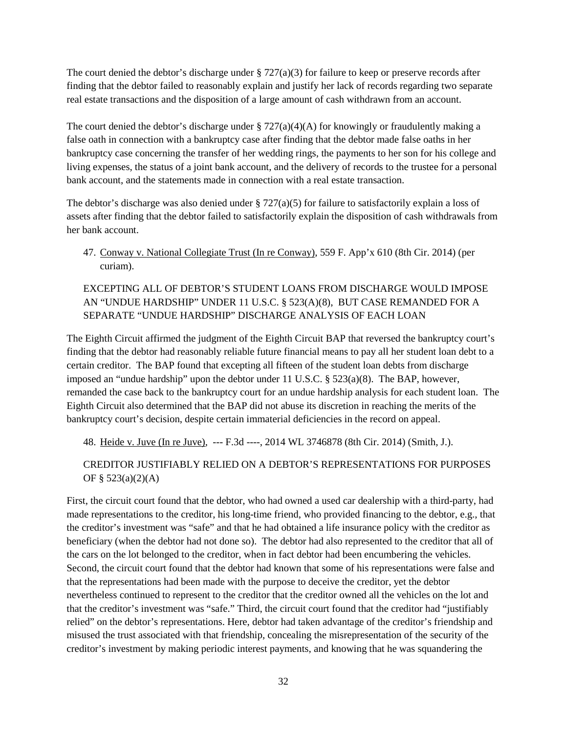The court denied the debtor's discharge under § 727(a)(3) for failure to keep or preserve records after finding that the debtor failed to reasonably explain and justify her lack of records regarding two separate real estate transactions and the disposition of a large amount of cash withdrawn from an account.

The court denied the debtor's discharge under § 727(a)(4)(A) for knowingly or fraudulently making a false oath in connection with a bankruptcy case after finding that the debtor made false oaths in her bankruptcy case concerning the transfer of her wedding rings, the payments to her son for his college and living expenses, the status of a joint bank account, and the delivery of records to the trustee for a personal bank account, and the statements made in connection with a real estate transaction.

The debtor's discharge was also denied under § 727(a)(5) for failure to satisfactorily explain a loss of assets after finding that the debtor failed to satisfactorily explain the disposition of cash withdrawals from her bank account.

47. Conway v. National Collegiate Trust (In re Conway), 559 F. App'x 610 (8th Cir. 2014) (per curiam).

EXCEPTING ALL OF DEBTOR'S STUDENT LOANS FROM DISCHARGE WOULD IMPOSE AN "UNDUE HARDSHIP" UNDER 11 U.S.C. § 523(A)(8), BUT CASE REMANDED FOR A SEPARATE "UNDUE HARDSHIP" DISCHARGE ANALYSIS OF EACH LOAN

The Eighth Circuit affirmed the judgment of the Eighth Circuit BAP that reversed the bankruptcy court's finding that the debtor had reasonably reliable future financial means to pay all her student loan debt to a certain creditor. The BAP found that excepting all fifteen of the student loan debts from discharge imposed an "undue hardship" upon the debtor under 11 U.S.C. § 523(a)(8). The BAP, however, remanded the case back to the bankruptcy court for an undue hardship analysis for each student loan. The Eighth Circuit also determined that the BAP did not abuse its discretion in reaching the merits of the bankruptcy court's decision, despite certain immaterial deficiencies in the record on appeal.

48. Heide v. Juve (In re Juve), --- F.3d ----, 2014 WL 3746878 (8th Cir. 2014) (Smith, J.).

CREDITOR JUSTIFIABLY RELIED ON A DEBTOR'S REPRESENTATIONS FOR PURPOSES OF § 523(a)(2)(A)

First, the circuit court found that the debtor, who had owned a used car dealership with a third-party, had made representations to the creditor, his long-time friend, who provided financing to the debtor, e.g., that the creditor's investment was "safe" and that he had obtained a life insurance policy with the creditor as beneficiary (when the debtor had not done so). The debtor had also represented to the creditor that all of the cars on the lot belonged to the creditor, when in fact debtor had been encumbering the vehicles. Second, the circuit court found that the debtor had known that some of his representations were false and that the representations had been made with the purpose to deceive the creditor, yet the debtor nevertheless continued to represent to the creditor that the creditor owned all the vehicles on the lot and that the creditor's investment was "safe." Third, the circuit court found that the creditor had "justifiably relied" on the debtor's representations. Here, debtor had taken advantage of the creditor's friendship and misused the trust associated with that friendship, concealing the misrepresentation of the security of the creditor's investment by making periodic interest payments, and knowing that he was squandering the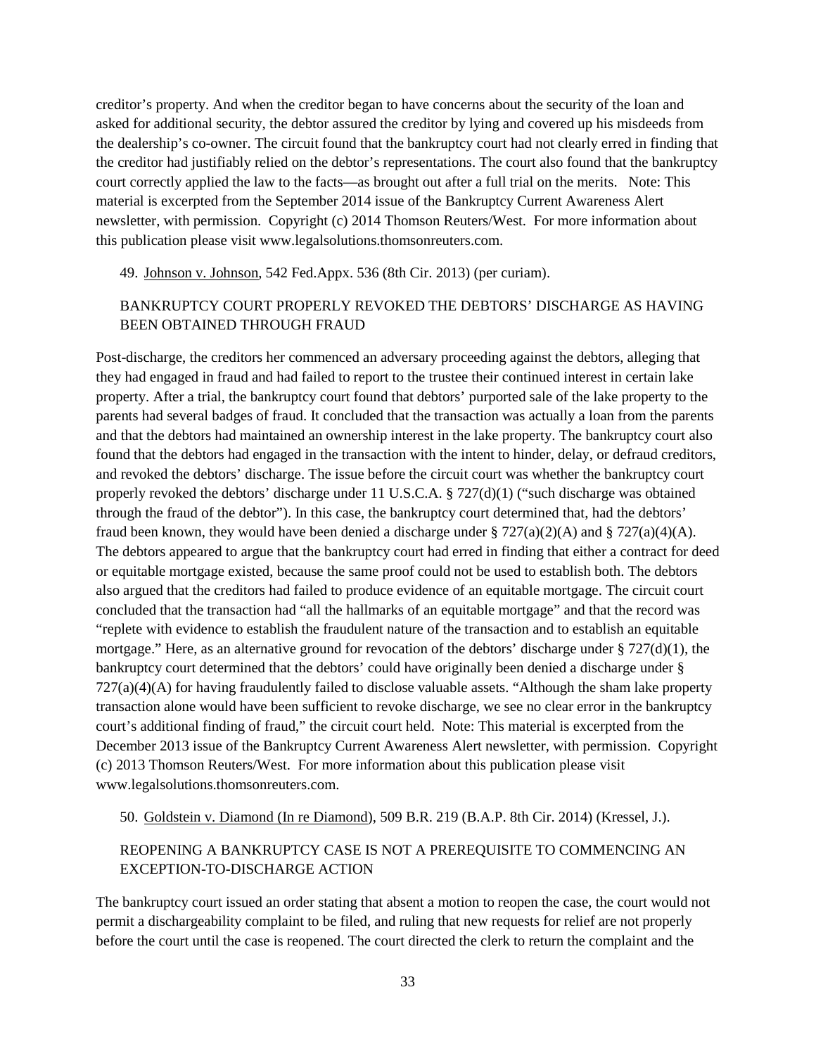creditor's property. And when the creditor began to have concerns about the security of the loan and asked for additional security, the debtor assured the creditor by lying and covered up his misdeeds from the dealership's co-owner. The circuit found that the bankruptcy court had not clearly erred in finding that the creditor had justifiably relied on the debtor's representations. The court also found that the bankruptcy court correctly applied the law to the facts—as brought out after a full trial on the merits. Note: This material is excerpted from the September 2014 issue of the Bankruptcy Current Awareness Alert newsletter, with permission. Copyright (c) 2014 Thomson Reuters/West. For more information about this publication please visit www.legalsolutions.thomsonreuters.com.

49. Johnson v. Johnson, 542 Fed.Appx. 536 (8th Cir. 2013) (per curiam).

BANKRUPTCY COURT PROPERLY REVOKED THE DEBTORS' DISCHARGE AS HAVING BEEN OBTAINED THROUGH FRAUD

Post-discharge, the creditors her commenced an adversary proceeding against the debtors, alleging that they had engaged in fraud and had failed to report to the trustee their continued interest in certain lake property. After a trial, the bankruptcy court found that debtors' purported sale of the lake property to the parents had several badges of fraud. It concluded that the transaction was actually a loan from the parents and that the debtors had maintained an ownership interest in the lake property. The bankruptcy court also found that the debtors had engaged in the transaction with the intent to hinder, delay, or defraud creditors, and revoked the debtors' discharge. The issue before the circuit court was whether the bankruptcy court properly revoked the debtors' discharge under 11 U.S.C.A. § 727(d)(1) ("such discharge was obtained through the fraud of the debtor"). In this case, the bankruptcy court determined that, had the debtors' fraud been known, they would have been denied a discharge under § 727(a)(2)(A) and § 727(a)(4)(A). The debtors appeared to argue that the bankruptcy court had erred in finding that either a contract for deed or equitable mortgage existed, because the same proof could not be used to establish both. The debtors also argued that the creditors had failed to produce evidence of an equitable mortgage. The circuit court concluded that the transaction had "all the hallmarks of an equitable mortgage" and that the record was "replete with evidence to establish the fraudulent nature of the transaction and to establish an equitable mortgage." Here, as an alternative ground for revocation of the debtors' discharge under § 727(d)(1), the bankruptcy court determined that the debtors' could have originally been denied a discharge under § 727(a)(4)(A) for having fraudulently failed to disclose valuable assets. "Although the sham lake property transaction alone would have been sufficient to revoke discharge, we see no clear error in the bankruptcy court's additional finding of fraud," the circuit court held. Note: This material is excerpted from the December 2013 issue of the Bankruptcy Current Awareness Alert newsletter, with permission. Copyright (c) 2013 Thomson Reuters/West. For more information about this publication please visit www.legalsolutions.thomsonreuters.com.

50. Goldstein v. Diamond (In re Diamond), 509 B.R. 219 (B.A.P. 8th Cir. 2014) (Kressel, J.).

REOPENING A BANKRUPTCY CASE IS NOT A PREREQUISITE TO COMMENCING AN EXCEPTION-TO-DISCHARGE ACTION

The bankruptcy court issued an order stating that absent a motion to reopen the case, the court would not permit a dischargeability complaint to be filed, and ruling that new requests for relief are not properly before the court until the case is reopened. The court directed the clerk to return the complaint and the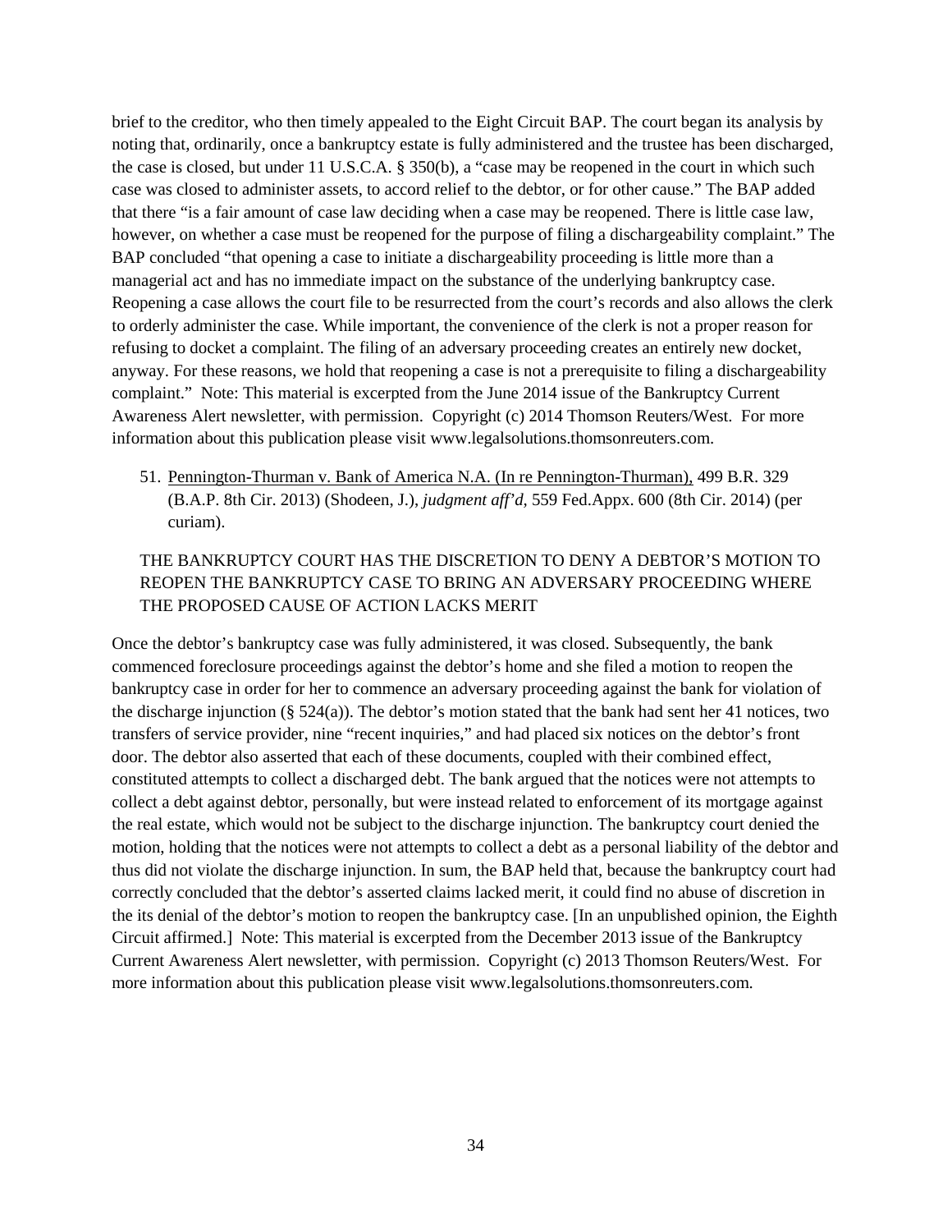brief to the creditor, who then timely appealed to the Eight Circuit BAP. The court began its analysis by noting that, ordinarily, once a bankruptcy estate is fully administered and the trustee has been discharged, the case is closed, but under 11 U.S.C.A. § 350(b), a "case may be reopened in the court in which such case was closed to administer assets, to accord relief to the debtor, or for other cause." The BAP added that there "is a fair amount of case law deciding when a case may be reopened. There is little case law, however, on whether a case must be reopened for the purpose of filing a dischargeability complaint." The BAP concluded "that opening a case to initiate a dischargeability proceeding is little more than a managerial act and has no immediate impact on the substance of the underlying bankruptcy case. Reopening a case allows the court file to be resurrected from the court's records and also allows the clerk to orderly administer the case. While important, the convenience of the clerk is not a proper reason for refusing to docket a complaint. The filing of an adversary proceeding creates an entirely new docket, anyway. For these reasons, we hold that reopening a case is not a prerequisite to filing a dischargeability complaint." Note: This material is excerpted from the June 2014 issue of the Bankruptcy Current Awareness Alert newsletter, with permission. Copyright (c) 2014 Thomson Reuters/West. For more information about this publication please visit www.legalsolutions.thomsonreuters.com.

51. Pennington-Thurman v. Bank of America N.A. (In re Pennington-Thurman), 499 B.R. 329 (B.A.P. 8th Cir. 2013) (Shodeen, J.), *judgment aff'd*, 559 Fed.Appx. 600 (8th Cir. 2014) (per curiam).

THE BANKRUPTCY COURT HAS THE DISCRETION TO DENY A DEBTOR'S MOTION TO REOPEN THE BANKRUPTCY CASE TO BRING AN ADVERSARY PROCEEDING WHERE THE PROPOSED CAUSE OF ACTION LACKS MERIT

Once the debtor's bankruptcy case was fully administered, it was closed. Subsequently, the bank commenced foreclosure proceedings against the debtor's home and she filed a motion to reopen the bankruptcy case in order for her to commence an adversary proceeding against the bank for violation of the discharge injunction (§ 524(a)). The debtor's motion stated that the bank had sent her 41 notices, two transfers of service provider, nine "recent inquiries," and had placed six notices on the debtor's front door. The debtor also asserted that each of these documents, coupled with their combined effect, constituted attempts to collect a discharged debt. The bank argued that the notices were not attempts to collect a debt against debtor, personally, but were instead related to enforcement of its mortgage against the real estate, which would not be subject to the discharge injunction. The bankruptcy court denied the motion, holding that the notices were not attempts to collect a debt as a personal liability of the debtor and thus did not violate the discharge injunction. In sum, the BAP held that, because the bankruptcy court had correctly concluded that the debtor's asserted claims lacked merit, it could find no abuse of discretion in the its denial of the debtor's motion to reopen the bankruptcy case. [In an unpublished opinion, the Eighth Circuit affirmed.] Note: This material is excerpted from the December 2013 issue of the Bankruptcy Current Awareness Alert newsletter, with permission. Copyright (c) 2013 Thomson Reuters/West. For more information about this publication please visit www.legalsolutions.thomsonreuters.com.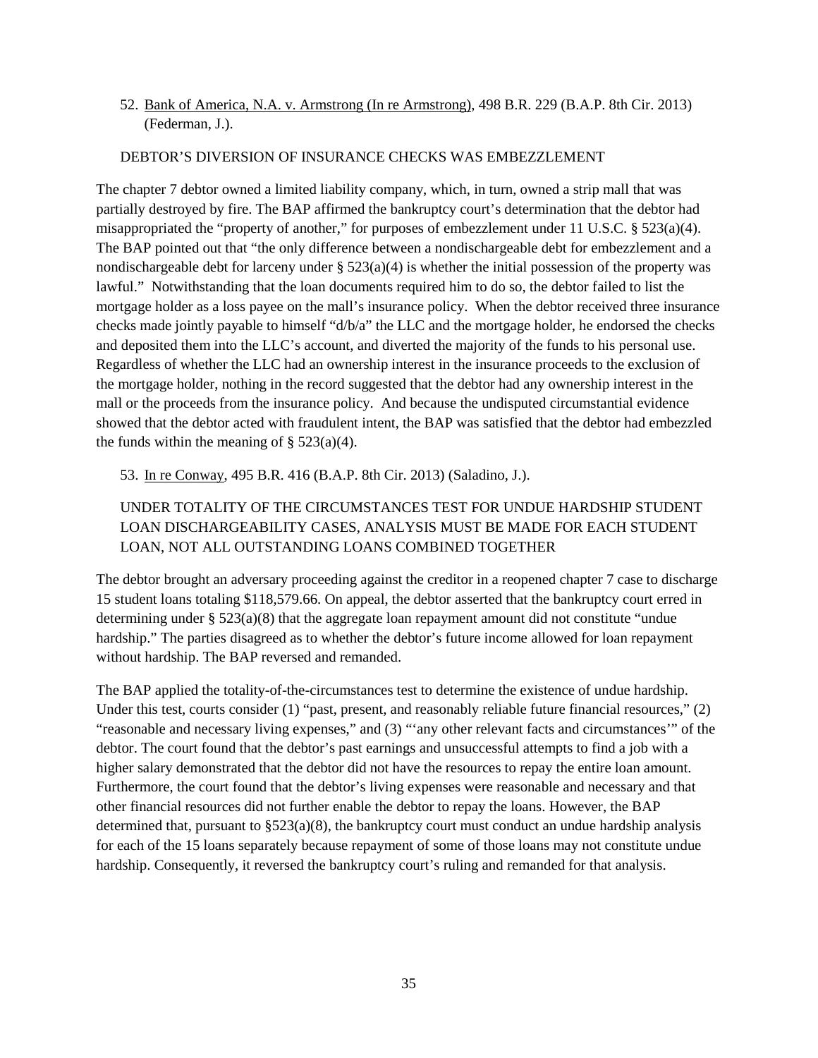52. Bank of America, N.A. v. Armstrong (In re Armstrong), 498 B.R. 229 (B.A.P. 8th Cir. 2013) (Federman, J.).

DEBTOR'S DIVERSION OF INSURANCE CHECKS WAS EMBEZZLEMENT

The chapter 7 debtor owned a limited liability company, which, in turn, owned a strip mall that was partially destroyed by fire. The BAP affirmed the bankruptcy court's determination that the debtor had misappropriated the "property of another," for purposes of embezzlement under 11 U.S.C. § 523(a)(4). The BAP pointed out that "the only difference between a nondischargeable debt for embezzlement and a nondischargeable debt for larceny under § 523(a)(4) is whether the initial possession of the property was lawful." Notwithstanding that the loan documents required him to do so, the debtor failed to list the mortgage holder as a loss payee on the mall's insurance policy. When the debtor received three insurance checks made jointly payable to himself "d/b/a" the LLC and the mortgage holder, he endorsed the checks and deposited them into the LLC's account, and diverted the majority of the funds to his personal use. Regardless of whether the LLC had an ownership interest in the insurance proceeds to the exclusion of the mortgage holder, nothing in the record suggested that the debtor had any ownership interest in the mall or the proceeds from the insurance policy. And because the undisputed circumstantial evidence showed that the debtor acted with fraudulent intent, the BAP was satisfied that the debtor had embezzled the funds within the meaning of § 523(a)(4).

53. In re Conway, 495 B.R. 416 (B.A.P. 8th Cir. 2013) (Saladino, J.).

UNDER TOTALITY OF THE CIRCUMSTANCES TEST FOR UNDUE HARDSHIP STUDENT LOAN DISCHARGEABILITY CASES, ANALYSIS MUST BE MADE FOR EACH STUDENT LOAN, NOT ALL OUTSTANDING LOANS COMBINED TOGETHER

The debtor brought an adversary proceeding against the creditor in a reopened chapter 7 case to discharge 15 student loans totaling $118,579.66. On appeal, the debtor asserted that the bankruptcy court erred in determining under § 523(a)(8) that the aggregate loan repayment amount did not constitute "undue hardship." The parties disagreed as to whether the debtor's future income allowed for loan repayment without hardship. The BAP reversed and remanded.

The BAP applied the totality-of-the-circumstances test to determine the existence of undue hardship. Under this test, courts consider (1) "past, present, and reasonably reliable future financial resources," (2) "reasonable and necessary living expenses," and (3) "'any other relevant facts and circumstances'" of the debtor. The court found that the debtor's past earnings and unsuccessful attempts to find a job with a higher salary demonstrated that the debtor did not have the resources to repay the entire loan amount. Furthermore, the court found that the debtor's living expenses were reasonable and necessary and that other financial resources did not further enable the debtor to repay the loans. However, the BAP determined that, pursuant to §523(a)(8), the bankruptcy court must conduct an undue hardship analysis for each of the 15 loans separately because repayment of some of those loans may not constitute undue hardship. Consequently, it reversed the bankruptcy court's ruling and remanded for that analysis.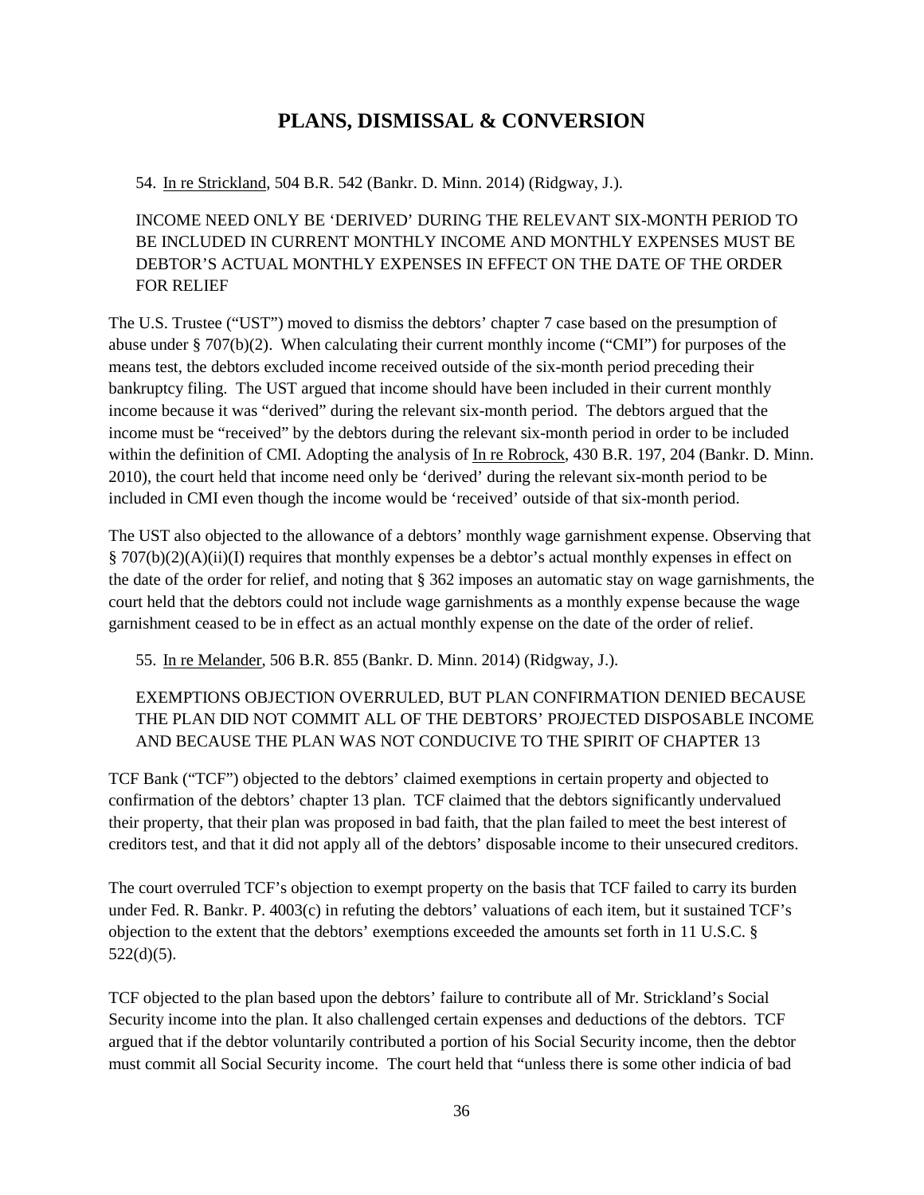# PLANS, DISMISSAL & CONVERSION

54. In re Strickland, 504 B.R. 542 (Bankr. D. Minn. 2014) (Ridgway, J.).

INCOME NEED ONLY BE 'DERIVED' DURING THE RELEVANT SIX-MONTH PERIOD TO BE INCLUDED IN CURRENT MONTHLY INCOME AND MONTHLY EXPENSES MUST BE DEBTOR'S ACTUAL MONTHLY EXPENSES IN EFFECT ON THE DATE OF THE ORDER FOR RELIEF

The U.S. Trustee ("UST") moved to dismiss the debtors' chapter 7 case based on the presumption of abuse under § 707(b)(2). When calculating their current monthly income ("CMI") for purposes of the means test, the debtors excluded income received outside of the six-month period preceding their bankruptcy filing. The UST argued that income should have been included in their current monthly income because it was "derived" during the relevant six-month period. The debtors argued that the income must be "received" by the debtors during the relevant six-month period in order to be included within the definition of CMI. Adopting the analysis of In re Robrock, 430 B.R. 197, 204 (Bankr. D. Minn. 2010), the court held that income need only be 'derived' during the relevant six-month period to be included in CMI even though the income would be 'received' outside of that six-month period.

The UST also objected to the allowance of a debtors' monthly wage garnishment expense. Observing that § 707(b)(2)(A)(ii)(I) requires that monthly expenses be a debtor's actual monthly expenses in effect on the date of the order for relief, and noting that § 362 imposes an automatic stay on wage garnishments, the court held that the debtors could not include wage garnishments as a monthly expense because the wage garnishment ceased to be in effect as an actual monthly expense on the date of the order of relief.

55. In re Melander, 506 B.R. 855 (Bankr. D. Minn. 2014) (Ridgway, J.).

EXEMPTIONS OBJECTION OVERRULED, BUT PLAN CONFIRMATION DENIED BECAUSE THE PLAN DID NOT COMMIT ALL OF THE DEBTORS' PROJECTED DISPOSABLE INCOME AND BECAUSE THE PLAN WAS NOT CONDUCIVE TO THE SPIRIT OF CHAPTER 13

TCF Bank ("TCF") objected to the debtors' claimed exemptions in certain property and objected to confirmation of the debtors' chapter 13 plan. TCF claimed that the debtors significantly undervalued their property, that their plan was proposed in bad faith, that the plan failed to meet the best interest of creditors test, and that it did not apply all of the debtors' disposable income to their unsecured creditors.

The court overruled TCF's objection to exempt property on the basis that TCF failed to carry its burden under Fed. R. Bankr. P. 4003(c) in refuting the debtors' valuations of each item, but it sustained TCF's objection to the extent that the debtors' exemptions exceeded the amounts set forth in 11 U.S.C. § 522(d)(5).

TCF objected to the plan based upon the debtors' failure to contribute all of Mr. Strickland's Social Security income into the plan. It also challenged certain expenses and deductions of the debtors. TCF argued that if the debtor voluntarily contributed a portion of his Social Security income, then the debtor must commit all Social Security income. The court held that "unless there is some other indicia of bad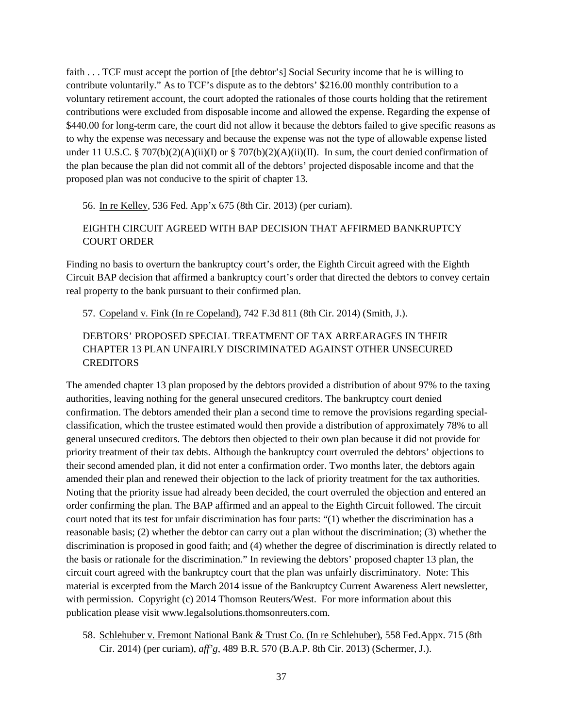faith . . . TCF must accept the portion of [the debtor's] Social Security income that he is willing to contribute voluntarily." As to TCF's dispute as to the debtors' $216.00 monthly contribution to a voluntary retirement account, the court adopted the rationales of those courts holding that the retirement contributions were excluded from disposable income and allowed the expense. Regarding the expense of $440.00 for long-term care, the court did not allow it because the debtors failed to give specific reasons as to why the expense was necessary and because the expense was not the type of allowable expense listed under 11 U.S.C. § 707(b)(2)(A)(ii)(I) or § 707(b)(2)(A)(ii)(II). In sum, the court denied confirmation of the plan because the plan did not commit all of the debtors' projected disposable income and that the proposed plan was not conducive to the spirit of chapter 13.

56. In re Kelley, 536 Fed. App'x 675 (8th Cir. 2013) (per curiam).

EIGHTH CIRCUIT AGREED WITH BAP DECISION THAT AFFIRMED BANKRUPTCY COURT ORDER

Finding no basis to overturn the bankruptcy court's order, the Eighth Circuit agreed with the Eighth Circuit BAP decision that affirmed a bankruptcy court's order that directed the debtors to convey certain real property to the bank pursuant to their confirmed plan.

57. Copeland v. Fink (In re Copeland), 742 F.3d 811 (8th Cir. 2014) (Smith, J.).

DEBTORS' PROPOSED SPECIAL TREATMENT OF TAX ARREARAGES IN THEIR CHAPTER 13 PLAN UNFAIRLY DISCRIMINATED AGAINST OTHER UNSECURED CREDITORS

The amended chapter 13 plan proposed by the debtors provided a distribution of about 97% to the taxing authorities, leaving nothing for the general unsecured creditors. The bankruptcy court denied confirmation. The debtors amended their plan a second time to remove the provisions regarding special-classification, which the trustee estimated would then provide a distribution of approximately 78% to all general unsecured creditors. The debtors then objected to their own plan because it did not provide for priority treatment of their tax debts. Although the bankruptcy court overruled the debtors' objections to their second amended plan, it did not enter a confirmation order. Two months later, the debtors again amended their plan and renewed their objection to the lack of priority treatment for the tax authorities. Noting that the priority issue had already been decided, the court overruled the objection and entered an order confirming the plan. The BAP affirmed and an appeal to the Eighth Circuit followed. The circuit court noted that its test for unfair discrimination has four parts: "(1) whether the discrimination has a reasonable basis; (2) whether the debtor can carry out a plan without the discrimination; (3) whether the discrimination is proposed in good faith; and (4) whether the degree of discrimination is directly related to the basis or rationale for the discrimination." In reviewing the debtors' proposed chapter 13 plan, the circuit court agreed with the bankruptcy court that the plan was unfairly discriminatory. Note: This material is excerpted from the March 2014 issue of the Bankruptcy Current Awareness Alert newsletter, with permission. Copyright (c) 2014 Thomson Reuters/West. For more information about this publication please visit www.legalsolutions.thomsonreuters.com.

58. Schlehuber v. Fremont National Bank & Trust Co. (In re Schlehuber), 558 Fed.Appx. 715 (8th Cir. 2014) (per curiam), *aff'g*, 489 B.R. 570 (B.A.P. 8th Cir. 2013) (Schermer, J.).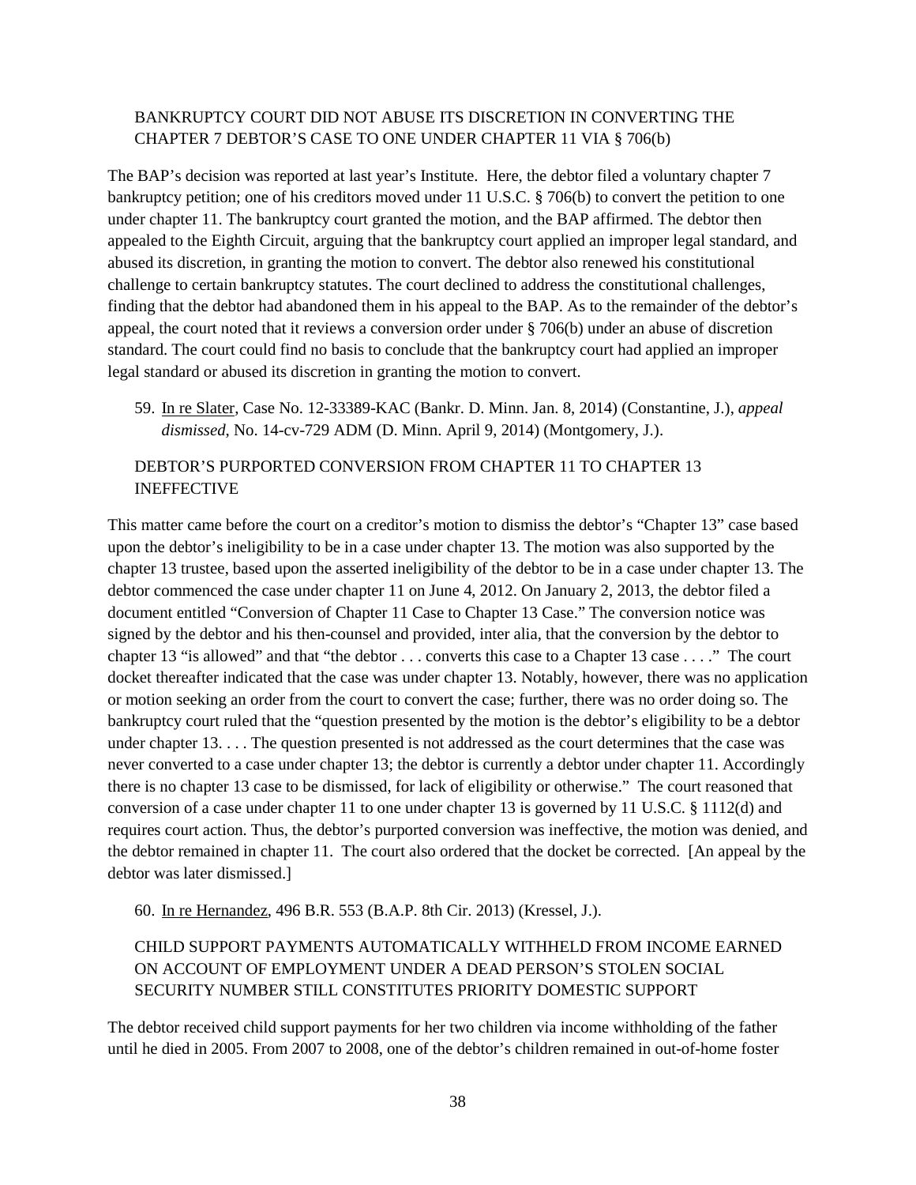BANKRUPTCY COURT DID NOT ABUSE ITS DISCRETION IN CONVERTING THE CHAPTER 7 DEBTOR'S CASE TO ONE UNDER CHAPTER 11 VIA § 706(b)

The BAP's decision was reported at last year's Institute. Here, the debtor filed a voluntary chapter 7 bankruptcy petition; one of his creditors moved under 11 U.S.C. § 706(b) to convert the petition to one under chapter 11. The bankruptcy court granted the motion, and the BAP affirmed. The debtor then appealed to the Eighth Circuit, arguing that the bankruptcy court applied an improper legal standard, and abused its discretion, in granting the motion to convert. The debtor also renewed his constitutional challenge to certain bankruptcy statutes. The court declined to address the constitutional challenges, finding that the debtor had abandoned them in his appeal to the BAP. As to the remainder of the debtor's appeal, the court noted that it reviews a conversion order under § 706(b) under an abuse of discretion standard. The court could find no basis to conclude that the bankruptcy court had applied an improper legal standard or abused its discretion in granting the motion to convert.

59. In re Slater, Case No. 12-33389-KAC (Bankr. D. Minn. Jan. 8, 2014) (Constantine, J.), *appeal dismissed*, No. 14-cv-729 ADM (D. Minn. April 9, 2014) (Montgomery, J.).

DEBTOR'S PURPORTED CONVERSION FROM CHAPTER 11 TO CHAPTER 13 INEFFECTIVE

This matter came before the court on a creditor's motion to dismiss the debtor's "Chapter 13" case based upon the debtor's ineligibility to be in a case under chapter 13. The motion was also supported by the chapter 13 trustee, based upon the asserted ineligibility of the debtor to be in a case under chapter 13. The debtor commenced the case under chapter 11 on June 4, 2012. On January 2, 2013, the debtor filed a document entitled "Conversion of Chapter 11 Case to Chapter 13 Case." The conversion notice was signed by the debtor and his then-counsel and provided, inter alia, that the conversion by the debtor to chapter 13 "is allowed" and that "the debtor . . . converts this case to a Chapter 13 case . . . ." The court docket thereafter indicated that the case was under chapter 13. Notably, however, there was no application or motion seeking an order from the court to convert the case; further, there was no order doing so. The bankruptcy court ruled that the "question presented by the motion is the debtor's eligibility to be a debtor under chapter 13. . . . The question presented is not addressed as the court determines that the case was never converted to a case under chapter 13; the debtor is currently a debtor under chapter 11. Accordingly there is no chapter 13 case to be dismissed, for lack of eligibility or otherwise." The court reasoned that conversion of a case under chapter 11 to one under chapter 13 is governed by 11 U.S.C. § 1112(d) and requires court action. Thus, the debtor's purported conversion was ineffective, the motion was denied, and the debtor remained in chapter 11. The court also ordered that the docket be corrected. [An appeal by the debtor was later dismissed.]

60. In re Hernandez, 496 B.R. 553 (B.A.P. 8th Cir. 2013) (Kressel, J.).

CHILD SUPPORT PAYMENTS AUTOMATICALLY WITHHELD FROM INCOME EARNED ON ACCOUNT OF EMPLOYMENT UNDER A DEAD PERSON'S STOLEN SOCIAL SECURITY NUMBER STILL CONSTITUTES PRIORITY DOMESTIC SUPPORT

The debtor received child support payments for her two children via income withholding of the father until he died in 2005. From 2007 to 2008, one of the debtor's children remained in out-of-home foster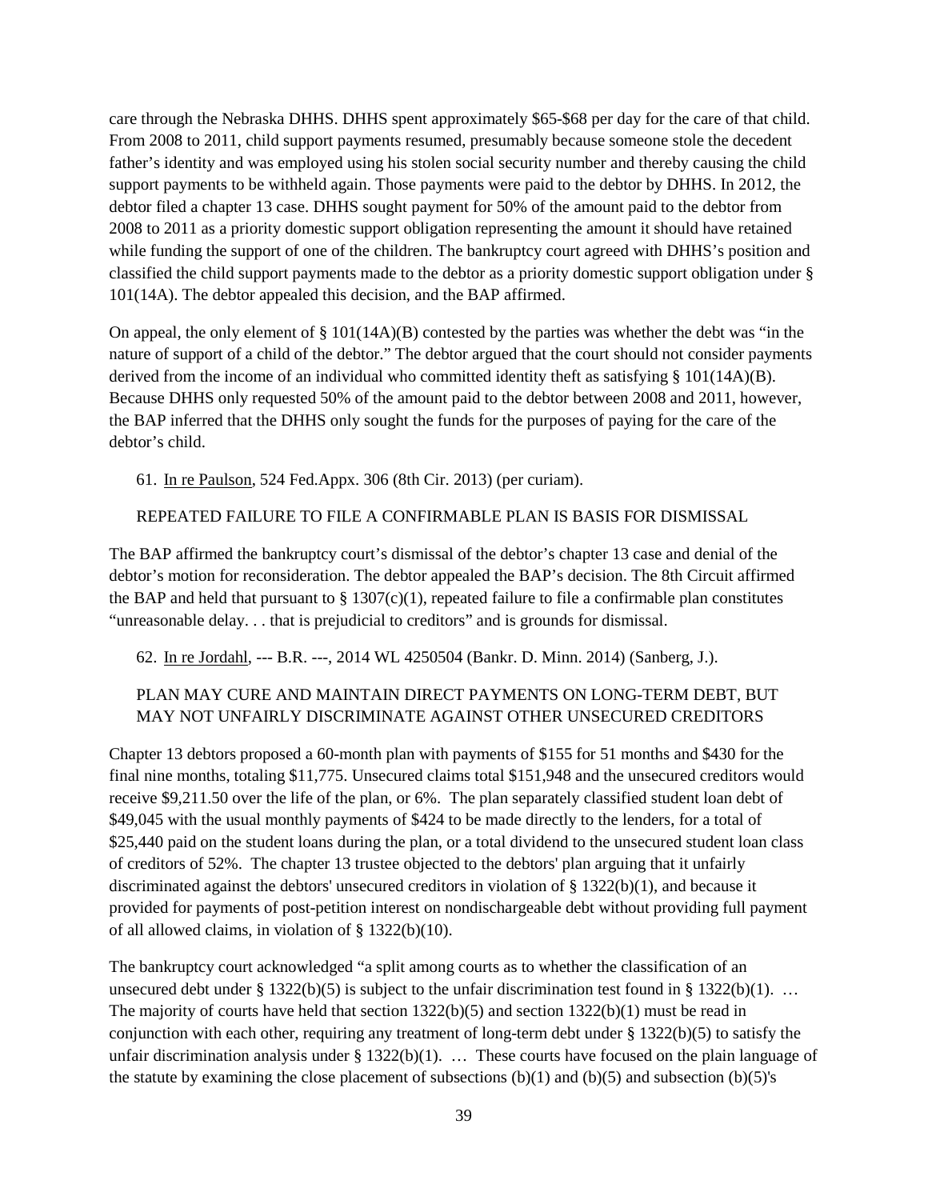care through the Nebraska DHHS. DHHS spent approximately $65-$68 per day for the care of that child. From 2008 to 2011, child support payments resumed, presumably because someone stole the decedent father's identity and was employed using his stolen social security number and thereby causing the child support payments to be withheld again. Those payments were paid to the debtor by DHHS. In 2012, the debtor filed a chapter 13 case. DHHS sought payment for 50% of the amount paid to the debtor from 2008 to 2011 as a priority domestic support obligation representing the amount it should have retained while funding the support of one of the children. The bankruptcy court agreed with DHHS's position and classified the child support payments made to the debtor as a priority domestic support obligation under § 101(14A). The debtor appealed this decision, and the BAP affirmed.

On appeal, the only element of § 101(14A)(B) contested by the parties was whether the debt was "in the nature of support of a child of the debtor." The debtor argued that the court should not consider payments derived from the income of an individual who committed identity theft as satisfying § 101(14A)(B). Because DHHS only requested 50% of the amount paid to the debtor between 2008 and 2011, however, the BAP inferred that the DHHS only sought the funds for the purposes of paying for the care of the debtor's child.

61. In re Paulson, 524 Fed.Appx. 306 (8th Cir. 2013) (per curiam).

REPEATED FAILURE TO FILE A CONFIRMABLE PLAN IS BASIS FOR DISMISSAL

The BAP affirmed the bankruptcy court's dismissal of the debtor's chapter 13 case and denial of the debtor's motion for reconsideration. The debtor appealed the BAP's decision. The 8th Circuit affirmed the BAP and held that pursuant to § 1307(c)(1), repeated failure to file a confirmable plan constitutes "unreasonable delay. . . that is prejudicial to creditors" and is grounds for dismissal.

62. In re Jordahl, --- B.R. ---, 2014 WL 4250504 (Bankr. D. Minn. 2014) (Sanberg, J.).

PLAN MAY CURE AND MAINTAIN DIRECT PAYMENTS ON LONG-TERM DEBT, BUT MAY NOT UNFAIRLY DISCRIMINATE AGAINST OTHER UNSECURED CREDITORS

Chapter 13 debtors proposed a 60-month plan with payments of $155 for 51 months and $430 for the final nine months, totaling $11,775. Unsecured claims total $151,948 and the unsecured creditors would receive $9,211.50 over the life of the plan, or 6%. The plan separately classified student loan debt of $49,045 with the usual monthly payments of $424 to be made directly to the lenders, for a total of $25,440 paid on the student loans during the plan, or a total dividend to the unsecured student loan class of creditors of 52%. The chapter 13 trustee objected to the debtors' plan arguing that it unfairly discriminated against the debtors' unsecured creditors in violation of § 1322(b)(1), and because it provided for payments of post-petition interest on nondischargeable debt without providing full payment of all allowed claims, in violation of § 1322(b)(10).

The bankruptcy court acknowledged "a split among courts as to whether the classification of an unsecured debt under § 1322(b)(5) is subject to the unfair discrimination test found in § 1322(b)(1). … The majority of courts have held that section 1322(b)(5) and section 1322(b)(1) must be read in conjunction with each other, requiring any treatment of long-term debt under § 1322(b)(5) to satisfy the unfair discrimination analysis under § 1322(b)(1). … These courts have focused on the plain language of the statute by examining the close placement of subsections (b)(1) and (b)(5) and subsection (b)(5)'s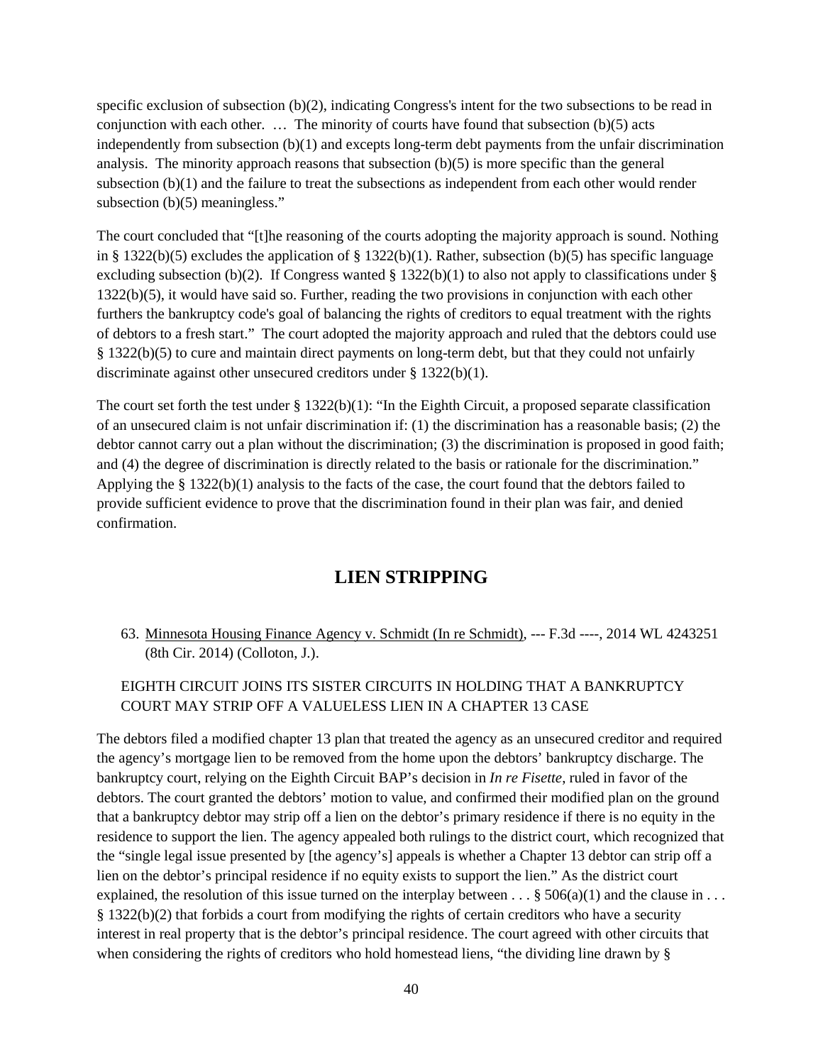specific exclusion of subsection (b)(2), indicating Congress's intent for the two subsections to be read in conjunction with each other. … The minority of courts have found that subsection (b)(5) acts independently from subsection (b)(1) and excepts long-term debt payments from the unfair discrimination analysis. The minority approach reasons that subsection (b)(5) is more specific than the general subsection (b)(1) and the failure to treat the subsections as independent from each other would render subsection (b)(5) meaningless."

The court concluded that "[t]he reasoning of the courts adopting the majority approach is sound. Nothing in § 1322(b)(5) excludes the application of § 1322(b)(1). Rather, subsection (b)(5) has specific language excluding subsection (b)(2). If Congress wanted § 1322(b)(1) to also not apply to classifications under § 1322(b)(5), it would have said so. Further, reading the two provisions in conjunction with each other furthers the bankruptcy code's goal of balancing the rights of creditors to equal treatment with the rights of debtors to a fresh start." The court adopted the majority approach and ruled that the debtors could use § 1322(b)(5) to cure and maintain direct payments on long-term debt, but that they could not unfairly discriminate against other unsecured creditors under § 1322(b)(1).

The court set forth the test under § 1322(b)(1): "In the Eighth Circuit, a proposed separate classification of an unsecured claim is not unfair discrimination if: (1) the discrimination has a reasonable basis; (2) the debtor cannot carry out a plan without the discrimination; (3) the discrimination is proposed in good faith; and (4) the degree of discrimination is directly related to the basis or rationale for the discrimination." Applying the § 1322(b)(1) analysis to the facts of the case, the court found that the debtors failed to provide sufficient evidence to prove that the discrimination found in their plan was fair, and denied confirmation.

## LIEN STRIPPING

63. Minnesota Housing Finance Agency v. Schmidt (In re Schmidt), --- F.3d ----, 2014 WL 4243251 (8th Cir. 2014) (Colloton, J.).

EIGHTH CIRCUIT JOINS ITS SISTER CIRCUITS IN HOLDING THAT A BANKRUPTCY COURT MAY STRIP OFF A VALUELESS LIEN IN A CHAPTER 13 CASE

The debtors filed a modified chapter 13 plan that treated the agency as an unsecured creditor and required the agency's mortgage lien to be removed from the home upon the debtors' bankruptcy discharge. The bankruptcy court, relying on the Eighth Circuit BAP's decision in *In re Fisette*, ruled in favor of the debtors. The court granted the debtors' motion to value, and confirmed their modified plan on the ground that a bankruptcy debtor may strip off a lien on the debtor's primary residence if there is no equity in the residence to support the lien. The agency appealed both rulings to the district court, which recognized that the "single legal issue presented by [the agency's] appeals is whether a Chapter 13 debtor can strip off a lien on the debtor's principal residence if no equity exists to support the lien." As the district court explained, the resolution of this issue turned on the interplay between . . . § 506(a)(1) and the clause in . . . § 1322(b)(2) that forbids a court from modifying the rights of certain creditors who have a security interest in real property that is the debtor's principal residence. The court agreed with other circuits that when considering the rights of creditors who hold homestead liens, "the dividing line drawn by §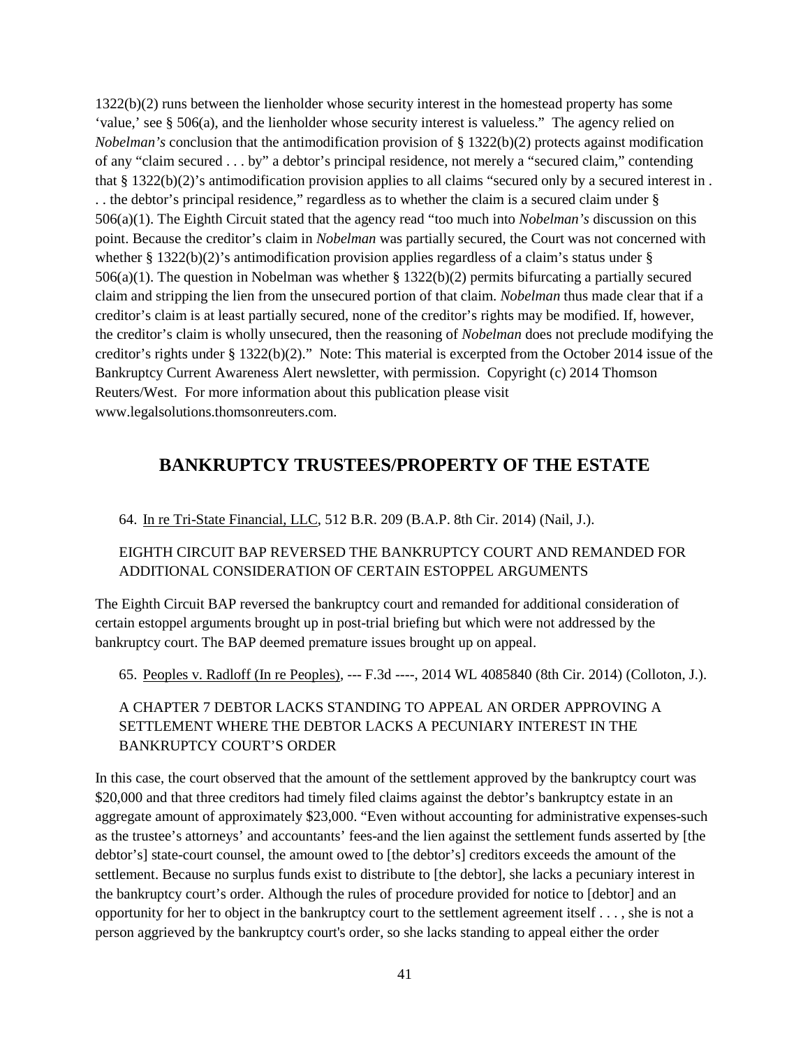1322(b)(2) runs between the lienholder whose security interest in the homestead property has some 'value,' see § 506(a), and the lienholder whose security interest is valueless." The agency relied on *Nobelman's* conclusion that the antimodification provision of § 1322(b)(2) protects against modification of any "claim secured . . . by" a debtor's principal residence, not merely a "secured claim," contending that § 1322(b)(2)'s antimodification provision applies to all claims "secured only by a secured interest in . . . the debtor's principal residence," regardless as to whether the claim is a secured claim under § 506(a)(1). The Eighth Circuit stated that the agency read "too much into *Nobelman's* discussion on this point. Because the creditor's claim in *Nobelman* was partially secured, the Court was not concerned with whether § 1322(b)(2)'s antimodification provision applies regardless of a claim's status under § 506(a)(1). The question in Nobelman was whether § 1322(b)(2) permits bifurcating a partially secured claim and stripping the lien from the unsecured portion of that claim. *Nobelman* thus made clear that if a creditor's claim is at least partially secured, none of the creditor's rights may be modified. If, however, the creditor's claim is wholly unsecured, then the reasoning of *Nobelman* does not preclude modifying the creditor's rights under § 1322(b)(2)." Note: This material is excerpted from the October 2014 issue of the Bankruptcy Current Awareness Alert newsletter, with permission. Copyright (c) 2014 Thomson Reuters/West. For more information about this publication please visit www.legalsolutions.thomsonreuters.com.

## BANKRUPTCY TRUSTEES/PROPERTY OF THE ESTATE

64. In re Tri-State Financial, LLC, 512 B.R. 209 (B.A.P. 8th Cir. 2014) (Nail, J.).

EIGHTH CIRCUIT BAP REVERSED THE BANKRUPTCY COURT AND REMANDED FOR ADDITIONAL CONSIDERATION OF CERTAIN ESTOPPEL ARGUMENTS

The Eighth Circuit BAP reversed the bankruptcy court and remanded for additional consideration of certain estoppel arguments brought up in post-trial briefing but which were not addressed by the bankruptcy court. The BAP deemed premature issues brought up on appeal.

65. Peoples v. Radloff (In re Peoples), --- F.3d ----, 2014 WL 4085840 (8th Cir. 2014) (Colloton, J.).

A CHAPTER 7 DEBTOR LACKS STANDING TO APPEAL AN ORDER APPROVING A SETTLEMENT WHERE THE DEBTOR LACKS A PECUNIARY INTEREST IN THE BANKRUPTCY COURT'S ORDER

In this case, the court observed that the amount of the settlement approved by the bankruptcy court was $20,000 and that three creditors had timely filed claims against the debtor's bankruptcy estate in an aggregate amount of approximately $23,000. "Even without accounting for administrative expenses-such as the trustee's attorneys' and accountants' fees-and the lien against the settlement funds asserted by [the debtor's] state-court counsel, the amount owed to [the debtor's] creditors exceeds the amount of the settlement. Because no surplus funds exist to distribute to [the debtor], she lacks a pecuniary interest in the bankruptcy court's order. Although the rules of procedure provided for notice to [debtor] and an opportunity for her to object in the bankruptcy court to the settlement agreement itself . . . , she is not a person aggrieved by the bankruptcy court's order, so she lacks standing to appeal either the order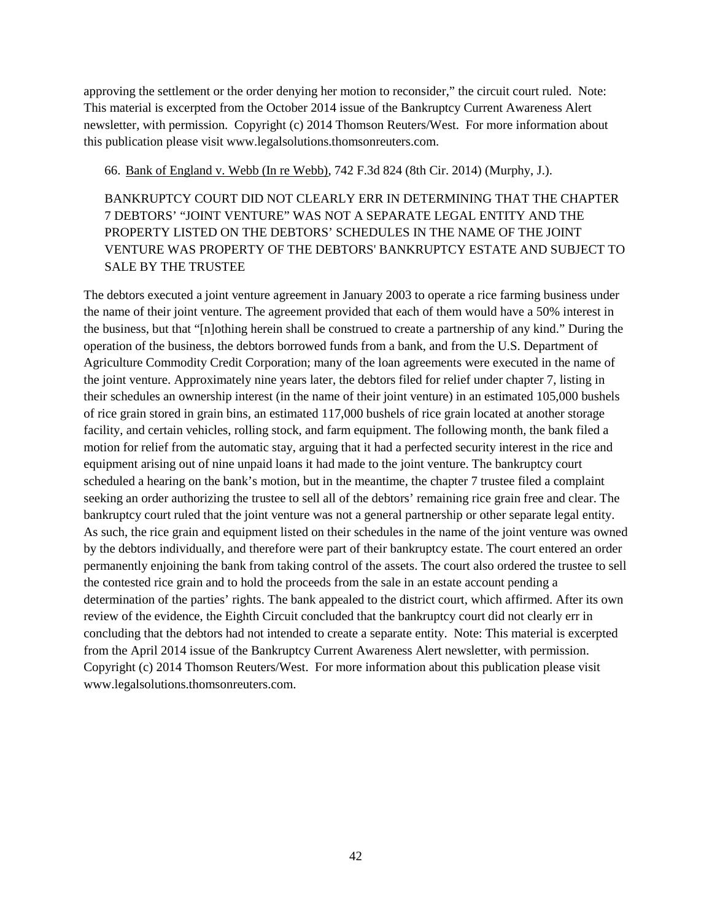approving the settlement or the order denying her motion to reconsider," the circuit court ruled. Note: This material is excerpted from the October 2014 issue of the Bankruptcy Current Awareness Alert newsletter, with permission. Copyright (c) 2014 Thomson Reuters/West. For more information about this publication please visit www.legalsolutions.thomsonreuters.com.

66. <u>Bank of England v. Webb (In re Webb)</u>, 742 F.3d 824 (8th Cir. 2014) (Murphy, J.).

BANKRUPTCY COURT DID NOT CLEARLY ERR IN DETERMINING THAT THE CHAPTER 7 DEBTORS' "JOINT VENTURE" WAS NOT A SEPARATE LEGAL ENTITY AND THE PROPERTY LISTED ON THE DEBTORS' SCHEDULES IN THE NAME OF THE JOINT VENTURE WAS PROPERTY OF THE DEBTORS' BANKRUPTCY ESTATE AND SUBJECT TO SALE BY THE TRUSTEE

The debtors executed a joint venture agreement in January 2003 to operate a rice farming business under the name of their joint venture. The agreement provided that each of them would have a 50% interest in the business, but that "[n]othing herein shall be construed to create a partnership of any kind." During the operation of the business, the debtors borrowed funds from a bank, and from the U.S. Department of Agriculture Commodity Credit Corporation; many of the loan agreements were executed in the name of the joint venture. Approximately nine years later, the debtors filed for relief under chapter 7, listing in their schedules an ownership interest (in the name of their joint venture) in an estimated 105,000 bushels of rice grain stored in grain bins, an estimated 117,000 bushels of rice grain located at another storage facility, and certain vehicles, rolling stock, and farm equipment. The following month, the bank filed a motion for relief from the automatic stay, arguing that it had a perfected security interest in the rice and equipment arising out of nine unpaid loans it had made to the joint venture. The bankruptcy court scheduled a hearing on the bank's motion, but in the meantime, the chapter 7 trustee filed a complaint seeking an order authorizing the trustee to sell all of the debtors' remaining rice grain free and clear. The bankruptcy court ruled that the joint venture was not a general partnership or other separate legal entity. As such, the rice grain and equipment listed on their schedules in the name of the joint venture was owned by the debtors individually, and therefore were part of their bankruptcy estate. The court entered an order permanently enjoining the bank from taking control of the assets. The court also ordered the trustee to sell the contested rice grain and to hold the proceeds from the sale in an estate account pending a determination of the parties' rights. The bank appealed to the district court, which affirmed. After its own review of the evidence, the Eighth Circuit concluded that the bankruptcy court did not clearly err in concluding that the debtors had not intended to create a separate entity. Note: This material is excerpted from the April 2014 issue of the Bankruptcy Current Awareness Alert newsletter, with permission. Copyright (c) 2014 Thomson Reuters/West. For more information about this publication please visit www.legalsolutions.thomsonreuters.com.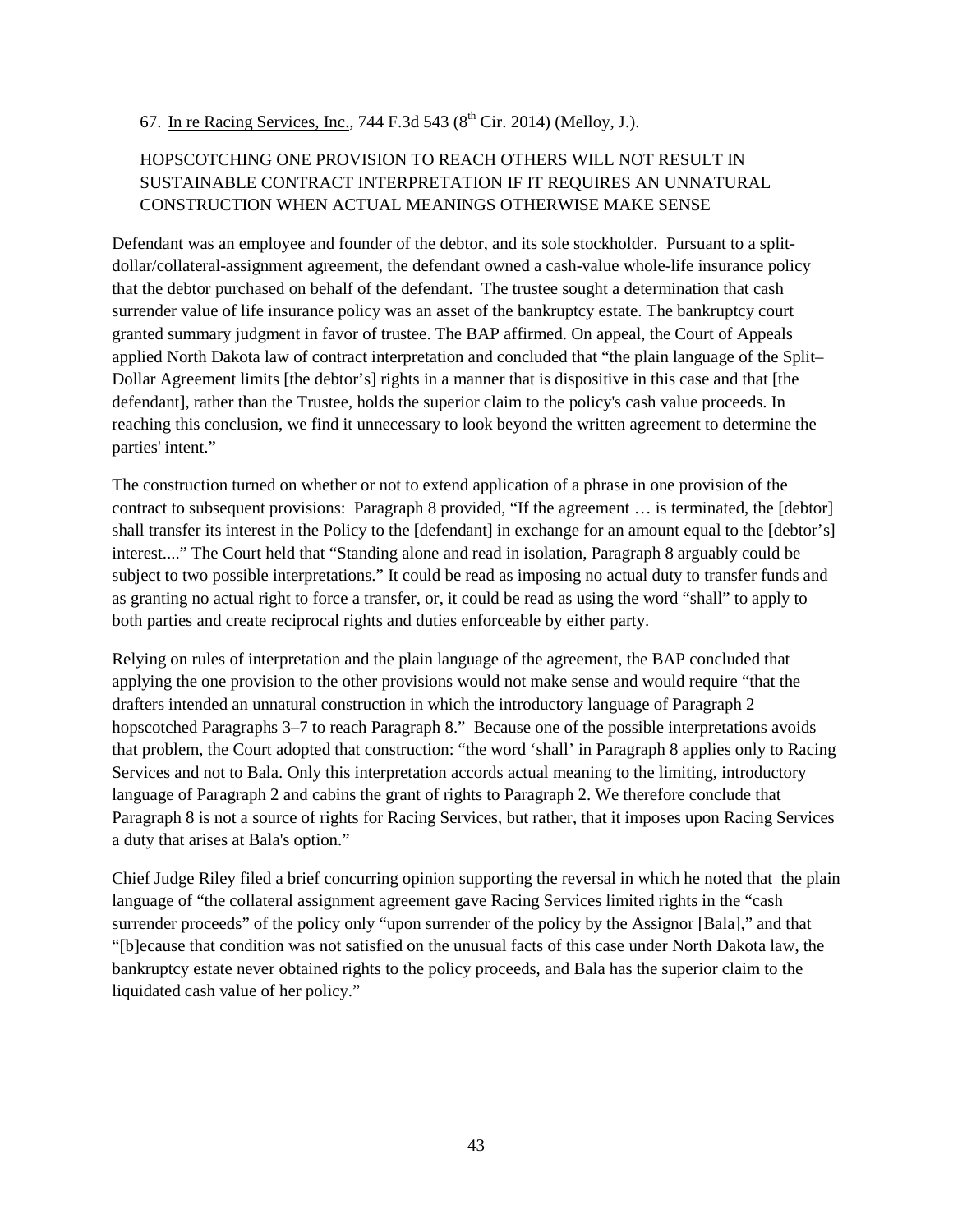67. In re Racing Services, Inc., 744 F.3d 543 (8th Cir. 2014) (Melloy, J.).

HOPSCOTCHING ONE PROVISION TO REACH OTHERS WILL NOT RESULT IN SUSTAINABLE CONTRACT INTERPRETATION IF IT REQUIRES AN UNNATURAL CONSTRUCTION WHEN ACTUAL MEANINGS OTHERWISE MAKE SENSE

Defendant was an employee and founder of the debtor, and its sole stockholder. Pursuant to a split-dollar/collateral-assignment agreement, the defendant owned a cash-value whole-life insurance policy that the debtor purchased on behalf of the defendant. The trustee sought a determination that cash surrender value of life insurance policy was an asset of the bankruptcy estate. The bankruptcy court granted summary judgment in favor of trustee. The BAP affirmed. On appeal, the Court of Appeals applied North Dakota law of contract interpretation and concluded that "the plain language of the Split–Dollar Agreement limits [the debtor's] rights in a manner that is dispositive in this case and that [the defendant], rather than the Trustee, holds the superior claim to the policy's cash value proceeds. In reaching this conclusion, we find it unnecessary to look beyond the written agreement to determine the parties' intent."

The construction turned on whether or not to extend application of a phrase in one provision of the contract to subsequent provisions: Paragraph 8 provided, "If the agreement … is terminated, the [debtor] shall transfer its interest in the Policy to the [defendant] in exchange for an amount equal to the [debtor's] interest...." The Court held that "Standing alone and read in isolation, Paragraph 8 arguably could be subject to two possible interpretations." It could be read as imposing no actual duty to transfer funds and as granting no actual right to force a transfer, or, it could be read as using the word "shall" to apply to both parties and create reciprocal rights and duties enforceable by either party.

Relying on rules of interpretation and the plain language of the agreement, the BAP concluded that applying the one provision to the other provisions would not make sense and would require "that the drafters intended an unnatural construction in which the introductory language of Paragraph 2 hopscotched Paragraphs 3–7 to reach Paragraph 8." Because one of the possible interpretations avoids that problem, the Court adopted that construction: "the word 'shall' in Paragraph 8 applies only to Racing Services and not to Bala. Only this interpretation accords actual meaning to the limiting, introductory language of Paragraph 2 and cabins the grant of rights to Paragraph 2. We therefore conclude that Paragraph 8 is not a source of rights for Racing Services, but rather, that it imposes upon Racing Services a duty that arises at Bala's option."

Chief Judge Riley filed a brief concurring opinion supporting the reversal in which he noted that the plain language of "the collateral assignment agreement gave Racing Services limited rights in the "cash surrender proceeds" of the policy only "upon surrender of the policy by the Assignor [Bala]," and that "[b]ecause that condition was not satisfied on the unusual facts of this case under North Dakota law, the bankruptcy estate never obtained rights to the policy proceeds, and Bala has the superior claim to the liquidated cash value of her policy."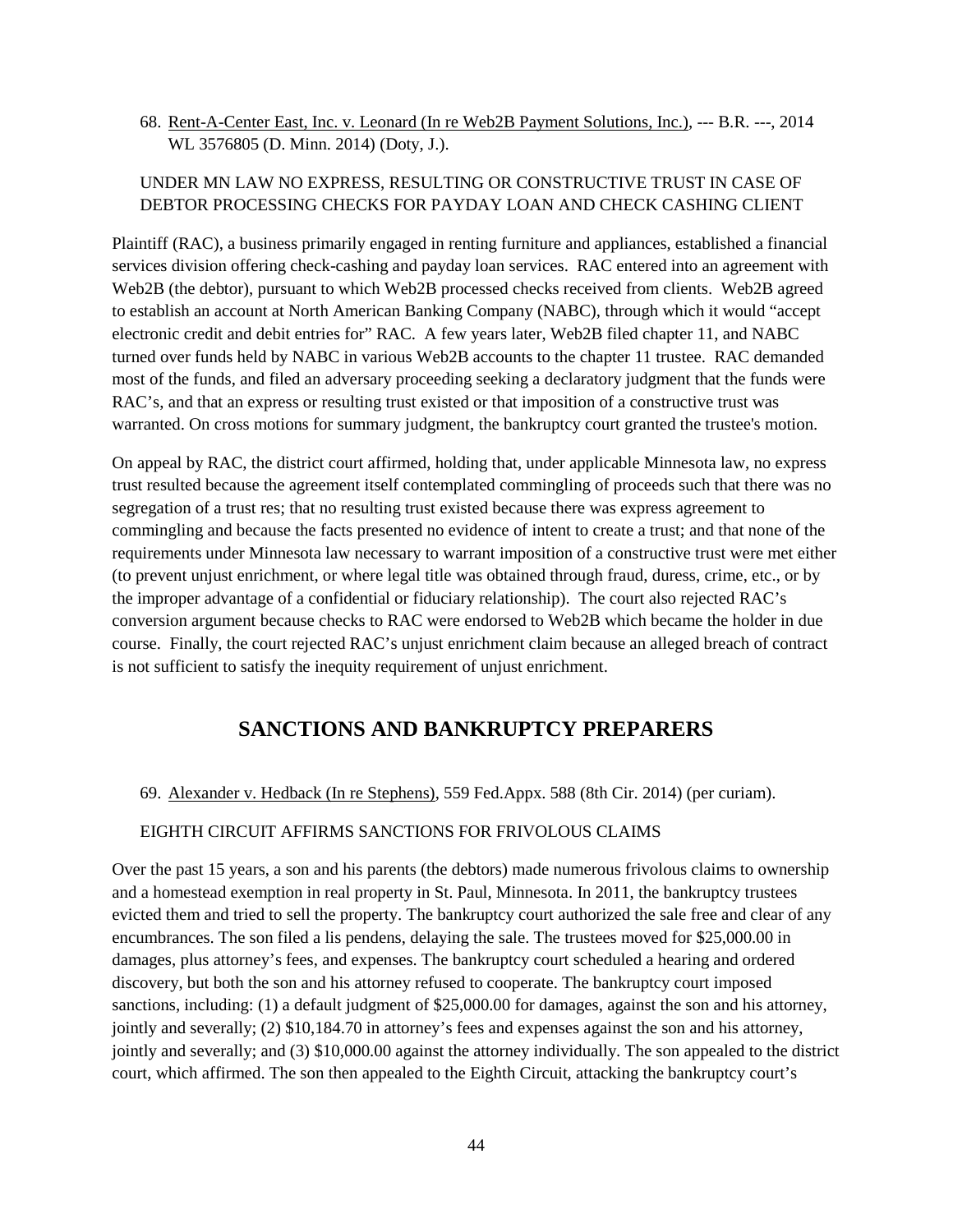68. <u>Rent-A-Center East, Inc. v. Leonard (In re Web2B Payment Solutions, Inc.)</u>, --- B.R. ---, 2014 WL 3576805 (D. Minn. 2014) (Doty, J.).

UNDER MN LAW NO EXPRESS, RESULTING OR CONSTRUCTIVE TRUST IN CASE OF DEBTOR PROCESSING CHECKS FOR PAYDAY LOAN AND CHECK CASHING CLIENT

Plaintiff (RAC), a business primarily engaged in renting furniture and appliances, established a financial services division offering check-cashing and payday loan services. RAC entered into an agreement with Web2B (the debtor), pursuant to which Web2B processed checks received from clients. Web2B agreed to establish an account at North American Banking Company (NABC), through which it would "accept electronic credit and debit entries for" RAC. A few years later, Web2B filed chapter 11, and NABC turned over funds held by NABC in various Web2B accounts to the chapter 11 trustee. RAC demanded most of the funds, and filed an adversary proceeding seeking a declaratory judgment that the funds were RAC's, and that an express or resulting trust existed or that imposition of a constructive trust was warranted. On cross motions for summary judgment, the bankruptcy court granted the trustee's motion.

On appeal by RAC, the district court affirmed, holding that, under applicable Minnesota law, no express trust resulted because the agreement itself contemplated commingling of proceeds such that there was no segregation of a trust res; that no resulting trust existed because there was express agreement to commingling and because the facts presented no evidence of intent to create a trust; and that none of the requirements under Minnesota law necessary to warrant imposition of a constructive trust were met either (to prevent unjust enrichment, or where legal title was obtained through fraud, duress, crime, etc., or by the improper advantage of a confidential or fiduciary relationship). The court also rejected RAC's conversion argument because checks to RAC were endorsed to Web2B which became the holder in due course. Finally, the court rejected RAC's unjust enrichment claim because an alleged breach of contract is not sufficient to satisfy the inequity requirement of unjust enrichment.

## SANCTIONS AND BANKRUPTCY PREPARERS

69. <u>Alexander v. Hedback (In re Stephens)</u>, 559 Fed.Appx. 588 (8th Cir. 2014) (per curiam).

EIGHTH CIRCUIT AFFIRMS SANCTIONS FOR FRIVOLOUS CLAIMS

Over the past 15 years, a son and his parents (the debtors) made numerous frivolous claims to ownership and a homestead exemption in real property in St. Paul, Minnesota. In 2011, the bankruptcy trustees evicted them and tried to sell the property. The bankruptcy court authorized the sale free and clear of any encumbrances. The son filed a lis pendens, delaying the sale. The trustees moved for $25,000.00 in damages, plus attorney's fees, and expenses. The bankruptcy court scheduled a hearing and ordered discovery, but both the son and his attorney refused to cooperate. The bankruptcy court imposed sanctions, including: (1) a default judgment of $25,000.00 for damages, against the son and his attorney, jointly and severally; (2) $10,184.70 in attorney's fees and expenses against the son and his attorney, jointly and severally; and (3) $10,000.00 against the attorney individually. The son appealed to the district court, which affirmed. The son then appealed to the Eighth Circuit, attacking the bankruptcy court's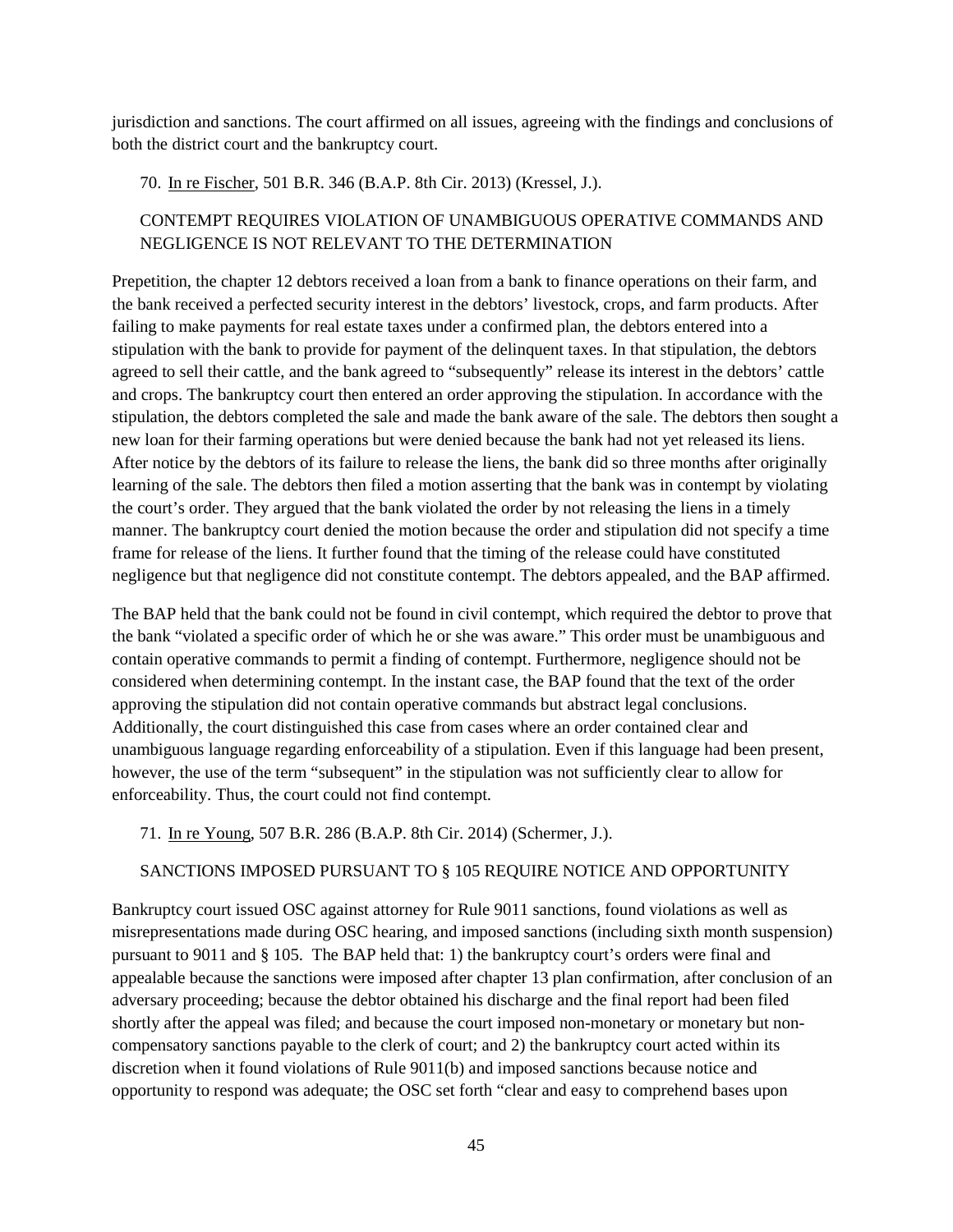jurisdiction and sanctions. The court affirmed on all issues, agreeing with the findings and conclusions of both the district court and the bankruptcy court.

70. In re Fischer, 501 B.R. 346 (B.A.P. 8th Cir. 2013) (Kressel, J.).

CONTEMPT REQUIRES VIOLATION OF UNAMBIGUOUS OPERATIVE COMMANDS AND NEGLIGENCE IS NOT RELEVANT TO THE DETERMINATION

Prepetition, the chapter 12 debtors received a loan from a bank to finance operations on their farm, and the bank received a perfected security interest in the debtors' livestock, crops, and farm products. After failing to make payments for real estate taxes under a confirmed plan, the debtors entered into a stipulation with the bank to provide for payment of the delinquent taxes. In that stipulation, the debtors agreed to sell their cattle, and the bank agreed to "subsequently" release its interest in the debtors' cattle and crops. The bankruptcy court then entered an order approving the stipulation. In accordance with the stipulation, the debtors completed the sale and made the bank aware of the sale. The debtors then sought a new loan for their farming operations but were denied because the bank had not yet released its liens. After notice by the debtors of its failure to release the liens, the bank did so three months after originally learning of the sale. The debtors then filed a motion asserting that the bank was in contempt by violating the court's order. They argued that the bank violated the order by not releasing the liens in a timely manner. The bankruptcy court denied the motion because the order and stipulation did not specify a time frame for release of the liens. It further found that the timing of the release could have constituted negligence but that negligence did not constitute contempt. The debtors appealed, and the BAP affirmed.

The BAP held that the bank could not be found in civil contempt, which required the debtor to prove that the bank "violated a specific order of which he or she was aware." This order must be unambiguous and contain operative commands to permit a finding of contempt. Furthermore, negligence should not be considered when determining contempt. In the instant case, the BAP found that the text of the order approving the stipulation did not contain operative commands but abstract legal conclusions. Additionally, the court distinguished this case from cases where an order contained clear and unambiguous language regarding enforceability of a stipulation. Even if this language had been present, however, the use of the term "subsequent" in the stipulation was not sufficiently clear to allow for enforceability. Thus, the court could not find contempt.

71. In re Young, 507 B.R. 286 (B.A.P. 8th Cir. 2014) (Schermer, J.).

SANCTIONS IMPOSED PURSUANT TO § 105 REQUIRE NOTICE AND OPPORTUNITY

Bankruptcy court issued OSC against attorney for Rule 9011 sanctions, found violations as well as misrepresentations made during OSC hearing, and imposed sanctions (including sixth month suspension) pursuant to 9011 and § 105. The BAP held that: 1) the bankruptcy court's orders were final and appealable because the sanctions were imposed after chapter 13 plan confirmation, after conclusion of an adversary proceeding; because the debtor obtained his discharge and the final report had been filed shortly after the appeal was filed; and because the court imposed non-monetary or monetary but non-compensatory sanctions payable to the clerk of court; and 2) the bankruptcy court acted within its discretion when it found violations of Rule 9011(b) and imposed sanctions because notice and opportunity to respond was adequate; the OSC set forth "clear and easy to comprehend bases upon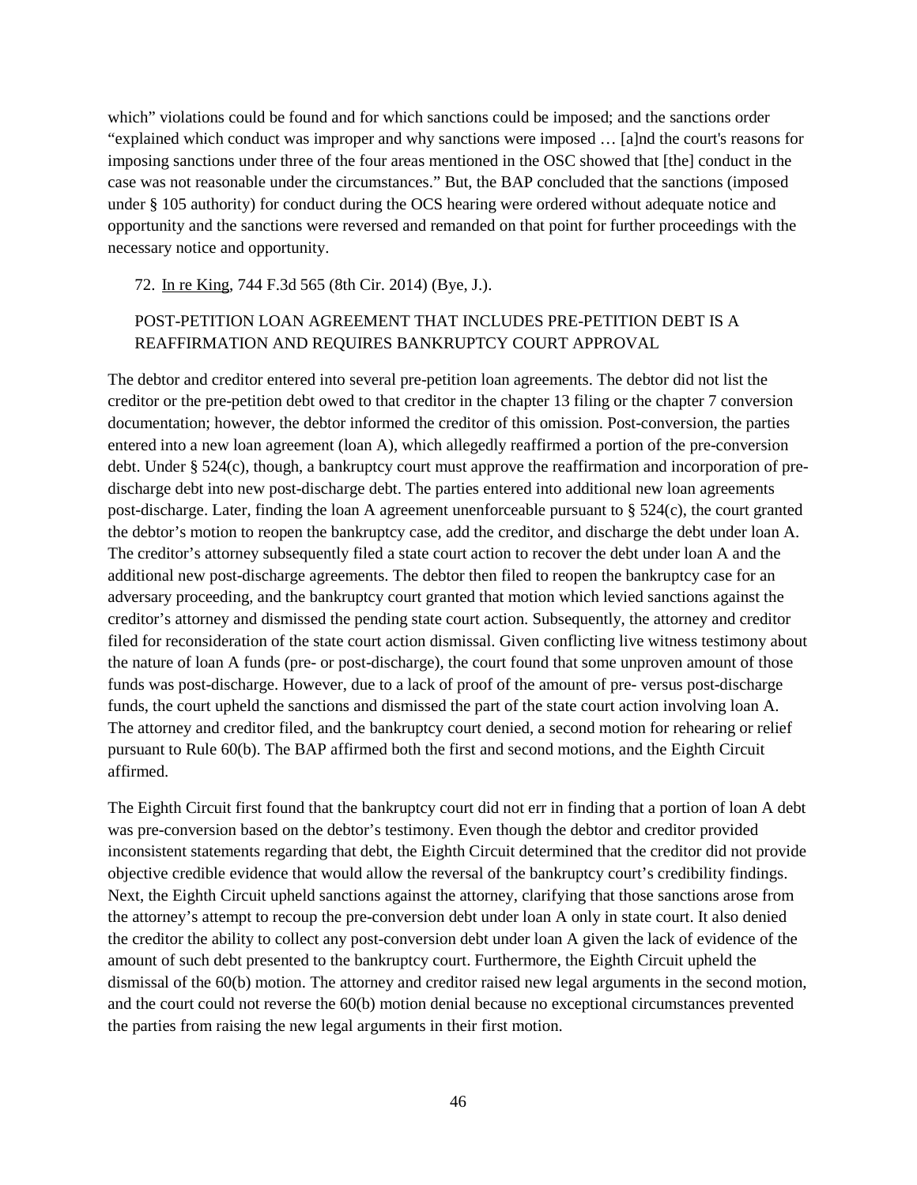which" violations could be found and for which sanctions could be imposed; and the sanctions order "explained which conduct was improper and why sanctions were imposed … [a]nd the court's reasons for imposing sanctions under three of the four areas mentioned in the OSC showed that [the] conduct in the case was not reasonable under the circumstances." But, the BAP concluded that the sanctions (imposed under § 105 authority) for conduct during the OCS hearing were ordered without adequate notice and opportunity and the sanctions were reversed and remanded on that point for further proceedings with the necessary notice and opportunity.

72. In re King, 744 F.3d 565 (8th Cir. 2014) (Bye, J.).

POST-PETITION LOAN AGREEMENT THAT INCLUDES PRE-PETITION DEBT IS A REAFFIRMATION AND REQUIRES BANKRUPTCY COURT APPROVAL

The debtor and creditor entered into several pre-petition loan agreements. The debtor did not list the creditor or the pre-petition debt owed to that creditor in the chapter 13 filing or the chapter 7 conversion documentation; however, the debtor informed the creditor of this omission. Post-conversion, the parties entered into a new loan agreement (loan A), which allegedly reaffirmed a portion of the pre-conversion debt. Under § 524(c), though, a bankruptcy court must approve the reaffirmation and incorporation of pre-discharge debt into new post-discharge debt. The parties entered into additional new loan agreements post-discharge. Later, finding the loan A agreement unenforceable pursuant to § 524(c), the court granted the debtor's motion to reopen the bankruptcy case, add the creditor, and discharge the debt under loan A. The creditor's attorney subsequently filed a state court action to recover the debt under loan A and the additional new post-discharge agreements. The debtor then filed to reopen the bankruptcy case for an adversary proceeding, and the bankruptcy court granted that motion which levied sanctions against the creditor's attorney and dismissed the pending state court action. Subsequently, the attorney and creditor filed for reconsideration of the state court action dismissal. Given conflicting live witness testimony about the nature of loan A funds (pre- or post-discharge), the court found that some unproven amount of those funds was post-discharge. However, due to a lack of proof of the amount of pre- versus post-discharge funds, the court upheld the sanctions and dismissed the part of the state court action involving loan A. The attorney and creditor filed, and the bankruptcy court denied, a second motion for rehearing or relief pursuant to Rule 60(b). The BAP affirmed both the first and second motions, and the Eighth Circuit affirmed.

The Eighth Circuit first found that the bankruptcy court did not err in finding that a portion of loan A debt was pre-conversion based on the debtor's testimony. Even though the debtor and creditor provided inconsistent statements regarding that debt, the Eighth Circuit determined that the creditor did not provide objective credible evidence that would allow the reversal of the bankruptcy court's credibility findings. Next, the Eighth Circuit upheld sanctions against the attorney, clarifying that those sanctions arose from the attorney's attempt to recoup the pre-conversion debt under loan A only in state court. It also denied the creditor the ability to collect any post-conversion debt under loan A given the lack of evidence of the amount of such debt presented to the bankruptcy court. Furthermore, the Eighth Circuit upheld the dismissal of the 60(b) motion. The attorney and creditor raised new legal arguments in the second motion, and the court could not reverse the 60(b) motion denial because no exceptional circumstances prevented the parties from raising the new legal arguments in their first motion.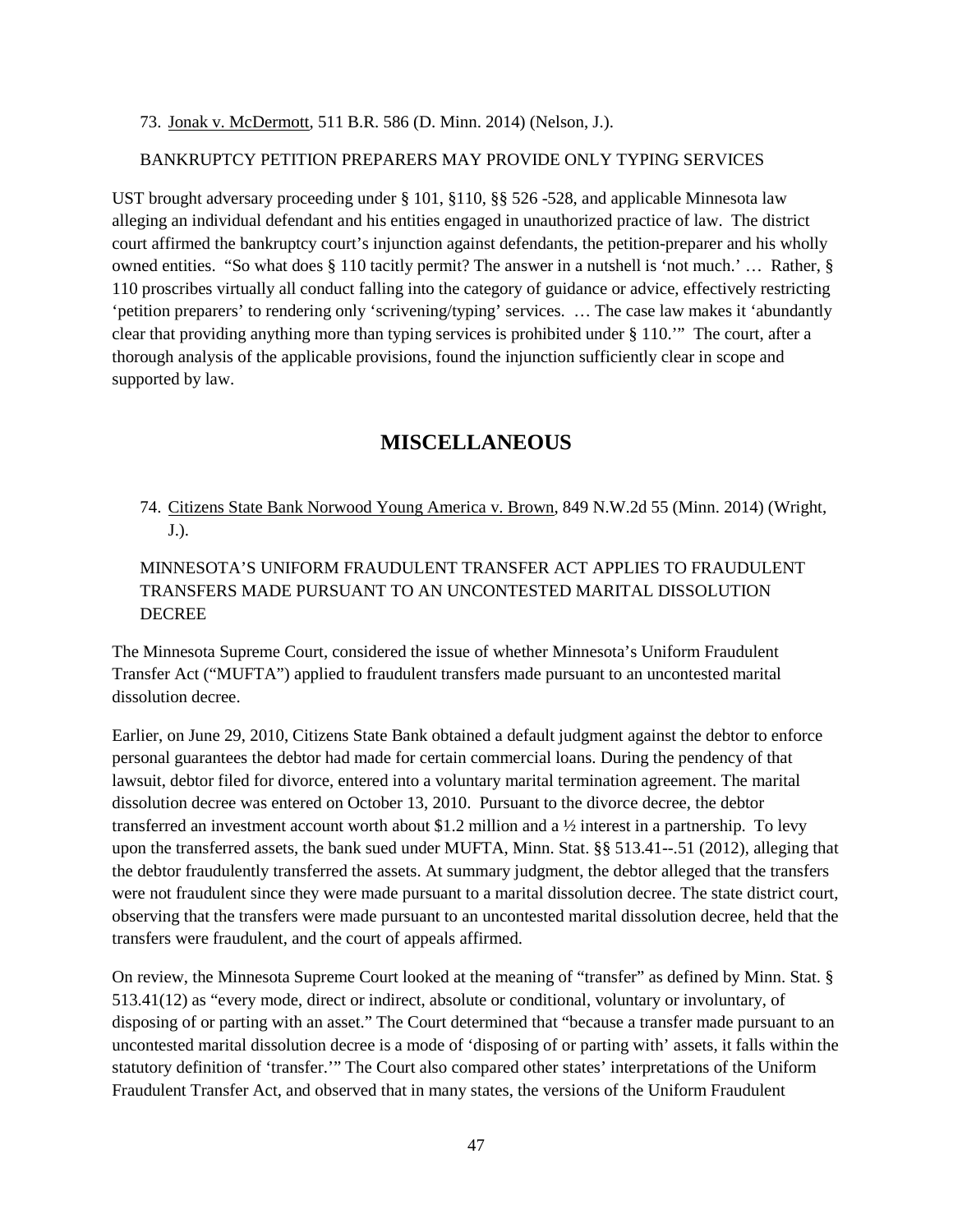73. Jonak v. McDermott, 511 B.R. 586 (D. Minn. 2014) (Nelson, J.).

BANKRUPTCY PETITION PREPARERS MAY PROVIDE ONLY TYPING SERVICES

UST brought adversary proceeding under § 101, §110, §§ 526 -528, and applicable Minnesota law alleging an individual defendant and his entities engaged in unauthorized practice of law. The district court affirmed the bankruptcy court's injunction against defendants, the petition-preparer and his wholly owned entities. "So what does § 110 tacitly permit? The answer in a nutshell is 'not much.' … Rather, § 110 proscribes virtually all conduct falling into the category of guidance or advice, effectively restricting 'petition preparers' to rendering only 'scrivening/typing' services. … The case law makes it 'abundantly clear that providing anything more than typing services is prohibited under § 110.'" The court, after a thorough analysis of the applicable provisions, found the injunction sufficiently clear in scope and supported by law.

## MISCELLANEOUS

74. Citizens State Bank Norwood Young America v. Brown, 849 N.W.2d 55 (Minn. 2014) (Wright, J.).

MINNESOTA'S UNIFORM FRAUDULENT TRANSFER ACT APPLIES TO FRAUDULENT TRANSFERS MADE PURSUANT TO AN UNCONTESTED MARITAL DISSOLUTION DECREE

The Minnesota Supreme Court, considered the issue of whether Minnesota's Uniform Fraudulent Transfer Act ("MUFTA") applied to fraudulent transfers made pursuant to an uncontested marital dissolution decree.

Earlier, on June 29, 2010, Citizens State Bank obtained a default judgment against the debtor to enforce personal guarantees the debtor had made for certain commercial loans. During the pendency of that lawsuit, debtor filed for divorce, entered into a voluntary marital termination agreement. The marital dissolution decree was entered on October 13, 2010. Pursuant to the divorce decree, the debtor transferred an investment account worth about $1.2 million and a ½ interest in a partnership. To levy upon the transferred assets, the bank sued under MUFTA, Minn. Stat. §§ 513.41--.51 (2012), alleging that the debtor fraudulently transferred the assets. At summary judgment, the debtor alleged that the transfers were not fraudulent since they were made pursuant to a marital dissolution decree. The state district court, observing that the transfers were made pursuant to an uncontested marital dissolution decree, held that the transfers were fraudulent, and the court of appeals affirmed.

On review, the Minnesota Supreme Court looked at the meaning of "transfer" as defined by Minn. Stat. § 513.41(12) as "every mode, direct or indirect, absolute or conditional, voluntary or involuntary, of disposing of or parting with an asset." The Court determined that "because a transfer made pursuant to an uncontested marital dissolution decree is a mode of 'disposing of or parting with' assets, it falls within the statutory definition of 'transfer.'" The Court also compared other states' interpretations of the Uniform Fraudulent Transfer Act, and observed that in many states, the versions of the Uniform Fraudulent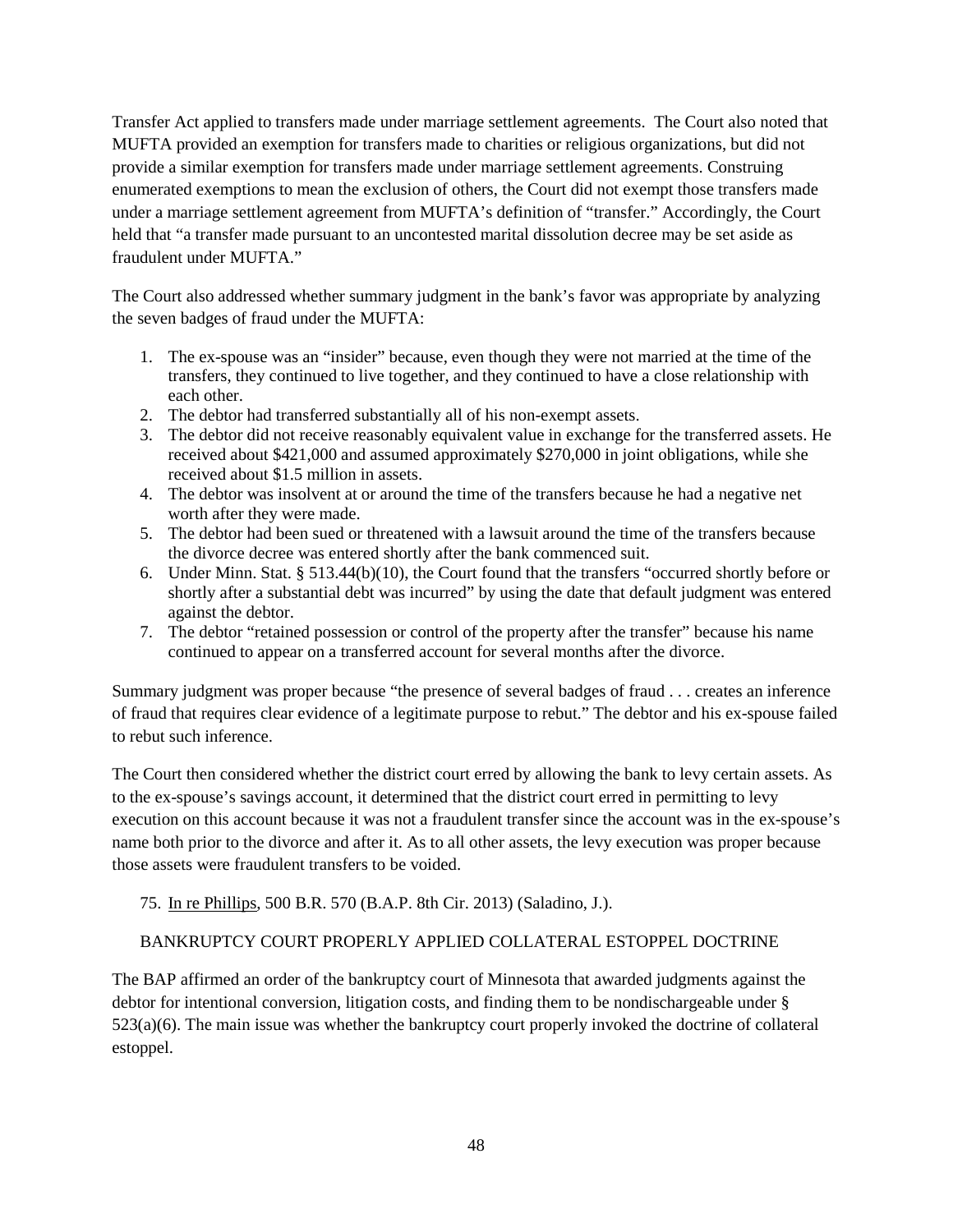Transfer Act applied to transfers made under marriage settlement agreements. The Court also noted that MUFTA provided an exemption for transfers made to charities or religious organizations, but did not provide a similar exemption for transfers made under marriage settlement agreements. Construing enumerated exemptions to mean the exclusion of others, the Court did not exempt those transfers made under a marriage settlement agreement from MUFTA's definition of "transfer." Accordingly, the Court held that "a transfer made pursuant to an uncontested marital dissolution decree may be set aside as fraudulent under MUFTA."

The Court also addressed whether summary judgment in the bank's favor was appropriate by analyzing the seven badges of fraud under the MUFTA:

1. The ex-spouse was an "insider" because, even though they were not married at the time of the transfers, they continued to live together, and they continued to have a close relationship with each other.
2. The debtor had transferred substantially all of his non-exempt assets.
3. The debtor did not receive reasonably equivalent value in exchange for the transferred assets. He received about $421,000 and assumed approximately $270,000 in joint obligations, while she received about $1.5 million in assets.
4. The debtor was insolvent at or around the time of the transfers because he had a negative net worth after they were made.
5. The debtor had been sued or threatened with a lawsuit around the time of the transfers because the divorce decree was entered shortly after the bank commenced suit.
6. Under Minn. Stat. § 513.44(b)(10), the Court found that the transfers "occurred shortly before or shortly after a substantial debt was incurred" by using the date that default judgment was entered against the debtor.
7. The debtor "retained possession or control of the property after the transfer" because his name continued to appear on a transferred account for several months after the divorce.

Summary judgment was proper because "the presence of several badges of fraud . . . creates an inference of fraud that requires clear evidence of a legitimate purpose to rebut." The debtor and his ex-spouse failed to rebut such inference.

The Court then considered whether the district court erred by allowing the bank to levy certain assets. As to the ex-spouse's savings account, it determined that the district court erred in permitting to levy execution on this account because it was not a fraudulent transfer since the account was in the ex-spouse's name both prior to the divorce and after it. As to all other assets, the levy execution was proper because those assets were fraudulent transfers to be voided.

75. In re Phillips, 500 B.R. 570 (B.A.P. 8th Cir. 2013) (Saladino, J.).

BANKRUPTCY COURT PROPERLY APPLIED COLLATERAL ESTOPPEL DOCTRINE

The BAP affirmed an order of the bankruptcy court of Minnesota that awarded judgments against the debtor for intentional conversion, litigation costs, and finding them to be nondischargeable under § 523(a)(6). The main issue was whether the bankruptcy court properly invoked the doctrine of collateral estoppel.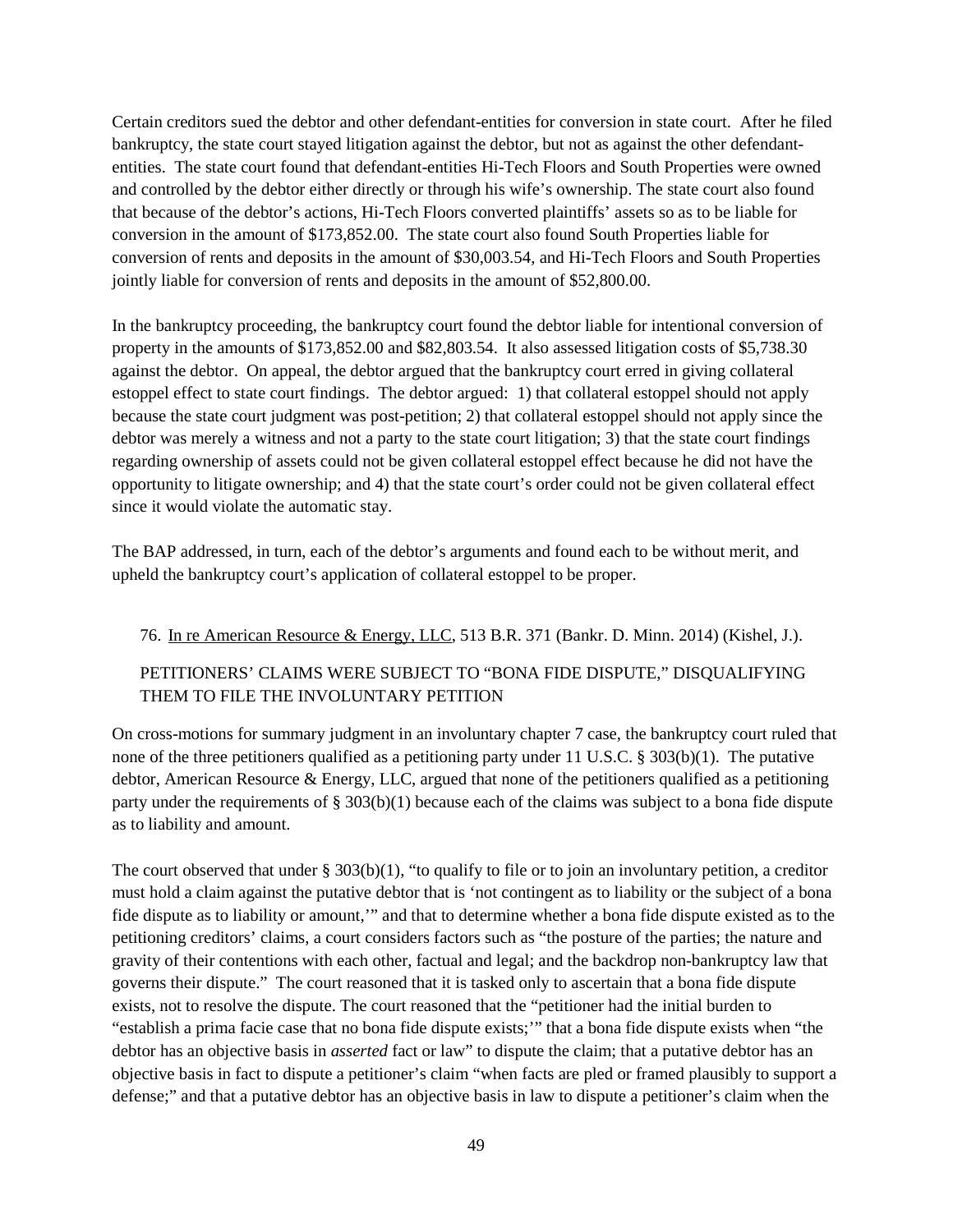Certain creditors sued the debtor and other defendant-entities for conversion in state court. After he filed bankruptcy, the state court stayed litigation against the debtor, but not as against the other defendant-entities. The state court found that defendant-entities Hi-Tech Floors and South Properties were owned and controlled by the debtor either directly or through his wife's ownership. The state court also found that because of the debtor's actions, Hi-Tech Floors converted plaintiffs' assets so as to be liable for conversion in the amount of $173,852.00. The state court also found South Properties liable for conversion of rents and deposits in the amount of $30,003.54, and Hi-Tech Floors and South Properties jointly liable for conversion of rents and deposits in the amount of $52,800.00.

In the bankruptcy proceeding, the bankruptcy court found the debtor liable for intentional conversion of property in the amounts of $173,852.00 and $82,803.54. It also assessed litigation costs of $5,738.30 against the debtor. On appeal, the debtor argued that the bankruptcy court erred in giving collateral estoppel effect to state court findings. The debtor argued: 1) that collateral estoppel should not apply because the state court judgment was post-petition; 2) that collateral estoppel should not apply since the debtor was merely a witness and not a party to the state court litigation; 3) that the state court findings regarding ownership of assets could not be given collateral estoppel effect because he did not have the opportunity to litigate ownership; and 4) that the state court's order could not be given collateral effect since it would violate the automatic stay.

The BAP addressed, in turn, each of the debtor's arguments and found each to be without merit, and upheld the bankruptcy court's application of collateral estoppel to be proper.

76. In re American Resource & Energy, LLC, 513 B.R. 371 (Bankr. D. Minn. 2014) (Kishel, J.).

PETITIONERS' CLAIMS WERE SUBJECT TO "BONA FIDE DISPUTE," DISQUALIFYING THEM TO FILE THE INVOLUNTARY PETITION

On cross-motions for summary judgment in an involuntary chapter 7 case, the bankruptcy court ruled that none of the three petitioners qualified as a petitioning party under 11 U.S.C. § 303(b)(1). The putative debtor, American Resource & Energy, LLC, argued that none of the petitioners qualified as a petitioning party under the requirements of § 303(b)(1) because each of the claims was subject to a bona fide dispute as to liability and amount.

The court observed that under § 303(b)(1), "to qualify to file or to join an involuntary petition, a creditor must hold a claim against the putative debtor that is 'not contingent as to liability or the subject of a bona fide dispute as to liability or amount,'" and that to determine whether a bona fide dispute existed as to the petitioning creditors' claims, a court considers factors such as "the posture of the parties; the nature and gravity of their contentions with each other, factual and legal; and the backdrop non-bankruptcy law that governs their dispute." The court reasoned that it is tasked only to ascertain that a bona fide dispute exists, not to resolve the dispute. The court reasoned that the "petitioner had the initial burden to "establish a prima facie case that no bona fide dispute exists;'" that a bona fide dispute exists when "the debtor has an objective basis in *asserted* fact or law" to dispute the claim; that a putative debtor has an objective basis in fact to dispute a petitioner's claim "when facts are pled or framed plausibly to support a defense;" and that a putative debtor has an objective basis in law to dispute a petitioner's claim when the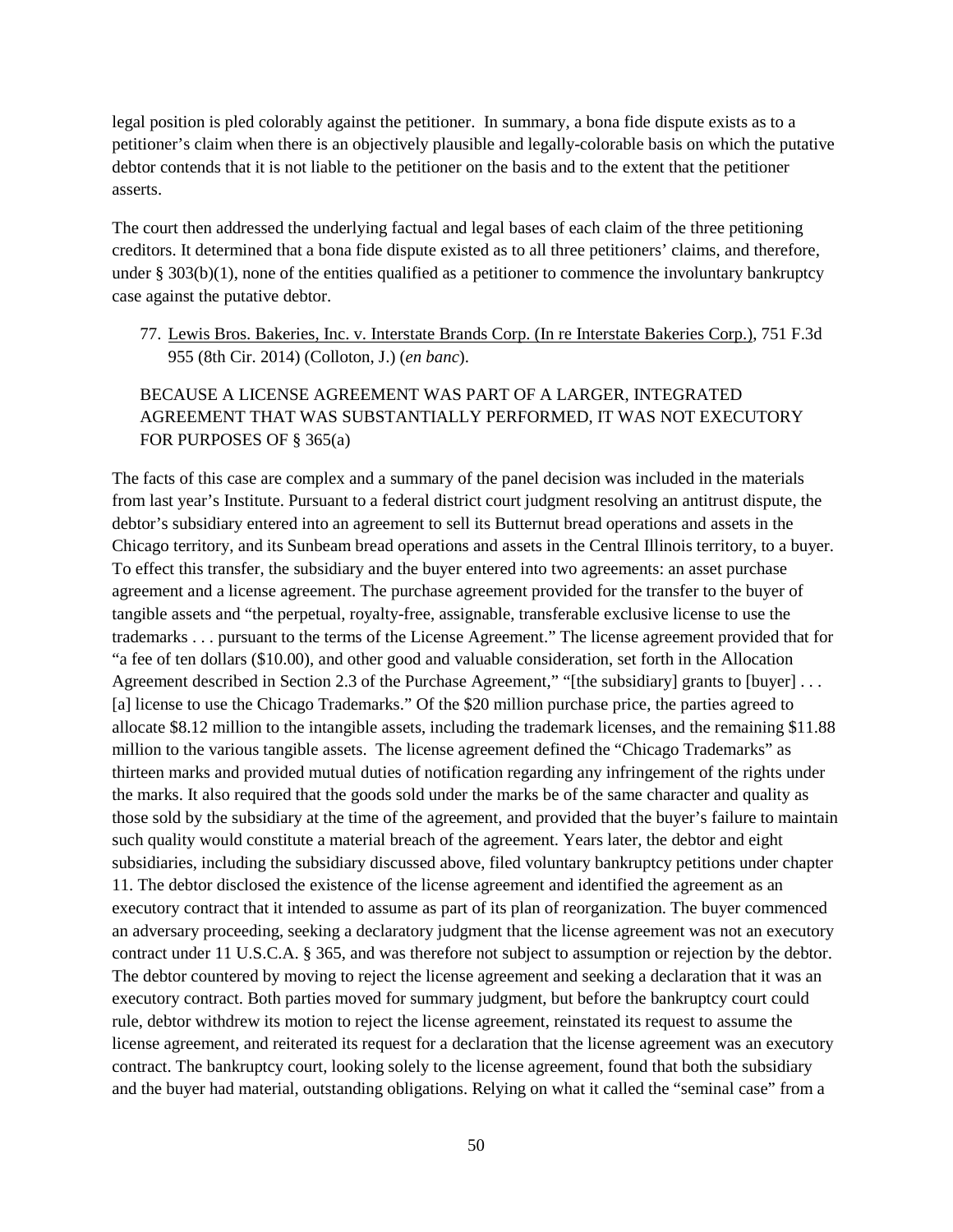legal position is pled colorably against the petitioner. In summary, a bona fide dispute exists as to a petitioner's claim when there is an objectively plausible and legally-colorable basis on which the putative debtor contends that it is not liable to the petitioner on the basis and to the extent that the petitioner asserts.

The court then addressed the underlying factual and legal bases of each claim of the three petitioning creditors. It determined that a bona fide dispute existed as to all three petitioners' claims, and therefore, under § 303(b)(1), none of the entities qualified as a petitioner to commence the involuntary bankruptcy case against the putative debtor.

77. Lewis Bros. Bakeries, Inc. v. Interstate Brands Corp. (In re Interstate Bakeries Corp.), 751 F.3d 955 (8th Cir. 2014) (Colloton, J.) (*en banc*).

BECAUSE A LICENSE AGREEMENT WAS PART OF A LARGER, INTEGRATED AGREEMENT THAT WAS SUBSTANTIALLY PERFORMED, IT WAS NOT EXECUTORY FOR PURPOSES OF § 365(a)

The facts of this case are complex and a summary of the panel decision was included in the materials from last year's Institute. Pursuant to a federal district court judgment resolving an antitrust dispute, the debtor's subsidiary entered into an agreement to sell its Butternut bread operations and assets in the Chicago territory, and its Sunbeam bread operations and assets in the Central Illinois territory, to a buyer. To effect this transfer, the subsidiary and the buyer entered into two agreements: an asset purchase agreement and a license agreement. The purchase agreement provided for the transfer to the buyer of tangible assets and "the perpetual, royalty-free, assignable, transferable exclusive license to use the trademarks . . . pursuant to the terms of the License Agreement." The license agreement provided that for "a fee of ten dollars ($10.00), and other good and valuable consideration, set forth in the Allocation Agreement described in Section 2.3 of the Purchase Agreement," "[the subsidiary] grants to [buyer] . . . [a] license to use the Chicago Trademarks." Of the $20 million purchase price, the parties agreed to allocate $8.12 million to the intangible assets, including the trademark licenses, and the remaining $11.88 million to the various tangible assets. The license agreement defined the "Chicago Trademarks" as thirteen marks and provided mutual duties of notification regarding any infringement of the rights under the marks. It also required that the goods sold under the marks be of the same character and quality as those sold by the subsidiary at the time of the agreement, and provided that the buyer's failure to maintain such quality would constitute a material breach of the agreement. Years later, the debtor and eight subsidiaries, including the subsidiary discussed above, filed voluntary bankruptcy petitions under chapter 11. The debtor disclosed the existence of the license agreement and identified the agreement as an executory contract that it intended to assume as part of its plan of reorganization. The buyer commenced an adversary proceeding, seeking a declaratory judgment that the license agreement was not an executory contract under 11 U.S.C.A. § 365, and was therefore not subject to assumption or rejection by the debtor. The debtor countered by moving to reject the license agreement and seeking a declaration that it was an executory contract. Both parties moved for summary judgment, but before the bankruptcy court could rule, debtor withdrew its motion to reject the license agreement, reinstated its request to assume the license agreement, and reiterated its request for a declaration that the license agreement was an executory contract. The bankruptcy court, looking solely to the license agreement, found that both the subsidiary and the buyer had material, outstanding obligations. Relying on what it called the "seminal case" from a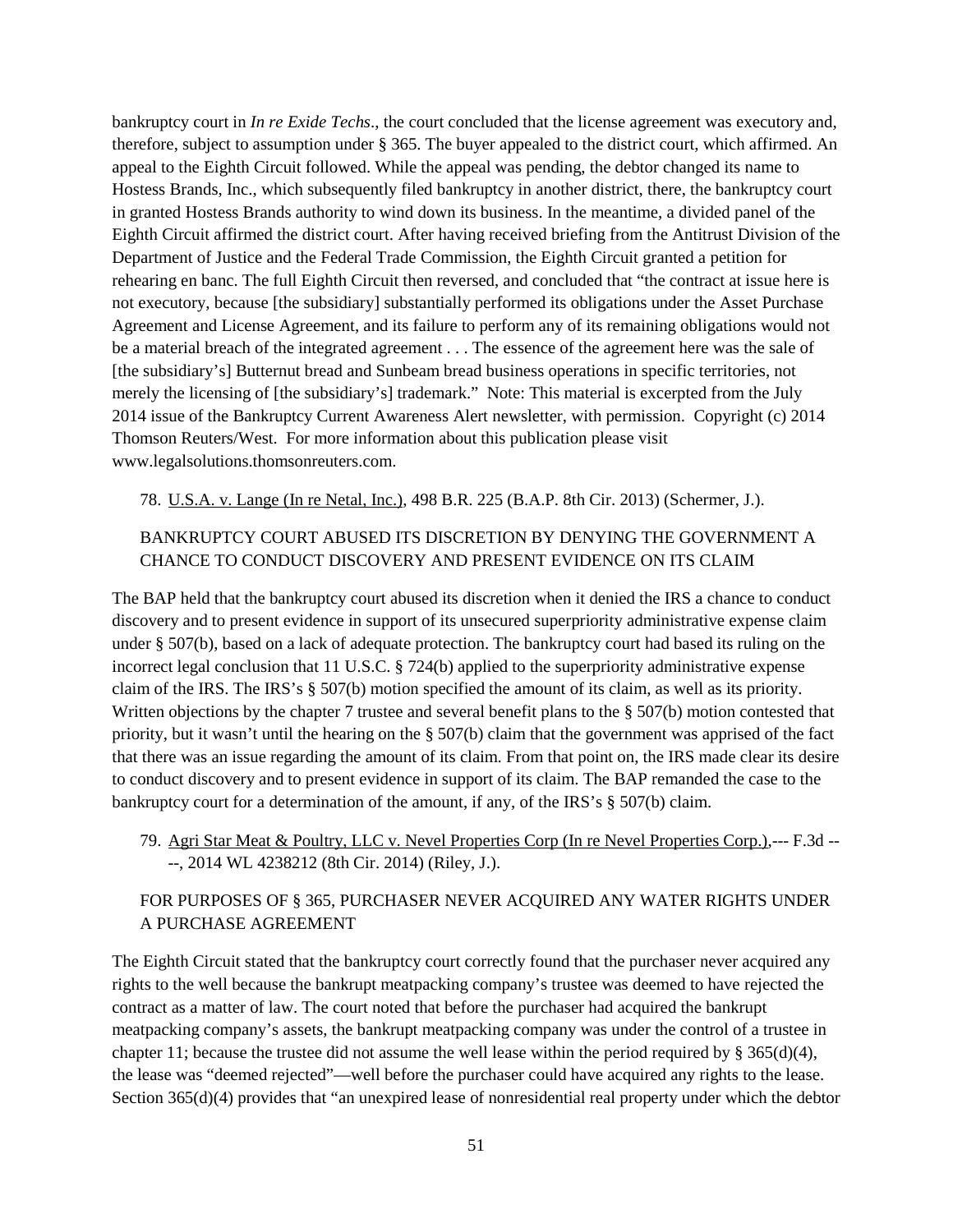bankruptcy court in *In re Exide Techs*., the court concluded that the license agreement was executory and, therefore, subject to assumption under § 365. The buyer appealed to the district court, which affirmed. An appeal to the Eighth Circuit followed. While the appeal was pending, the debtor changed its name to Hostess Brands, Inc., which subsequently filed bankruptcy in another district, there, the bankruptcy court in granted Hostess Brands authority to wind down its business. In the meantime, a divided panel of the Eighth Circuit affirmed the district court. After having received briefing from the Antitrust Division of the Department of Justice and the Federal Trade Commission, the Eighth Circuit granted a petition for rehearing en banc. The full Eighth Circuit then reversed, and concluded that "the contract at issue here is not executory, because [the subsidiary] substantially performed its obligations under the Asset Purchase Agreement and License Agreement, and its failure to perform any of its remaining obligations would not be a material breach of the integrated agreement . . . The essence of the agreement here was the sale of [the subsidiary's] Butternut bread and Sunbeam bread business operations in specific territories, not merely the licensing of [the subsidiary's] trademark." Note: This material is excerpted from the July 2014 issue of the Bankruptcy Current Awareness Alert newsletter, with permission. Copyright (c) 2014 Thomson Reuters/West. For more information about this publication please visit www.legalsolutions.thomsonreuters.com.

78. U.S.A. v. Lange (In re Netal, Inc.), 498 B.R. 225 (B.A.P. 8th Cir. 2013) (Schermer, J.).

BANKRUPTCY COURT ABUSED ITS DISCRETION BY DENYING THE GOVERNMENT A CHANCE TO CONDUCT DISCOVERY AND PRESENT EVIDENCE ON ITS CLAIM

The BAP held that the bankruptcy court abused its discretion when it denied the IRS a chance to conduct discovery and to present evidence in support of its unsecured superpriority administrative expense claim under § 507(b), based on a lack of adequate protection. The bankruptcy court had based its ruling on the incorrect legal conclusion that 11 U.S.C. § 724(b) applied to the superpriority administrative expense claim of the IRS. The IRS's § 507(b) motion specified the amount of its claim, as well as its priority. Written objections by the chapter 7 trustee and several benefit plans to the § 507(b) motion contested that priority, but it wasn't until the hearing on the § 507(b) claim that the government was apprised of the fact that there was an issue regarding the amount of its claim. From that point on, the IRS made clear its desire to conduct discovery and to present evidence in support of its claim. The BAP remanded the case to the bankruptcy court for a determination of the amount, if any, of the IRS's § 507(b) claim.

79. Agri Star Meat & Poultry, LLC v. Nevel Properties Corp (In re Nevel Properties Corp.),--- F.3d ----, 2014 WL 4238212 (8th Cir. 2014) (Riley, J.).

FOR PURPOSES OF § 365, PURCHASER NEVER ACQUIRED ANY WATER RIGHTS UNDER A PURCHASE AGREEMENT

The Eighth Circuit stated that the bankruptcy court correctly found that the purchaser never acquired any rights to the well because the bankrupt meatpacking company's trustee was deemed to have rejected the contract as a matter of law. The court noted that before the purchaser had acquired the bankrupt meatpacking company's assets, the bankrupt meatpacking company was under the control of a trustee in chapter 11; because the trustee did not assume the well lease within the period required by § 365(d)(4), the lease was "deemed rejected"—well before the purchaser could have acquired any rights to the lease. Section 365(d)(4) provides that "an unexpired lease of nonresidential real property under which the debtor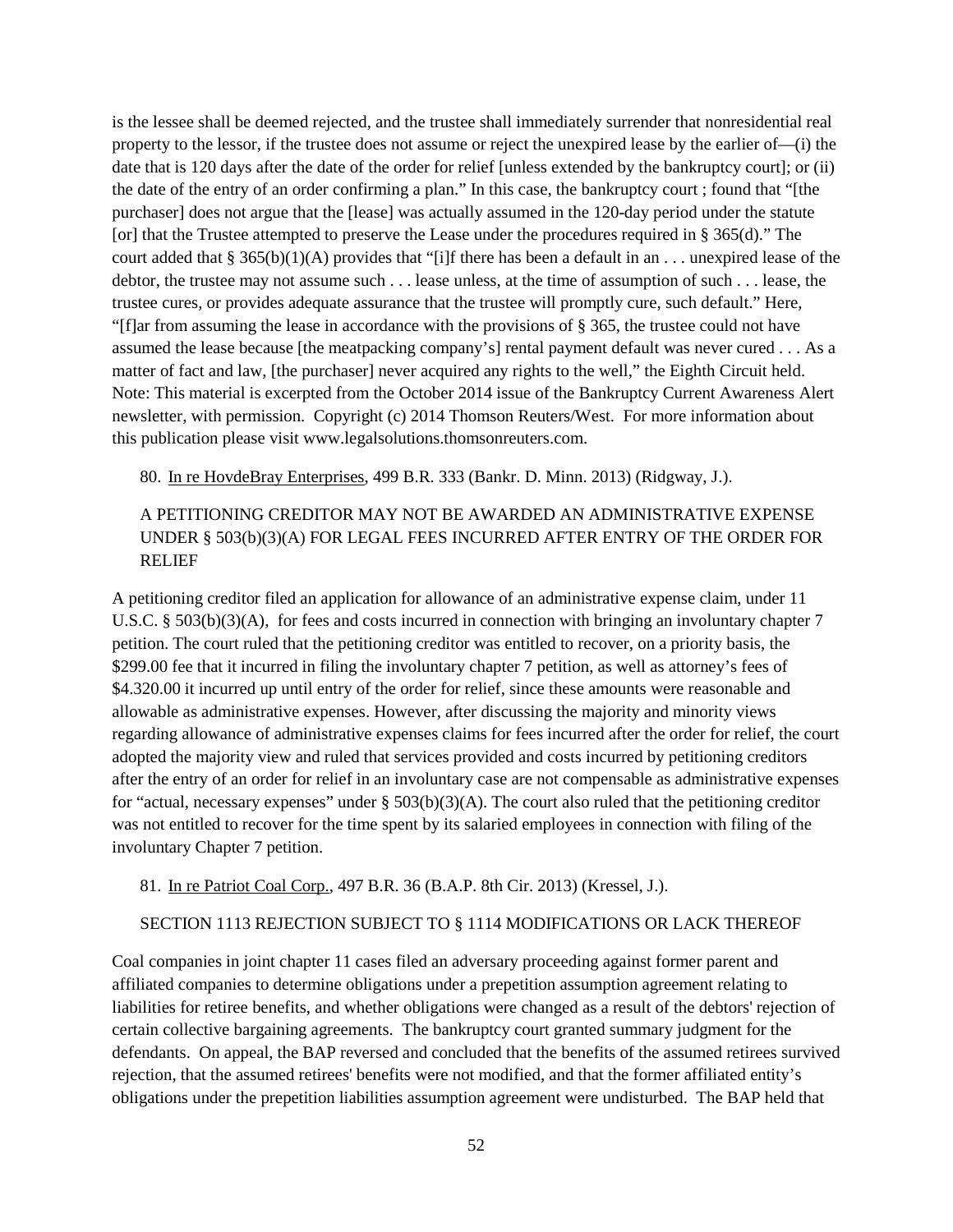is the lessee shall be deemed rejected, and the trustee shall immediately surrender that nonresidential real property to the lessor, if the trustee does not assume or reject the unexpired lease by the earlier of—(i) the date that is 120 days after the date of the order for relief [unless extended by the bankruptcy court]; or (ii) the date of the entry of an order confirming a plan." In this case, the bankruptcy court ; found that "[the purchaser] does not argue that the [lease] was actually assumed in the 120-day period under the statute [or] that the Trustee attempted to preserve the Lease under the procedures required in § 365(d)." The court added that § 365(b)(1)(A) provides that "[i]f there has been a default in an . . . unexpired lease of the debtor, the trustee may not assume such . . . lease unless, at the time of assumption of such . . . lease, the trustee cures, or provides adequate assurance that the trustee will promptly cure, such default." Here, "[f]ar from assuming the lease in accordance with the provisions of § 365, the trustee could not have assumed the lease because [the meatpacking company's] rental payment default was never cured . . . As a matter of fact and law, [the purchaser] never acquired any rights to the well," the Eighth Circuit held. Note: This material is excerpted from the October 2014 issue of the Bankruptcy Current Awareness Alert newsletter, with permission. Copyright (c) 2014 Thomson Reuters/West. For more information about this publication please visit www.legalsolutions.thomsonreuters.com.

80. In re HovdeBray Enterprises, 499 B.R. 333 (Bankr. D. Minn. 2013) (Ridgway, J.).

A PETITIONING CREDITOR MAY NOT BE AWARDED AN ADMINISTRATIVE EXPENSE UNDER § 503(b)(3)(A) FOR LEGAL FEES INCURRED AFTER ENTRY OF THE ORDER FOR RELIEF

A petitioning creditor filed an application for allowance of an administrative expense claim, under 11 U.S.C. § 503(b)(3)(A), for fees and costs incurred in connection with bringing an involuntary chapter 7 petition. The court ruled that the petitioning creditor was entitled to recover, on a priority basis, the $299.00 fee that it incurred in filing the involuntary chapter 7 petition, as well as attorney's fees of $4.320.00 it incurred up until entry of the order for relief, since these amounts were reasonable and allowable as administrative expenses. However, after discussing the majority and minority views regarding allowance of administrative expenses claims for fees incurred after the order for relief, the court adopted the majority view and ruled that services provided and costs incurred by petitioning creditors after the entry of an order for relief in an involuntary case are not compensable as administrative expenses for "actual, necessary expenses" under § 503(b)(3)(A). The court also ruled that the petitioning creditor was not entitled to recover for the time spent by its salaried employees in connection with filing of the involuntary Chapter 7 petition.

81. In re Patriot Coal Corp., 497 B.R. 36 (B.A.P. 8th Cir. 2013) (Kressel, J.).

SECTION 1113 REJECTION SUBJECT TO § 1114 MODIFICATIONS OR LACK THEREOF

Coal companies in joint chapter 11 cases filed an adversary proceeding against former parent and affiliated companies to determine obligations under a prepetition assumption agreement relating to liabilities for retiree benefits, and whether obligations were changed as a result of the debtors' rejection of certain collective bargaining agreements. The bankruptcy court granted summary judgment for the defendants. On appeal, the BAP reversed and concluded that the benefits of the assumed retirees survived rejection, that the assumed retirees' benefits were not modified, and that the former affiliated entity's obligations under the prepetition liabilities assumption agreement were undisturbed. The BAP held that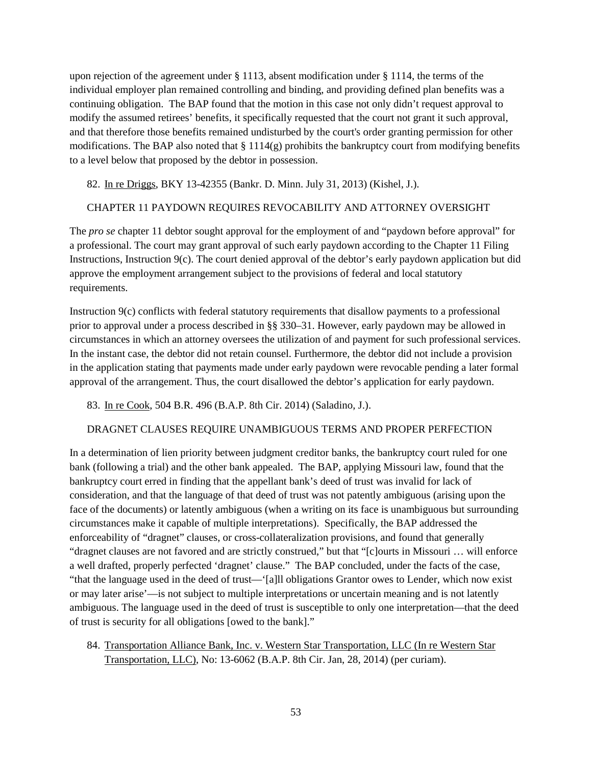upon rejection of the agreement under § 1113, absent modification under § 1114, the terms of the individual employer plan remained controlling and binding, and providing defined plan benefits was a continuing obligation. The BAP found that the motion in this case not only didn't request approval to modify the assumed retirees' benefits, it specifically requested that the court not grant it such approval, and that therefore those benefits remained undisturbed by the court's order granting permission for other modifications. The BAP also noted that § 1114(g) prohibits the bankruptcy court from modifying benefits to a level below that proposed by the debtor in possession.

82. In re Driggs, BKY 13-42355 (Bankr. D. Minn. July 31, 2013) (Kishel, J.).

CHAPTER 11 PAYDOWN REQUIRES REVOCABILITY AND ATTORNEY OVERSIGHT

The *pro se* chapter 11 debtor sought approval for the employment of and "paydown before approval" for a professional. The court may grant approval of such early paydown according to the Chapter 11 Filing Instructions, Instruction 9(c). The court denied approval of the debtor's early paydown application but did approve the employment arrangement subject to the provisions of federal and local statutory requirements.

Instruction 9(c) conflicts with federal statutory requirements that disallow payments to a professional prior to approval under a process described in §§ 330–31. However, early paydown may be allowed in circumstances in which an attorney oversees the utilization of and payment for such professional services. In the instant case, the debtor did not retain counsel. Furthermore, the debtor did not include a provision in the application stating that payments made under early paydown were revocable pending a later formal approval of the arrangement. Thus, the court disallowed the debtor's application for early paydown.

83. In re Cook, 504 B.R. 496 (B.A.P. 8th Cir. 2014) (Saladino, J.).

DRAGNET CLAUSES REQUIRE UNAMBIGUOUS TERMS AND PROPER PERFECTION

In a determination of lien priority between judgment creditor banks, the bankruptcy court ruled for one bank (following a trial) and the other bank appealed. The BAP, applying Missouri law, found that the bankruptcy court erred in finding that the appellant bank's deed of trust was invalid for lack of consideration, and that the language of that deed of trust was not patently ambiguous (arising upon the face of the documents) or latently ambiguous (when a writing on its face is unambiguous but surrounding circumstances make it capable of multiple interpretations). Specifically, the BAP addressed the enforceability of "dragnet" clauses, or cross-collateralization provisions, and found that generally "dragnet clauses are not favored and are strictly construed," but that "[c]ourts in Missouri … will enforce a well drafted, properly perfected 'dragnet' clause." The BAP concluded, under the facts of the case, "that the language used in the deed of trust—'[a]ll obligations Grantor owes to Lender, which now exist or may later arise'—is not subject to multiple interpretations or uncertain meaning and is not latently ambiguous. The language used in the deed of trust is susceptible to only one interpretation—that the deed of trust is security for all obligations [owed to the bank]."

84. Transportation Alliance Bank, Inc. v. Western Star Transportation, LLC (In re Western Star Transportation, LLC), No: 13-6062 (B.A.P. 8th Cir. Jan, 28, 2014) (per curiam).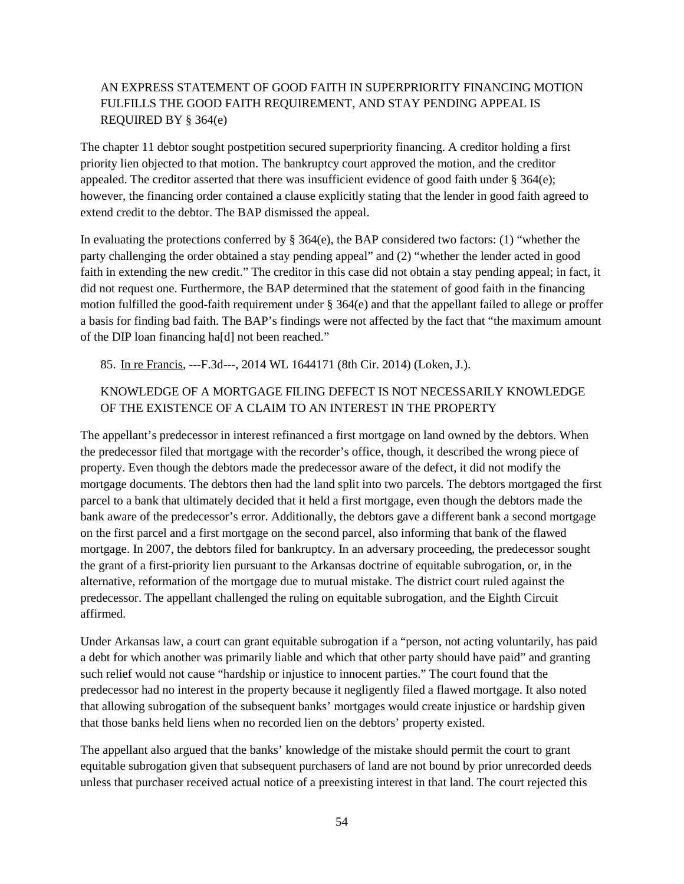AN EXPRESS STATEMENT OF GOOD FAITH IN SUPERPRIORITY FINANCING MOTION FULFILLS THE GOOD FAITH REQUIREMENT, AND STAY PENDING APPEAL IS REQUIRED BY § 364(e)

The chapter 11 debtor sought postpetition secured superpriority financing. A creditor holding a first priority lien objected to that motion. The bankruptcy court approved the motion, and the creditor appealed. The creditor asserted that there was insufficient evidence of good faith under § 364(e); however, the financing order contained a clause explicitly stating that the lender in good faith agreed to extend credit to the debtor. The BAP dismissed the appeal.

In evaluating the protections conferred by § 364(e), the BAP considered two factors: (1) "whether the party challenging the order obtained a stay pending appeal" and (2) "whether the lender acted in good faith in extending the new credit." The creditor in this case did not obtain a stay pending appeal; in fact, it did not request one. Furthermore, the BAP determined that the statement of good faith in the financing motion fulfilled the good-faith requirement under § 364(e) and that the appellant failed to allege or proffer a basis for finding bad faith. The BAP's findings were not affected by the fact that "the maximum amount of the DIP loan financing ha[d] not been reached."

85. In re Francis, ---F.3d---, 2014 WL 1644171 (8th Cir. 2014) (Loken, J.).

KNOWLEDGE OF A MORTGAGE FILING DEFECT IS NOT NECESSARILY KNOWLEDGE OF THE EXISTENCE OF A CLAIM TO AN INTEREST IN THE PROPERTY

The appellant's predecessor in interest refinanced a first mortgage on land owned by the debtors. When the predecessor filed that mortgage with the recorder's office, though, it described the wrong piece of property. Even though the debtors made the predecessor aware of the defect, it did not modify the mortgage documents. The debtors then had the land split into two parcels. The debtors mortgaged the first parcel to a bank that ultimately decided that it held a first mortgage, even though the debtors made the bank aware of the predecessor's error. Additionally, the debtors gave a different bank a second mortgage on the first parcel and a first mortgage on the second parcel, also informing that bank of the flawed mortgage. In 2007, the debtors filed for bankruptcy. In an adversary proceeding, the predecessor sought the grant of a first-priority lien pursuant to the Arkansas doctrine of equitable subrogation, or, in the alternative, reformation of the mortgage due to mutual mistake. The district court ruled against the predecessor. The appellant challenged the ruling on equitable subrogation, and the Eighth Circuit affirmed.

Under Arkansas law, a court can grant equitable subrogation if a "person, not acting voluntarily, has paid a debt for which another was primarily liable and which that other party should have paid" and granting such relief would not cause "hardship or injustice to innocent parties." The court found that the predecessor had no interest in the property because it negligently filed a flawed mortgage. It also noted that allowing subrogation of the subsequent banks' mortgages would create injustice or hardship given that those banks held liens when no recorded lien on the debtors' property existed.

The appellant also argued that the banks' knowledge of the mistake should permit the court to grant equitable subrogation given that subsequent purchasers of land are not bound by prior unrecorded deeds unless that purchaser received actual notice of a preexisting interest in that land. The court rejected this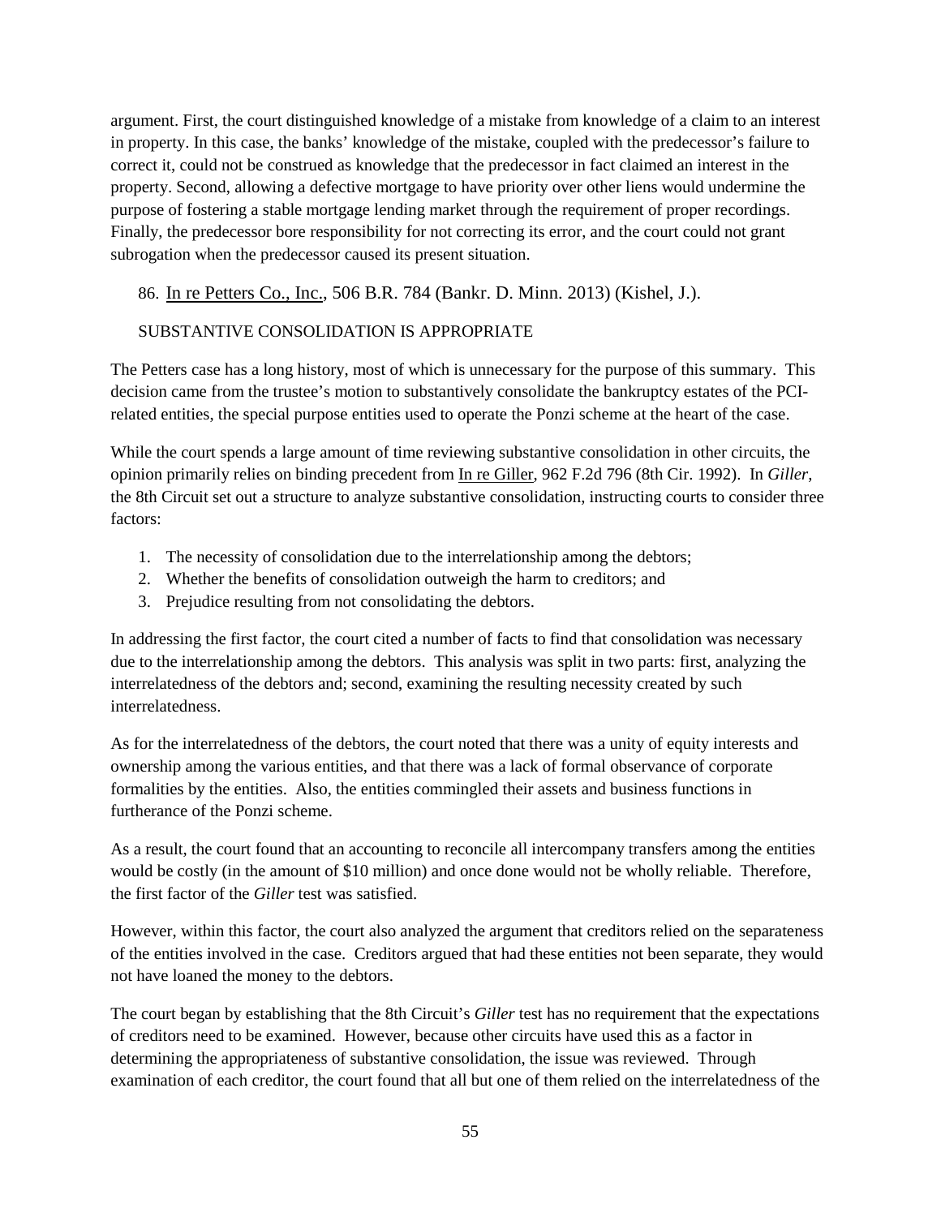argument. First, the court distinguished knowledge of a mistake from knowledge of a claim to an interest in property. In this case, the banks' knowledge of the mistake, coupled with the predecessor's failure to correct it, could not be construed as knowledge that the predecessor in fact claimed an interest in the property. Second, allowing a defective mortgage to have priority over other liens would undermine the purpose of fostering a stable mortgage lending market through the requirement of proper recordings. Finally, the predecessor bore responsibility for not correcting its error, and the court could not grant subrogation when the predecessor caused its present situation.

86. In re Petters Co., Inc., 506 B.R. 784 (Bankr. D. Minn. 2013) (Kishel, J.).

SUBSTANTIVE CONSOLIDATION IS APPROPRIATE

The Petters case has a long history, most of which is unnecessary for the purpose of this summary. This decision came from the trustee's motion to substantively consolidate the bankruptcy estates of the PCI-related entities, the special purpose entities used to operate the Ponzi scheme at the heart of the case.

While the court spends a large amount of time reviewing substantive consolidation in other circuits, the opinion primarily relies on binding precedent from In re Giller, 962 F.2d 796 (8th Cir. 1992). In *Giller*, the 8th Circuit set out a structure to analyze substantive consolidation, instructing courts to consider three factors:

1. The necessity of consolidation due to the interrelationship among the debtors;
2. Whether the benefits of consolidation outweigh the harm to creditors; and
3. Prejudice resulting from not consolidating the debtors.

In addressing the first factor, the court cited a number of facts to find that consolidation was necessary due to the interrelationship among the debtors. This analysis was split in two parts: first, analyzing the interrelatedness of the debtors and; second, examining the resulting necessity created by such interrelatedness.

As for the interrelatedness of the debtors, the court noted that there was a unity of equity interests and ownership among the various entities, and that there was a lack of formal observance of corporate formalities by the entities. Also, the entities commingled their assets and business functions in furtherance of the Ponzi scheme.

As a result, the court found that an accounting to reconcile all intercompany transfers among the entities would be costly (in the amount of $10 million) and once done would not be wholly reliable. Therefore, the first factor of the *Giller* test was satisfied.

However, within this factor, the court also analyzed the argument that creditors relied on the separateness of the entities involved in the case. Creditors argued that had these entities not been separate, they would not have loaned the money to the debtors.

The court began by establishing that the 8th Circuit's *Giller* test has no requirement that the expectations of creditors need to be examined. However, because other circuits have used this as a factor in determining the appropriateness of substantive consolidation, the issue was reviewed. Through examination of each creditor, the court found that all but one of them relied on the interrelatedness of the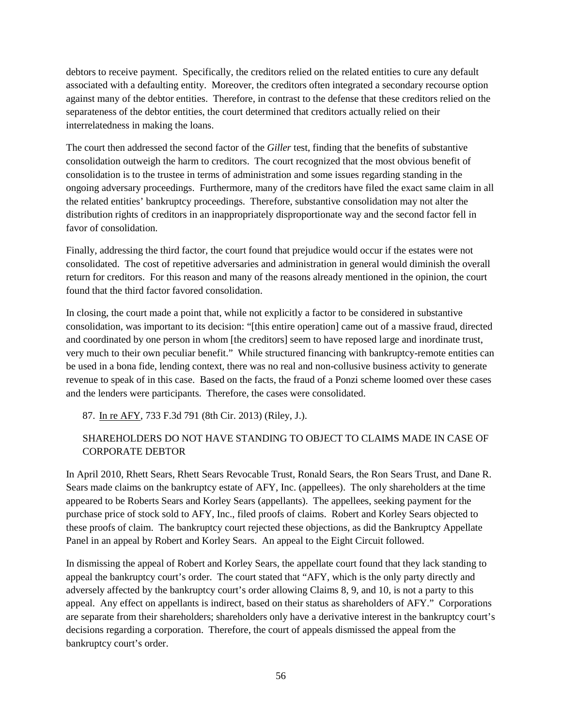debtors to receive payment. Specifically, the creditors relied on the related entities to cure any default associated with a defaulting entity. Moreover, the creditors often integrated a secondary recourse option against many of the debtor entities. Therefore, in contrast to the defense that these creditors relied on the separateness of the debtor entities, the court determined that creditors actually relied on their interrelatedness in making the loans.

The court then addressed the second factor of the *Giller* test, finding that the benefits of substantive consolidation outweigh the harm to creditors. The court recognized that the most obvious benefit of consolidation is to the trustee in terms of administration and some issues regarding standing in the ongoing adversary proceedings. Furthermore, many of the creditors have filed the exact same claim in all the related entities' bankruptcy proceedings. Therefore, substantive consolidation may not alter the distribution rights of creditors in an inappropriately disproportionate way and the second factor fell in favor of consolidation.

Finally, addressing the third factor, the court found that prejudice would occur if the estates were not consolidated. The cost of repetitive adversaries and administration in general would diminish the overall return for creditors. For this reason and many of the reasons already mentioned in the opinion, the court found that the third factor favored consolidation.

In closing, the court made a point that, while not explicitly a factor to be considered in substantive consolidation, was important to its decision: "[this entire operation] came out of a massive fraud, directed and coordinated by one person in whom [the creditors] seem to have reposed large and inordinate trust, very much to their own peculiar benefit." While structured financing with bankruptcy-remote entities can be used in a bona fide, lending context, there was no real and non-collusive business activity to generate revenue to speak of in this case. Based on the facts, the fraud of a Ponzi scheme loomed over these cases and the lenders were participants. Therefore, the cases were consolidated.

87. In re AFY, 733 F.3d 791 (8th Cir. 2013) (Riley, J.).

SHAREHOLDERS DO NOT HAVE STANDING TO OBJECT TO CLAIMS MADE IN CASE OF CORPORATE DEBTOR

In April 2010, Rhett Sears, Rhett Sears Revocable Trust, Ronald Sears, the Ron Sears Trust, and Dane R. Sears made claims on the bankruptcy estate of AFY, Inc. (appellees). The only shareholders at the time appeared to be Roberts Sears and Korley Sears (appellants). The appellees, seeking payment for the purchase price of stock sold to AFY, Inc., filed proofs of claims. Robert and Korley Sears objected to these proofs of claim. The bankruptcy court rejected these objections, as did the Bankruptcy Appellate Panel in an appeal by Robert and Korley Sears. An appeal to the Eight Circuit followed.

In dismissing the appeal of Robert and Korley Sears, the appellate court found that they lack standing to appeal the bankruptcy court's order. The court stated that "AFY, which is the only party directly and adversely affected by the bankruptcy court's order allowing Claims 8, 9, and 10, is not a party to this appeal. Any effect on appellants is indirect, based on their status as shareholders of AFY." Corporations are separate from their shareholders; shareholders only have a derivative interest in the bankruptcy court's decisions regarding a corporation. Therefore, the court of appeals dismissed the appeal from the bankruptcy court's order.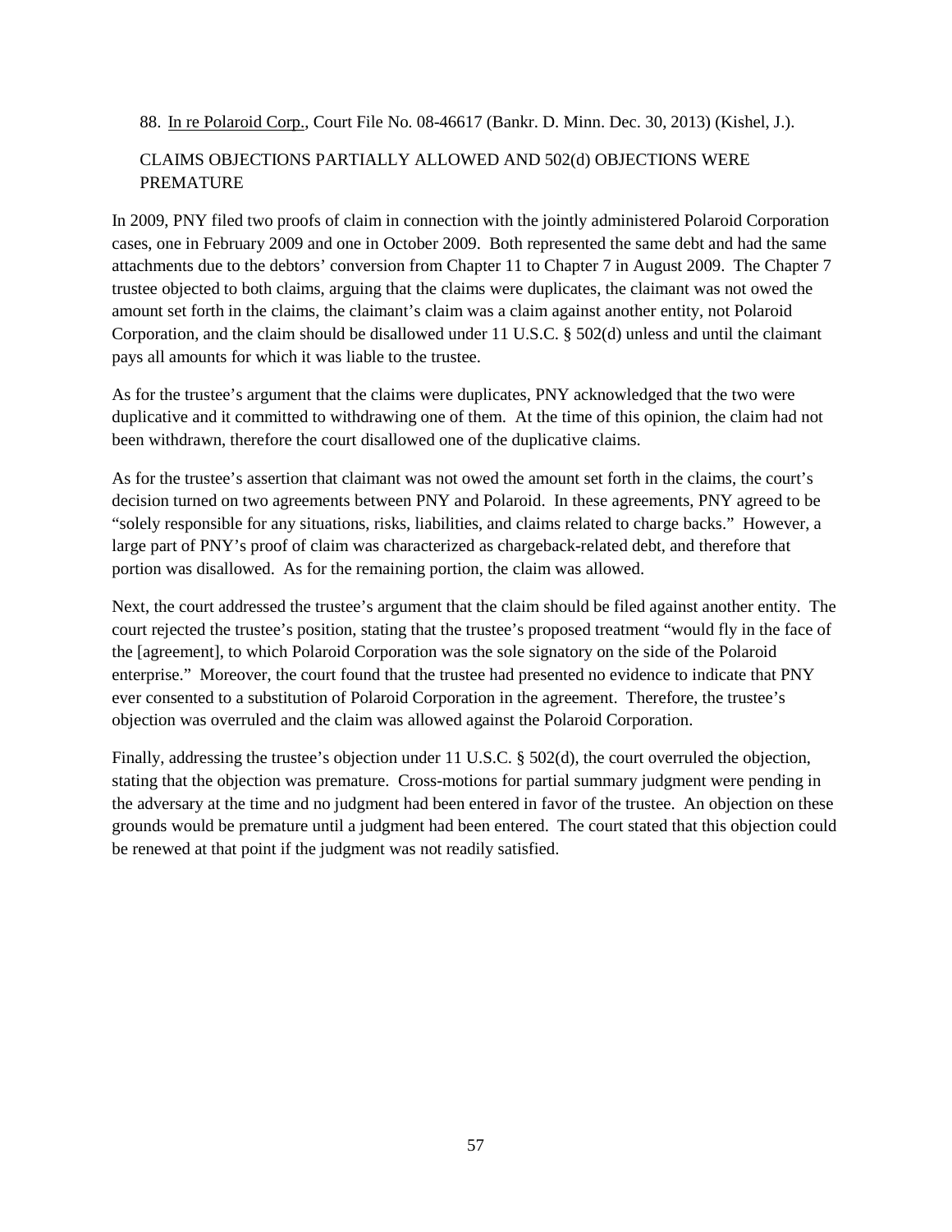88. In re Polaroid Corp., Court File No. 08-46617 (Bankr. D. Minn. Dec. 30, 2013) (Kishel, J.).

CLAIMS OBJECTIONS PARTIALLY ALLOWED AND 502(d) OBJECTIONS WERE PREMATURE

In 2009, PNY filed two proofs of claim in connection with the jointly administered Polaroid Corporation cases, one in February 2009 and one in October 2009. Both represented the same debt and had the same attachments due to the debtors' conversion from Chapter 11 to Chapter 7 in August 2009. The Chapter 7 trustee objected to both claims, arguing that the claims were duplicates, the claimant was not owed the amount set forth in the claims, the claimant's claim was a claim against another entity, not Polaroid Corporation, and the claim should be disallowed under 11 U.S.C. § 502(d) unless and until the claimant pays all amounts for which it was liable to the trustee.

As for the trustee's argument that the claims were duplicates, PNY acknowledged that the two were duplicative and it committed to withdrawing one of them. At the time of this opinion, the claim had not been withdrawn, therefore the court disallowed one of the duplicative claims.

As for the trustee's assertion that claimant was not owed the amount set forth in the claims, the court's decision turned on two agreements between PNY and Polaroid. In these agreements, PNY agreed to be "solely responsible for any situations, risks, liabilities, and claims related to charge backs." However, a large part of PNY's proof of claim was characterized as chargeback-related debt, and therefore that portion was disallowed. As for the remaining portion, the claim was allowed.

Next, the court addressed the trustee's argument that the claim should be filed against another entity. The court rejected the trustee's position, stating that the trustee's proposed treatment "would fly in the face of the [agreement], to which Polaroid Corporation was the sole signatory on the side of the Polaroid enterprise." Moreover, the court found that the trustee had presented no evidence to indicate that PNY ever consented to a substitution of Polaroid Corporation in the agreement. Therefore, the trustee's objection was overruled and the claim was allowed against the Polaroid Corporation.

Finally, addressing the trustee's objection under 11 U.S.C. § 502(d), the court overruled the objection, stating that the objection was premature. Cross-motions for partial summary judgment were pending in the adversary at the time and no judgment had been entered in favor of the trustee. An objection on these grounds would be premature until a judgment had been entered. The court stated that this objection could be renewed at that point if the judgment was not readily satisfied.